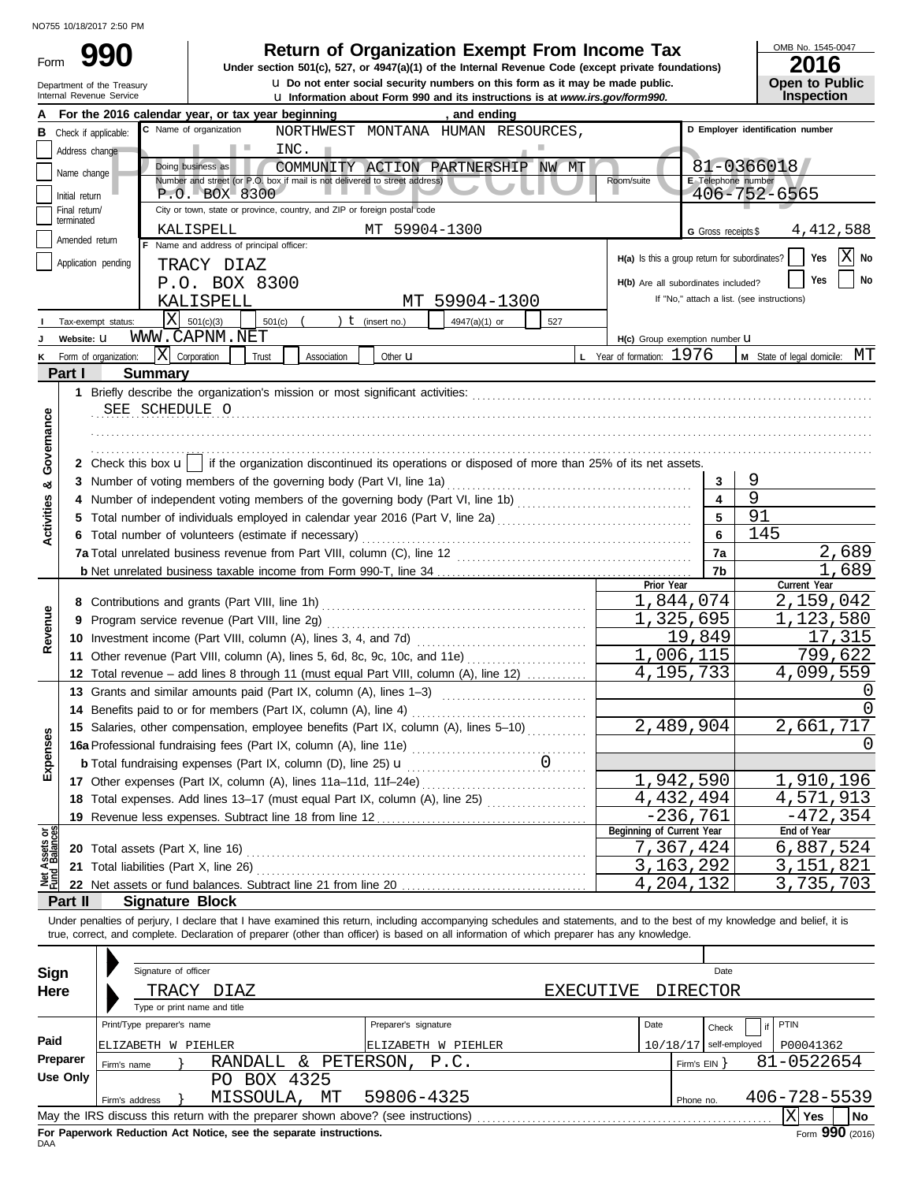NO755 10/18/2017 2:50 PM

# Form 990

## Return of Organization Exempt From Income Tax

**Under section 501(c), 527, or 4947(a)(1) of the Internal Revenue Code (except private foundations)**

u Do not enter social security numbers on this form as it may be made public.

u Information about Form 990 and its instructions is at *www.irs.gov/form990.*

Department of the Treasury
Internal Revenue Service

OMB No. 1545-0047

**2016**

**Open to Public Inspection**

**A** For the 2016 calendar year, or tax year beginning , and ending

**B** Check if applicable: Address change / Name change / Initial return / Final return/terminated / Amended return / Application pending

**C** Name of organization: NORTHWEST MONTANA HUMAN RESOURCES, INC.

Doing business as: COMMUNITY ACTION PARTNERSHIP NW MT

Number and street (or P.O. box if mail is not delivered to street address): P.O. BOX 8300 — Room/suite

City or town, state or province, country, and ZIP or foreign postal code: KALISPELL MT 59904-1300

**D** Employer identification number: 81-0366018

**E** Telephone number: 406-752-6565

**G** Gross receipts $ 4,412,588

**F** Name and address of principal officer: TRACY DIAZ, P.O. BOX 8300, KALISPELL MT 59904-1300

**H(a)** Is this a group return for subordinates? Yes [ ] No [X]

**H(b)** Are all subordinates included? Yes [ ] No [ ]
If "No," attach a list. (see instructions)

**I** Tax-exempt status: [X] 501(c)(3) [ ] 501(c) ( ) t (insert no.) [ ] 4947(a)(1) or [ ] 527

**J** Website: u WWW.CAPNM.NET

**H(c)** Group exemption number u

**K** Form of organization: [X] Corporation [ ] Trust [ ] Association [ ] Other u

**L** Year of formation: 1976

**M** State of legal domicile: MT

## Part I Summary

**Activities & Governance**

1 Briefly describe the organization's mission or most significant activities: SEE SCHEDULE O

2 Check this box u [ ] if the organization discontinued its operations or disposed of more than 25% of its net assets.

| | | | |
|---|---|---|---|
| 3 | Number of voting members of the governing body (Part VI, line 1a) | 3 | 9 |
| 4 | Number of independent voting members of the governing body (Part VI, line 1b) | 4 | 9 |
| 5 | Total number of individuals employed in calendar year 2016 (Part V, line 2a) | 5 | 91 |
| 6 | Total number of volunteers (estimate if necessary) | 6 | 145 |
| 7a | Total unrelated business revenue from Part VIII, column (C), line 12 | 7a | 2,689 |
| b | Net unrelated business taxable income from Form 990-T, line 34 | 7b | 1,689 |

| | | Prior Year | Current Year |
|---|---|---|---|
| **Revenue** | | | |
| 8 | Contributions and grants (Part VIII, line 1h) | 1,844,074 | 2,159,042 |
| 9 | Program service revenue (Part VIII, line 2g) | 1,325,695 | 1,123,580 |
| 10 | Investment income (Part VIII, column (A), lines 3, 4, and 7d) | 19,849 | 17,315 |
| 11 | Other revenue (Part VIII, column (A), lines 5, 6d, 8c, 9c, 10c, and 11e) | 1,006,115 | 799,622 |
| 12 | Total revenue – add lines 8 through 11 (must equal Part VIII, column (A), line 12) | 4,195,733 | 4,099,559 |
| **Expenses** | | | |
| 13 | Grants and similar amounts paid (Part IX, column (A), lines 1–3) | | 0 |
| 14 | Benefits paid to or for members (Part IX, column (A), line 4) | | 0 |
| 15 | Salaries, other compensation, employee benefits (Part IX, column (A), lines 5–10) | 2,489,904 | 2,661,717 |
| 16a | Professional fundraising fees (Part IX, column (A), line 11e) | | 0 |
| b | Total fundraising expenses (Part IX, column (D), line 25) u 0 | | |
| 17 | Other expenses (Part IX, column (A), lines 11a–11d, 11f–24e) | 1,942,590 | 1,910,196 |
| 18 | Total expenses. Add lines 13–17 (must equal Part IX, column (A), line 25) | 4,432,494 | 4,571,913 |
| 19 | Revenue less expenses. Subtract line 18 from line 12 | -236,761 | -472,354 |
| **Net Assets or Fund Balances** | | **Beginning of Current Year** | **End of Year** |
| 20 | Total assets (Part X, line 16) | 7,367,424 | 6,887,524 |
| 21 | Total liabilities (Part X, line 26) | 3,163,292 | 3,151,821 |
| 22 | Net assets or fund balances. Subtract line 21 from line 20 | 4,204,132 | 3,735,703 |

## Part II Signature Block

Under penalties of perjury, I declare that I have examined this return, including accompanying schedules and statements, and to the best of my knowledge and belief, it is true, correct, and complete. Declaration of preparer (other than officer) is based on all information of which preparer has any knowledge.

**Sign Here**

Signature of officer — Date

TRACY DIAZ — EXECUTIVE DIRECTOR

Type or print name and title

**Paid Preparer Use Only**

| Print/Type preparer's name | Preparer's signature | Date | Check [ ] if self-employed | PTIN |
|---|---|---|---|---|
| ELIZABETH W PIEHLER | ELIZABETH W PIEHLER | 10/18/17 | | P00041362 |

Firm's name: RANDALL & PETERSON, P.C. — Firm's EIN: 81-0522654

Firm's address: PO BOX 4325, MISSOULA, MT 59806-4325 — Phone no. 406-728-5539

May the IRS discuss this return with the preparer shown above? (see instructions) [X] Yes [ ] No

**For Paperwork Reduction Act Notice, see the separate instructions.**

DAA

Form **990** (2016)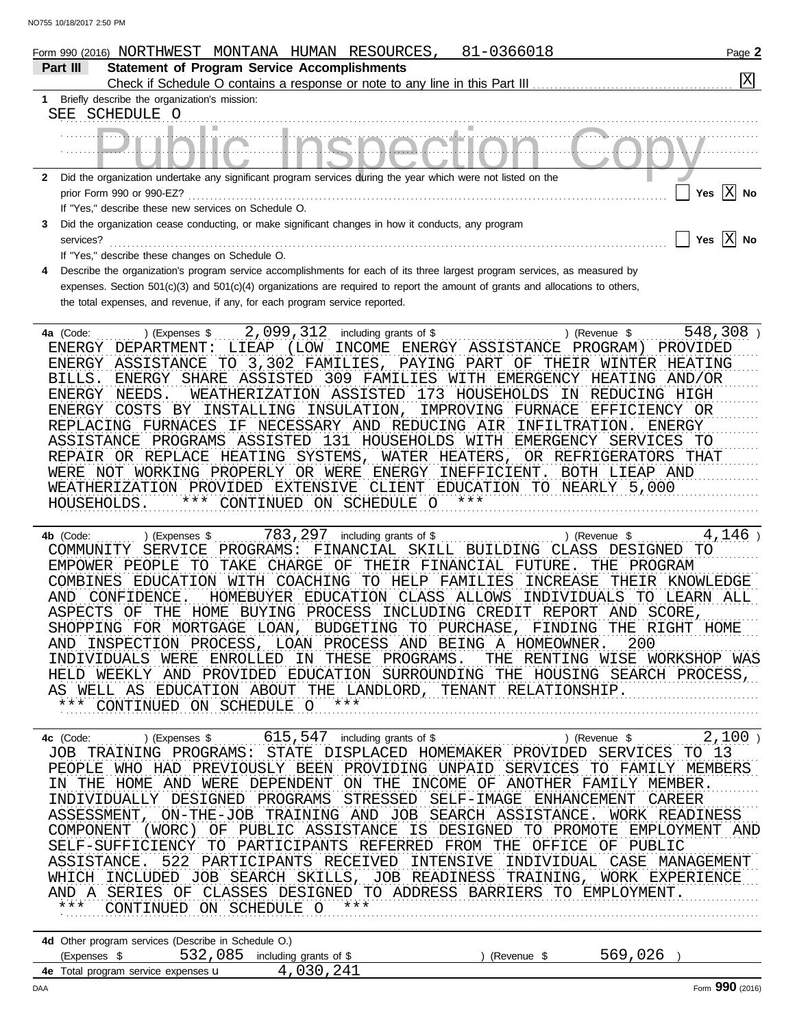Form 990 (2016) NORTHWEST MONTANA HUMAN RESOURCES, 81-0366018 Page **2**

## Part III Statement of Program Service Accomplishments

Check if Schedule O contains a response or note to any line in this Part III [X]

**1** Briefly describe the organization's mission:

SEE SCHEDULE O

**2** Did the organization undertake any significant program services during the year which were not listed on the prior Form 990 or 990-EZ? [ ] Yes [X] No

If "Yes," describe these new services on Schedule O.

**3** Did the organization cease conducting, or make significant changes in how it conducts, any program services? [ ] Yes [X] No

If "Yes," describe these changes on Schedule O.

**4** Describe the organization's program service accomplishments for each of its three largest program services, as measured by expenses. Section 501(c)(3) and 501(c)(4) organizations are required to report the amount of grants and allocations to others, the total expenses, and revenue, if any, for each program service reported.

**4a** (Code: ) (Expenses $ 2,099,312 including grants of $ ) (Revenue $ 548,308 )

ENERGY DEPARTMENT: LIEAP (LOW INCOME ENERGY ASSISTANCE PROGRAM) PROVIDED ENERGY ASSISTANCE TO 3,302 FAMILIES, PAYING PART OF THEIR WINTER HEATING BILLS. ENERGY SHARE ASSISTED 309 FAMILIES WITH EMERGENCY HEATING AND/OR ENERGY NEEDS. WEATHERIZATION ASSISTED 173 HOUSEHOLDS IN REDUCING HIGH ENERGY COSTS BY INSTALLING INSULATION, IMPROVING FURNACE EFFICIENCY OR REPLACING FURNACES IF NECESSARY AND REDUCING AIR INFILTRATION. ENERGY ASSISTANCE PROGRAMS ASSISTED 131 HOUSEHOLDS WITH EMERGENCY SERVICES TO REPAIR OR REPLACE HEATING SYSTEMS, WATER HEATERS, OR REFRIGERATORS THAT WERE NOT WORKING PROPERLY OR WERE ENERGY INEFFICIENT. BOTH LIEAP AND WEATHERIZATION PROVIDED EXTENSIVE CLIENT EDUCATION TO NEARLY 5,000 HOUSEHOLDS. *** CONTINUED ON SCHEDULE O ***

**4b** (Code: ) (Expenses $ 783,297 including grants of $ ) (Revenue $ 4,146 )

COMMUNITY SERVICE PROGRAMS: FINANCIAL SKILL BUILDING CLASS DESIGNED TO EMPOWER PEOPLE TO TAKE CHARGE OF THEIR FINANCIAL FUTURE. THE PROGRAM COMBINES EDUCATION WITH COACHING TO HELP FAMILIES INCREASE THEIR KNOWLEDGE AND CONFIDENCE. HOMEBUYER EDUCATION CLASS ALLOWS INDIVIDUALS TO LEARN ALL ASPECTS OF THE HOME BUYING PROCESS INCLUDING CREDIT REPORT AND SCORE, SHOPPING FOR MORTGAGE LOAN, BUDGETING TO PURCHASE, FINDING THE RIGHT HOME AND INSPECTION PROCESS, LOAN PROCESS AND BEING A HOMEOWNER. 200 INDIVIDUALS WERE ENROLLED IN THESE PROGRAMS. THE RENTING WISE WORKSHOP WAS HELD WEEKLY AND PROVIDED EDUCATION SURROUNDING THE HOUSING SEARCH PROCESS, AS WELL AS EDUCATION ABOUT THE LANDLORD, TENANT RELATIONSHIP. *** CONTINUED ON SCHEDULE O ***

**4c** (Code: ) (Expenses $ 615,547 including grants of $ ) (Revenue $ 2,100 )

JOB TRAINING PROGRAMS: STATE DISPLACED HOMEMAKER PROVIDED SERVICES TO 13 PEOPLE WHO HAD PREVIOUSLY BEEN PROVIDING UNPAID SERVICES TO FAMILY MEMBERS IN THE HOME AND WERE DEPENDENT ON THE INCOME OF ANOTHER FAMILY MEMBER. INDIVIDUALLY DESIGNED PROGRAMS STRESSED SELF-IMAGE ENHANCEMENT CAREER ASSESSMENT, ON-THE-JOB TRAINING AND JOB SEARCH ASSISTANCE. WORK READINESS COMPONENT (WORC) OF PUBLIC ASSISTANCE IS DESIGNED TO PROMOTE EMPLOYMENT AND SELF-SUFFICIENCY TO PARTICIPANTS REFERRED FROM THE OFFICE OF PUBLIC ASSISTANCE. 522 PARTICIPANTS RECEIVED INTENSIVE INDIVIDUAL CASE MANAGEMENT WHICH INCLUDED JOB SEARCH SKILLS, JOB READINESS TRAINING, WORK EXPERIENCE AND A SERIES OF CLASSES DESIGNED TO ADDRESS BARRIERS TO EMPLOYMENT. *** CONTINUED ON SCHEDULE O ***

**4d** Other program services (Describe in Schedule O.)

(Expenses $ 532,085 including grants of $ ) (Revenue $ 569,026 )

**4e** Total program service expenses 4,030,241

Form **990** (2016)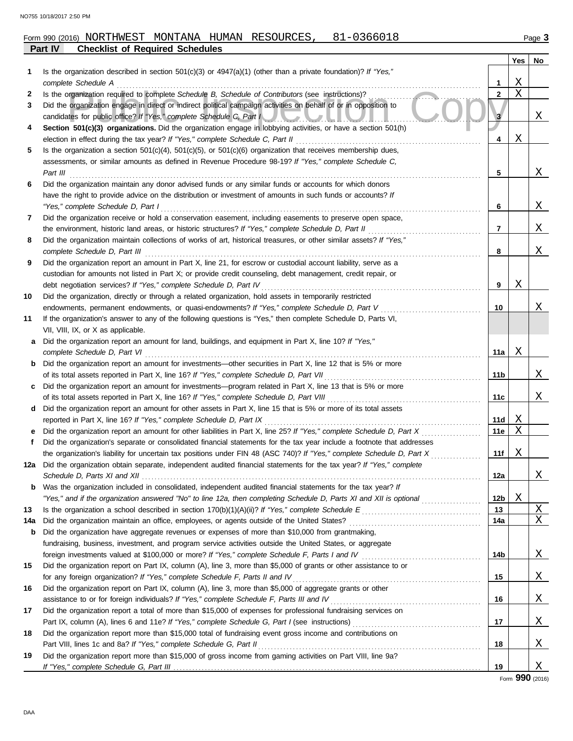Form 990 (2016) NORTHWEST MONTANA HUMAN RESOURCES, 81-0366018

## Part IV Checklist of Required Schedules

| | | | Yes | No |
|---|---|---|---|---|
| **1** | Is the organization described in section 501(c)(3) or 4947(a)(1) (other than a private foundation)? *If "Yes," complete Schedule A* | 1 | X | |
| **2** | Is the organization required to complete *Schedule B, Schedule of Contributors* (see instructions)? | 2 | X | |
| **3** | Did the organization engage in direct or indirect political campaign activities on behalf of or in opposition to candidates for public office? *If "Yes," complete Schedule C, Part I* | 3 | | X |
| **4** | **Section 501(c)(3) organizations.** Did the organization engage in lobbying activities, or have a section 501(h) election in effect during the tax year? *If "Yes," complete Schedule C, Part II* | 4 | X | |
| **5** | Is the organization a section 501(c)(4), 501(c)(5), or 501(c)(6) organization that receives membership dues, assessments, or similar amounts as defined in Revenue Procedure 98-19? *If "Yes," complete Schedule C, Part III* | 5 | | X |
| **6** | Did the organization maintain any donor advised funds or any similar funds or accounts for which donors have the right to provide advice on the distribution or investment of amounts in such funds or accounts? *If "Yes," complete Schedule D, Part I* | 6 | | X |
| **7** | Did the organization receive or hold a conservation easement, including easements to preserve open space, the environment, historic land areas, or historic structures? *If "Yes," complete Schedule D, Part II* | 7 | | X |
| **8** | Did the organization maintain collections of works of art, historical treasures, or other similar assets? *If "Yes," complete Schedule D, Part III* | 8 | | X |
| **9** | Did the organization report an amount in Part X, line 21, for escrow or custodial account liability, serve as a custodian for amounts not listed in Part X; or provide credit counseling, debt management, credit repair, or debt negotiation services? *If "Yes," complete Schedule D, Part IV* | 9 | X | |
| **10** | Did the organization, directly or through a related organization, hold assets in temporarily restricted endowments, permanent endowments, or quasi-endowments? *If "Yes," complete Schedule D, Part V* | 10 | | X |
| **11** | If the organization's answer to any of the following questions is "Yes," then complete Schedule D, Parts VI, VII, VIII, IX, or X as applicable. | | | |
| **a** | Did the organization report an amount for land, buildings, and equipment in Part X, line 10? *If "Yes," complete Schedule D, Part VI* | 11a | X | |
| **b** | Did the organization report an amount for investments—other securities in Part X, line 12 that is 5% or more of its total assets reported in Part X, line 16? *If "Yes," complete Schedule D, Part VII* | 11b | | X |
| **c** | Did the organization report an amount for investments—program related in Part X, line 13 that is 5% or more of its total assets reported in Part X, line 16? *If "Yes," complete Schedule D, Part VIII* | 11c | | X |
| **d** | Did the organization report an amount for other assets in Part X, line 15 that is 5% or more of its total assets reported in Part X, line 16? *If "Yes," complete Schedule D, Part IX* | 11d | X | |
| **e** | Did the organization report an amount for other liabilities in Part X, line 25? *If "Yes," complete Schedule D, Part X* | 11e | X | |
| **f** | Did the organization's separate or consolidated financial statements for the tax year include a footnote that addresses the organization's liability for uncertain tax positions under FIN 48 (ASC 740)? *If "Yes," complete Schedule D, Part X* | 11f | X | |
| **12a** | Did the organization obtain separate, independent audited financial statements for the tax year? *If "Yes," complete Schedule D, Parts XI and XII* | 12a | | X |
| **b** | Was the organization included in consolidated, independent audited financial statements for the tax year? *If "Yes," and if the organization answered "No" to line 12a, then completing Schedule D, Parts XI and XII is optional* | 12b | X | |
| **13** | Is the organization a school described in section 170(b)(1)(A)(ii)? *If "Yes," complete Schedule E* | 13 | | X |
| **14a** | Did the organization maintain an office, employees, or agents outside of the United States? | 14a | | X |
| **b** | Did the organization have aggregate revenues or expenses of more than $10,000 from grantmaking, fundraising, business, investment, and program service activities outside the United States, or aggregate foreign investments valued at $100,000 or more? *If "Yes," complete Schedule F, Parts I and IV* | 14b | | X |
| **15** | Did the organization report on Part IX, column (A), line 3, more than $5,000 of grants or other assistance to or for any foreign organization? *If "Yes," complete Schedule F, Parts II and IV* | 15 | | X |
| **16** | Did the organization report on Part IX, column (A), line 3, more than $5,000 of aggregate grants or other assistance to or for foreign individuals? *If "Yes," complete Schedule F, Parts III and IV* | 16 | | X |
| **17** | Did the organization report a total of more than $15,000 of expenses for professional fundraising services on Part IX, column (A), lines 6 and 11e? *If "Yes," complete Schedule G, Part I* (see instructions) | 17 | | X |
| **18** | Did the organization report more than $15,000 total of fundraising event gross income and contributions on Part VIII, lines 1c and 8a? *If "Yes," complete Schedule G, Part II* | 18 | | X |
| **19** | Did the organization report more than $15,000 of gross income from gaming activities on Part VIII, line 9a? *If "Yes," complete Schedule G, Part III* | 19 | | X |

Form **990** (2016)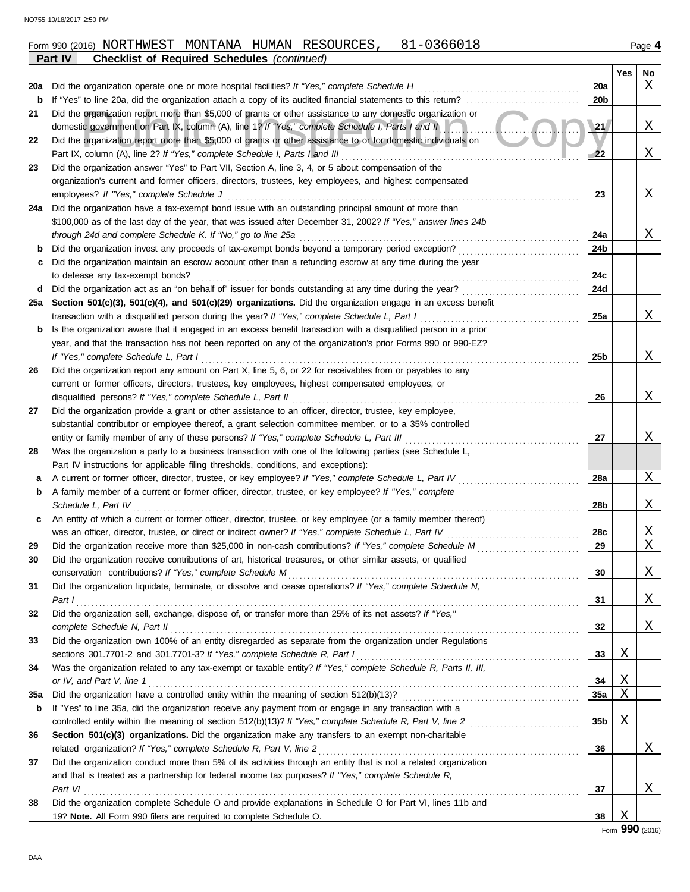Form 990 (2016) NORTHWEST MONTANA HUMAN RESOURCES, 81-0366018 Page **4**

**Part IV Checklist of Required Schedules** *(continued)*

| | | | Yes | No |
|---|---|---|---|---|
| **20a** | Did the organization operate one or more hospital facilities? *If "Yes," complete Schedule H* | **20a** | | X |
| **b** | If "Yes" to line 20a, did the organization attach a copy of its audited financial statements to this return? | **20b** | | |
| **21** | Did the organization report more than $5,000 of grants or other assistance to any domestic organization or domestic government on Part IX, column (A), line 1? *If "Yes," complete Schedule I, Parts I and II* | **21** | | X |
| **22** | Did the organization report more than $5,000 of grants or other assistance to or for domestic individuals on Part IX, column (A), line 2? *If "Yes," complete Schedule I, Parts I and III* | **22** | | X |
| **23** | Did the organization answer "Yes" to Part VII, Section A, line 3, 4, or 5 about compensation of the organization's current and former officers, directors, trustees, key employees, and highest compensated employees? *If "Yes," complete Schedule J* | **23** | | X |
| **24a** | Did the organization have a tax-exempt bond issue with an outstanding principal amount of more than $100,000 as of the last day of the year, that was issued after December 31, 2002? *If "Yes," answer lines 24b through 24d and complete Schedule K. If "No," go to line 25a* | **24a** | | X |
| **b** | Did the organization invest any proceeds of tax-exempt bonds beyond a temporary period exception? | **24b** | | |
| **c** | Did the organization maintain an escrow account other than a refunding escrow at any time during the year to defease any tax-exempt bonds? | **24c** | | |
| **d** | Did the organization act as an "on behalf of" issuer for bonds outstanding at any time during the year? | **24d** | | |
| **25a** | **Section 501(c)(3), 501(c)(4), and 501(c)(29) organizations.** Did the organization engage in an excess benefit transaction with a disqualified person during the year? *If "Yes," complete Schedule L, Part I* | **25a** | | X |
| **b** | Is the organization aware that it engaged in an excess benefit transaction with a disqualified person in a prior year, and that the transaction has not been reported on any of the organization's prior Forms 990 or 990-EZ? *If "Yes," complete Schedule L, Part I* | **25b** | | X |
| **26** | Did the organization report any amount on Part X, line 5, 6, or 22 for receivables from or payables to any current or former officers, directors, trustees, key employees, highest compensated employees, or disqualified persons? *If "Yes," complete Schedule L, Part II* | **26** | | X |
| **27** | Did the organization provide a grant or other assistance to an officer, director, trustee, key employee, substantial contributor or employee thereof, a grant selection committee member, or to a 35% controlled entity or family member of any of these persons? *If "Yes," complete Schedule L, Part III* | **27** | | X |
| **28** | Was the organization a party to a business transaction with one of the following parties (see Schedule L, Part IV instructions for applicable filing thresholds, conditions, and exceptions): | | | |
| **a** | A current or former officer, director, trustee, or key employee? *If "Yes," complete Schedule L, Part IV* | **28a** | | X |
| **b** | A family member of a current or former officer, director, trustee, or key employee? *If "Yes," complete Schedule L, Part IV* | **28b** | | X |
| **c** | An entity of which a current or former officer, director, trustee, or key employee (or a family member thereof) was an officer, director, trustee, or direct or indirect owner? *If "Yes," complete Schedule L, Part IV* | **28c** | | X |
| **29** | Did the organization receive more than $25,000 in non-cash contributions? *If "Yes," complete Schedule M* | **29** | | X |
| **30** | Did the organization receive contributions of art, historical treasures, or other similar assets, or qualified conservation contributions? *If "Yes," complete Schedule M* | **30** | | X |
| **31** | Did the organization liquidate, terminate, or dissolve and cease operations? *If "Yes," complete Schedule N, Part I* | **31** | | X |
| **32** | Did the organization sell, exchange, dispose of, or transfer more than 25% of its net assets? *If "Yes," complete Schedule N, Part II* | **32** | | X |
| **33** | Did the organization own 100% of an entity disregarded as separate from the organization under Regulations sections 301.7701-2 and 301.7701-3? *If "Yes," complete Schedule R, Part I* | **33** | X | |
| **34** | Was the organization related to any tax-exempt or taxable entity? *If "Yes," complete Schedule R, Parts II, III, or IV, and Part V, line 1* | **34** | X | |
| **35a** | Did the organization have a controlled entity within the meaning of section 512(b)(13)? | **35a** | X | |
| **b** | If "Yes" to line 35a, did the organization receive any payment from or engage in any transaction with a controlled entity within the meaning of section 512(b)(13)? *If "Yes," complete Schedule R, Part V, line 2* | **35b** | X | |
| **36** | **Section 501(c)(3) organizations.** Did the organization make any transfers to an exempt non-charitable related organization? *If "Yes," complete Schedule R, Part V, line 2* | **36** | | X |
| **37** | Did the organization conduct more than 5% of its activities through an entity that is not a related organization and that is treated as a partnership for federal income tax purposes? *If "Yes," complete Schedule R, Part VI* | **37** | | X |
| **38** | Did the organization complete Schedule O and provide explanations in Schedule O for Part VI, lines 11b and 19? **Note.** All Form 990 filers are required to complete Schedule O. | **38** | X | |

Form **990** (2016)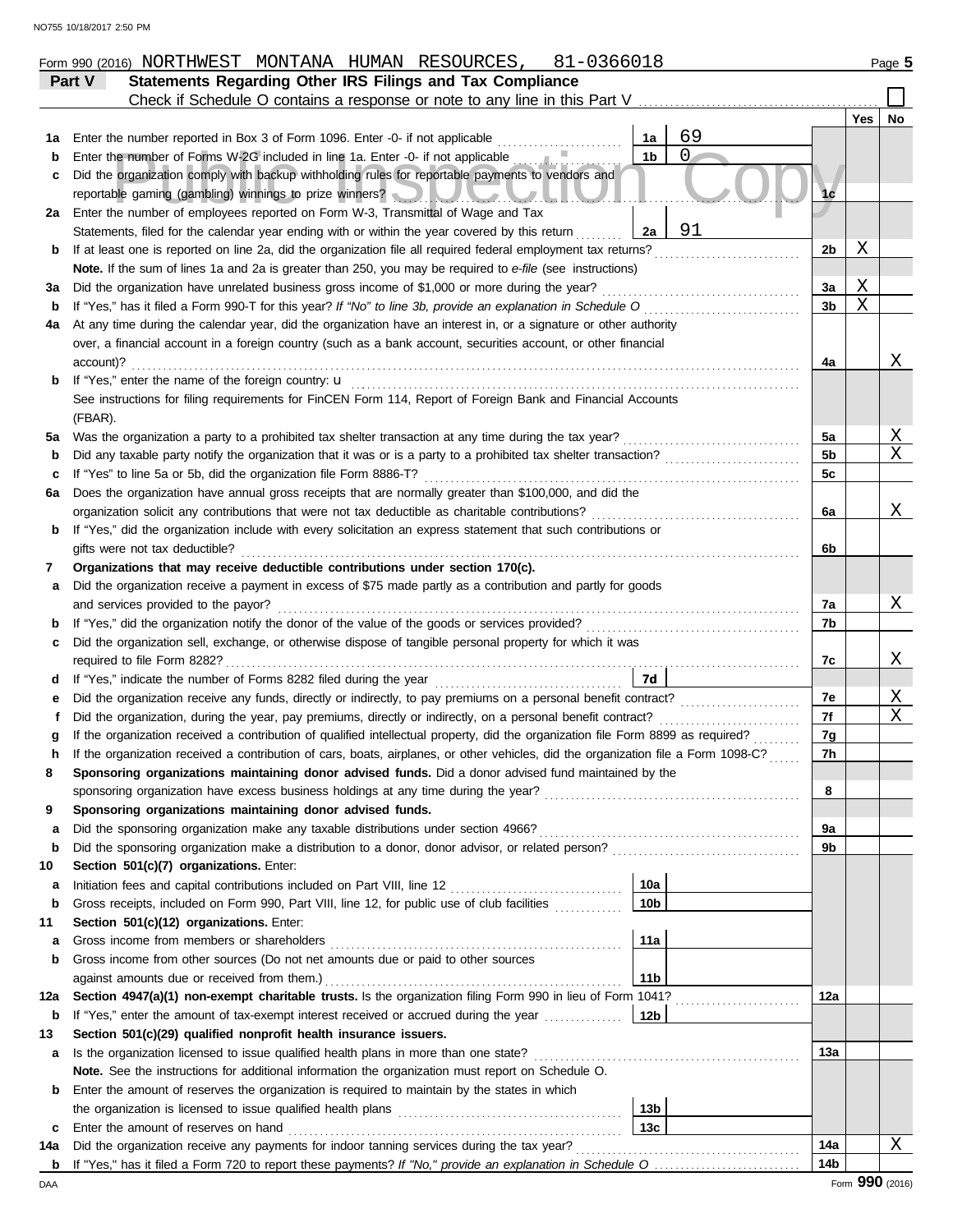Form 990 (2016) NORTHWEST MONTANA HUMAN RESOURCES, 81-0366018 Page 5

## Part V Statements Regarding Other IRS Filings and Tax Compliance

Check if Schedule O contains a response or note to any line in this Part V

| | | | | | Yes | No |
|---|---|---|---|---|---|---|
| 1a | Enter the number reported in Box 3 of Form 1096. Enter -0- if not applicable | 1a | 69 | | | |
| b | Enter the number of Forms W-2G included in line 1a. Enter -0- if not applicable | 1b | 0 | | | |
| c | Did the organization comply with backup withholding rules for reportable payments to vendors and reportable gaming (gambling) winnings to prize winners? | | | 1c | | |
| 2a | Enter the number of employees reported on Form W-3, Transmittal of Wage and Tax Statements, filed for the calendar year ending with or within the year covered by this return | 2a | 91 | | | |
| b | If at least one is reported on line 2a, did the organization file all required federal employment tax returns? | | | 2b | X | |
| | **Note.** If the sum of lines 1a and 2a is greater than 250, you may be required to *e-file* (see instructions) | | | | | |
| 3a | Did the organization have unrelated business gross income of $1,000 or more during the year? | | | 3a | X | |
| b | If "Yes," has it filed a Form 990-T for this year? *If "No" to line 3b, provide an explanation in Schedule O* | | | 3b | X | |
| 4a | At any time during the calendar year, did the organization have an interest in, or a signature or other authority over, a financial account in a foreign country (such as a bank account, securities account, or other financial account)? | | | 4a | | X |
| b | If "Yes," enter the name of the foreign country: u<br>See instructions for filing requirements for FinCEN Form 114, Report of Foreign Bank and Financial Accounts (FBAR). | | | | | |
| 5a | Was the organization a party to a prohibited tax shelter transaction at any time during the tax year? | | | 5a | | X |
| b | Did any taxable party notify the organization that it was or is a party to a prohibited tax shelter transaction? | | | 5b | | X |
| c | If "Yes" to line 5a or 5b, did the organization file Form 8886-T? | | | 5c | | |
| 6a | Does the organization have annual gross receipts that are normally greater than $100,000, and did the organization solicit any contributions that were not tax deductible as charitable contributions? | | | 6a | | X |
| b | If "Yes," did the organization include with every solicitation an express statement that such contributions or gifts were not tax deductible? | | | 6b | | |
| 7 | **Organizations that may receive deductible contributions under section 170(c).** | | | | | |
| a | Did the organization receive a payment in excess of $75 made partly as a contribution and partly for goods and services provided to the payor? | | | 7a | | X |
| b | If "Yes," did the organization notify the donor of the value of the goods or services provided? | | | 7b | | |
| c | Did the organization sell, exchange, or otherwise dispose of tangible personal property for which it was required to file Form 8282? | | | 7c | | X |
| d | If "Yes," indicate the number of Forms 8282 filed during the year | 7d | | | | |
| e | Did the organization receive any funds, directly or indirectly, to pay premiums on a personal benefit contract? | | | 7e | | X |
| f | Did the organization, during the year, pay premiums, directly or indirectly, on a personal benefit contract? | | | 7f | | X |
| g | If the organization received a contribution of qualified intellectual property, did the organization file Form 8899 as required? | | | 7g | | |
| h | If the organization received a contribution of cars, boats, airplanes, or other vehicles, did the organization file a Form 1098-C? | | | 7h | | |
| 8 | **Sponsoring organizations maintaining donor advised funds.** Did a donor advised fund maintained by the sponsoring organization have excess business holdings at any time during the year? | | | 8 | | |
| 9 | **Sponsoring organizations maintaining donor advised funds.** | | | | | |
| a | Did the sponsoring organization make any taxable distributions under section 4966? | | | 9a | | |
| b | Did the sponsoring organization make a distribution to a donor, donor advisor, or related person? | | | 9b | | |
| 10 | **Section 501(c)(7) organizations.** Enter: | | | | | |
| a | Initiation fees and capital contributions included on Part VIII, line 12 | 10a | | | | |
| b | Gross receipts, included on Form 990, Part VIII, line 12, for public use of club facilities | 10b | | | | |
| 11 | **Section 501(c)(12) organizations.** Enter: | | | | | |
| a | Gross income from members or shareholders | 11a | | | | |
| b | Gross income from other sources (Do not net amounts due or paid to other sources against amounts due or received from them.) | 11b | | | | |
| 12a | **Section 4947(a)(1) non-exempt charitable trusts.** Is the organization filing Form 990 in lieu of Form 1041? | | | 12a | | |
| b | If "Yes," enter the amount of tax-exempt interest received or accrued during the year | 12b | | | | |
| 13 | **Section 501(c)(29) qualified nonprofit health insurance issuers.** | | | | | |
| a | Is the organization licensed to issue qualified health plans in more than one state?<br>**Note.** See the instructions for additional information the organization must report on Schedule O. | | | 13a | | |
| b | Enter the amount of reserves the organization is required to maintain by the states in which the organization is licensed to issue qualified health plans | 13b | | | | |
| c | Enter the amount of reserves on hand | 13c | | | | |
| 14a | Did the organization receive any payments for indoor tanning services during the tax year? | | | 14a | | X |
| b | If "Yes," has it filed a Form 720 to report these payments? *If "No," provide an explanation in Schedule O* | | | 14b | | |

Form **990** (2016)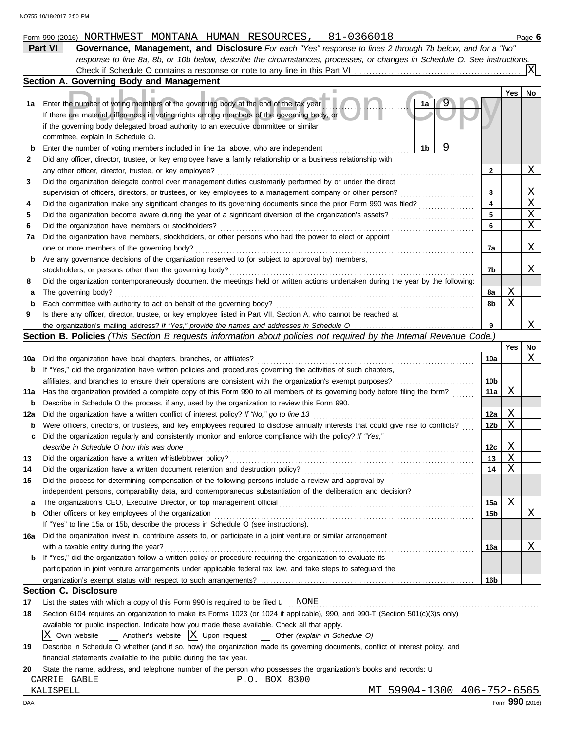NO755 10/18/2017 2:50 PM

Form 990 (2016) NORTHWEST MONTANA HUMAN RESOURCES, 81-0366018

## Part VI Governance, Management, and Disclosure

*For each "Yes" response to lines 2 through 7b below, and for a "No" response to line 8a, 8b, or 10b below, describe the circumstances, processes, or changes in Schedule O. See instructions.*

Check if Schedule O contains a response or note to any line in this Part VI ... [X]

### Section A. Governing Body and Management

| | | | | Yes | No |
|---|---|---|---|---|---|
| 1a | Enter the number of voting members of the governing body at the end of the tax year. If there are material differences in voting rights among members of the governing body, or if the governing body delegated broad authority to an executive committee or similar committee, explain in Schedule O. | 1a: 9 | | | |
| b | Enter the number of voting members included in line 1a, above, who are independent | 1b: 9 | | | |
| 2 | Did any officer, director, trustee, or key employee have a family relationship or a business relationship with any other officer, director, trustee, or key employee? | | 2 | | X |
| 3 | Did the organization delegate control over management duties customarily performed by or under the direct supervision of officers, directors, or trustees, or key employees to a management company or other person? | | 3 | | X |
| 4 | Did the organization make any significant changes to its governing documents since the prior Form 990 was filed? | | 4 | | X |
| 5 | Did the organization become aware during the year of a significant diversion of the organization's assets? | | 5 | | X |
| 6 | Did the organization have members or stockholders? | | 6 | | X |
| 7a | Did the organization have members, stockholders, or other persons who had the power to elect or appoint one or more members of the governing body? | | 7a | | X |
| b | Are any governance decisions of the organization reserved to (or subject to approval by) members, stockholders, or persons other than the governing body? | | 7b | | X |
| 8 | Did the organization contemporaneously document the meetings held or written actions undertaken during the year by the following: | | | | |
| a | The governing body? | | 8a | X | |
| b | Each committee with authority to act on behalf of the governing body? | | 8b | X | |
| 9 | Is there any officer, director, trustee, or key employee listed in Part VII, Section A, who cannot be reached at the organization's mailing address? *If "Yes," provide the names and addresses in Schedule O* | | 9 | | X |

### Section B. Policies *(This Section B requests information about policies not required by the Internal Revenue Code.)*

| | | | Yes | No |
|---|---|---|---|---|
| 10a | Did the organization have local chapters, branches, or affiliates? | 10a | | X |
| b | If "Yes," did the organization have written policies and procedures governing the activities of such chapters, affiliates, and branches to ensure their operations are consistent with the organization's exempt purposes? | 10b | | |
| 11a | Has the organization provided a complete copy of this Form 990 to all members of its governing body before filing the form? | 11a | X | |
| b | Describe in Schedule O the process, if any, used by the organization to review this Form 990. | | | |
| 12a | Did the organization have a written conflict of interest policy? *If "No," go to line 13* | 12a | X | |
| b | Were officers, directors, or trustees, and key employees required to disclose annually interests that could give rise to conflicts? | 12b | X | |
| c | Did the organization regularly and consistently monitor and enforce compliance with the policy? *If "Yes," describe in Schedule O how this was done* | 12c | X | |
| 13 | Did the organization have a written whistleblower policy? | 13 | X | |
| 14 | Did the organization have a written document retention and destruction policy? | 14 | X | |
| 15 | Did the process for determining compensation of the following persons include a review and approval by independent persons, comparability data, and contemporaneous substantiation of the deliberation and decision? | | | |
| a | The organization's CEO, Executive Director, or top management official | 15a | X | |
| b | Other officers or key employees of the organization | 15b | | X |
| | If "Yes" to line 15a or 15b, describe the process in Schedule O (see instructions). | | | |
| 16a | Did the organization invest in, contribute assets to, or participate in a joint venture or similar arrangement with a taxable entity during the year? | 16a | | X |
| b | If "Yes," did the organization follow a written policy or procedure requiring the organization to evaluate its participation in joint venture arrangements under applicable federal tax law, and take steps to safeguard the organization's exempt status with respect to such arrangements? | 16b | | |

### Section C. Disclosure

17 List the states with which a copy of this Form 990 is required to be filed: NONE

18 Section 6104 requires an organization to make its Forms 1023 (or 1024 if applicable), 990, and 990-T (Section 501(c)(3)s only) available for public inspection. Indicate how you made these available. Check all that apply.

[X] Own website [ ] Another's website [X] Upon request [ ] Other *(explain in Schedule O)*

19 Describe in Schedule O whether (and if so, how) the organization made its governing documents, conflict of interest policy, and financial statements available to the public during the tax year.

20 State the name, address, and telephone number of the person who possesses the organization's books and records:

CARRIE GABLE P.O. BOX 8300
KALISPELL MT 59904-1300 406-752-6565

DAA Form 990 (2016)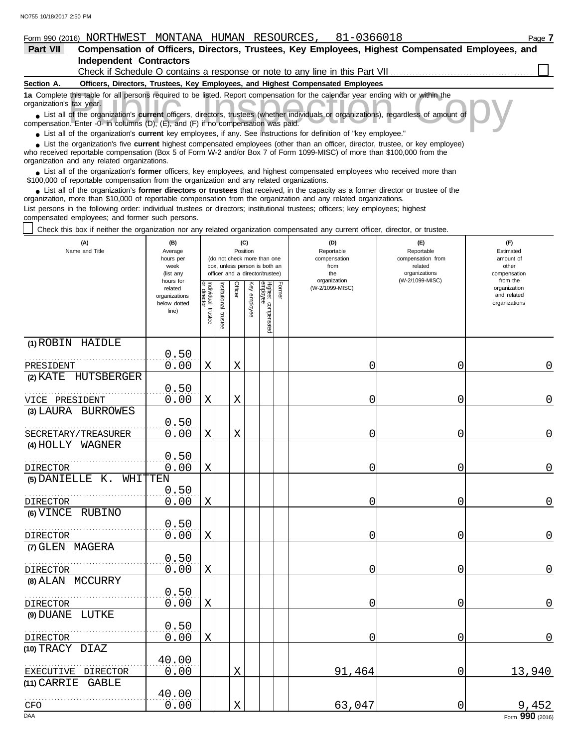Form 990 (2016) NORTHWEST MONTANA HUMAN RESOURCES, 81-0366018 Page 7

## Part VII Compensation of Officers, Directors, Trustees, Key Employees, Highest Compensated Employees, and Independent Contractors

Check if Schedule O contains a response or note to any line in this Part VII

### Section A. Officers, Directors, Trustees, Key Employees, and Highest Compensated Employees

**1a** Complete this table for all persons required to be listed. Report compensation for the calendar year ending with or within the organization's tax year.

- List all of the organization's **current** officers, directors, trustees (whether individuals or organizations), regardless of amount of compensation. Enter -0- in columns (D), (E), and (F) if no compensation was paid.
- List all of the organization's **current** key employees, if any. See instructions for definition of "key employee."
- List the organization's five **current** highest compensated employees (other than an officer, director, trustee, or key employee) who received reportable compensation (Box 5 of Form W-2 and/or Box 7 of Form 1099-MISC) of more than $100,000 from the organization and any related organizations.
- List all of the organization's **former** officers, key employees, and highest compensated employees who received more than $100,000 of reportable compensation from the organization and any related organizations.
- List all of the organization's **former directors or trustees** that received, in the capacity as a former director or trustee of the organization, more than $10,000 of reportable compensation from the organization and any related organizations.

List persons in the following order: individual trustees or directors; institutional trustees; officers; key employees; highest compensated employees; and former such persons.

Check this box if neither the organization nor any related organization compensated any current officer, director, or trustee.

| (A) Name and Title | (B) Average hours per week (list any hours for related organizations below dotted line) | (C) Position (do not check more than one box, unless person is both an officer and a director/trustee) | | | | | | (D) Reportable compensation from the organization (W-2/1099-MISC) | (E) Reportable compensation from related organizations (W-2/1099-MISC) | (F) Estimated amount of other compensation from the organization and related organizations |
|---|---|---|---|---|---|---|---|---|---|---|
| | | Individual trustee or director | Institutional trustee | Officer | Key employee | Highest compensated employee | Former | | | |
| (1) ROBIN HAIDLE<br>PRESIDENT | 0.50<br>0.00 | X | | X | | | | 0 | 0 | 0 |
| (2) KATE HUTSBERGER<br>VICE PRESIDENT | 0.50<br>0.00 | X | | X | | | | 0 | 0 | 0 |
| (3) LAURA BURROWES<br>SECRETARY/TREASURER | 0.50<br>0.00 | X | | X | | | | 0 | 0 | 0 |
| (4) HOLLY WAGNER<br>DIRECTOR | 0.50<br>0.00 | X | | | | | | 0 | 0 | 0 |
| (5) DANIELLE K. WHITTEN<br>DIRECTOR | 0.50<br>0.00 | X | | | | | | 0 | 0 | 0 |
| (6) VINCE RUBINO<br>DIRECTOR | 0.50<br>0.00 | X | | | | | | 0 | 0 | 0 |
| (7) GLEN MAGERA<br>DIRECTOR | 0.50<br>0.00 | X | | | | | | 0 | 0 | 0 |
| (8) ALAN MCCURRY<br>DIRECTOR | 0.50<br>0.00 | X | | | | | | 0 | 0 | 0 |
| (9) DUANE LUTKE<br>DIRECTOR | 0.50<br>0.00 | X | | | | | | 0 | 0 | 0 |
| (10) TRACY DIAZ<br>EXECUTIVE DIRECTOR | 40.00<br>0.00 | | | X | | | | 91,464 | 0 | 13,940 |
| (11) CARRIE GABLE<br>CFO | 40.00<br>0.00 | | | X | | | | 63,047 | 0 | 9,452 |

Form 990 (2016)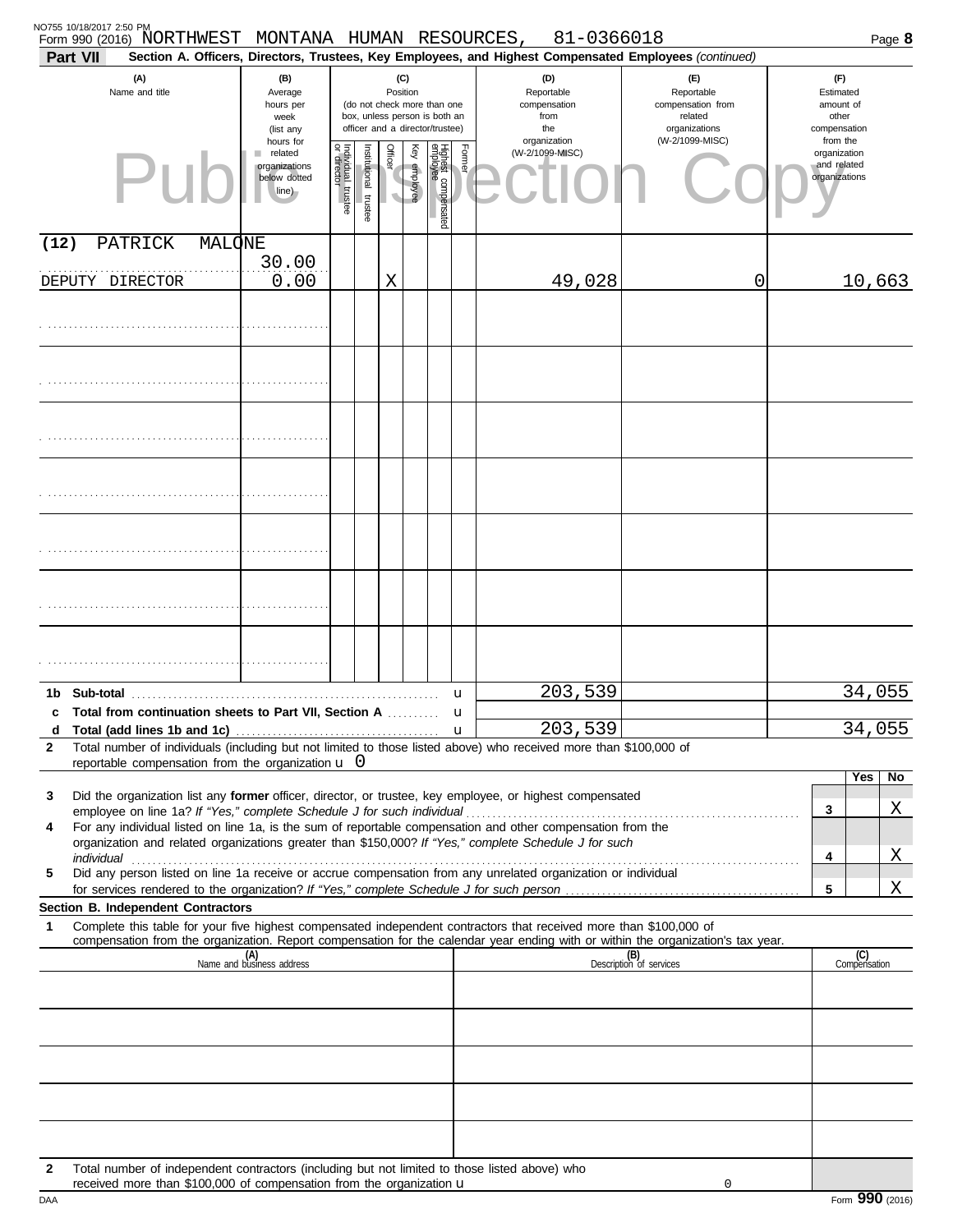NO755 10/18/2017 2:50 PM

Form 990 (2016) NORTHWEST MONTANA HUMAN RESOURCES, 81-0366018

**Part VII** **Section A. Officers, Directors, Trustees, Key Employees, and Highest Compensated Employees** *(continued)*

| (A) Name and title | (B) Average hours per week (list any hours for related organizations below dotted line) | (C) Position: Individual trustee or director | Institutional trustee | Officer | Key employee | Highest compensated employee | Former | (D) Reportable compensation from the organization (W-2/1099-MISC) | (E) Reportable compensation from related organizations (W-2/1099-MISC) | (F) Estimated amount of other compensation from the organization and related organizations |
|---|---|---|---|---|---|---|---|---|---|---|
| (12) PATRICK MALONE<br>DEPUTY DIRECTOR | 30.00<br>0.00 | | | X | | | | 49,028 | 0 | 10,663 |
| | | | | | | | | | | |
| | | | | | | | | | | |
| | | | | | | | | | | |
| | | | | | | | | | | |
| | | | | | | | | | | |
| | | | | | | | | | | |
| | | | | | | | | | | |

| | | (D) | (E) | (F) |
|---|---|---|---|---|
| **1b** | **Sub-total** | 203,539 | | 34,055 |
| **c** | **Total from continuation sheets to Part VII, Section A** | | | |
| **d** | **Total (add lines 1b and 1c)** | 203,539 | | 34,055 |

**2** Total number of individuals (including but not limited to those listed above) who received more than $100,000 of reportable compensation from the organization u 0

| | | | Yes | No |
|---|---|---|---|---|
| **3** | Did the organization list any **former** officer, director, or trustee, key employee, or highest compensated employee on line 1a? *If "Yes," complete Schedule J for such individual* | 3 | | X |
| **4** | For any individual listed on line 1a, is the sum of reportable compensation and other compensation from the organization and related organizations greater than $150,000? *If "Yes," complete Schedule J for such individual* | 4 | | X |
| **5** | Did any person listed on line 1a receive or accrue compensation from any unrelated organization or individual for services rendered to the organization? *If "Yes," complete Schedule J for such person* | 5 | | X |

**Section B. Independent Contractors**

**1** Complete this table for your five highest compensated independent contractors that received more than $100,000 of compensation from the organization. Report compensation for the calendar year ending with or within the organization's tax year.

| (A) Name and business address | (B) Description of services | (C) Compensation |
|---|---|---|
| | | |
| | | |
| | | |
| | | |
| | | |

**2** Total number of independent contractors (including but not limited to those listed above) who received more than $100,000 of compensation from the organization u 0

DAA Form **990** (2016)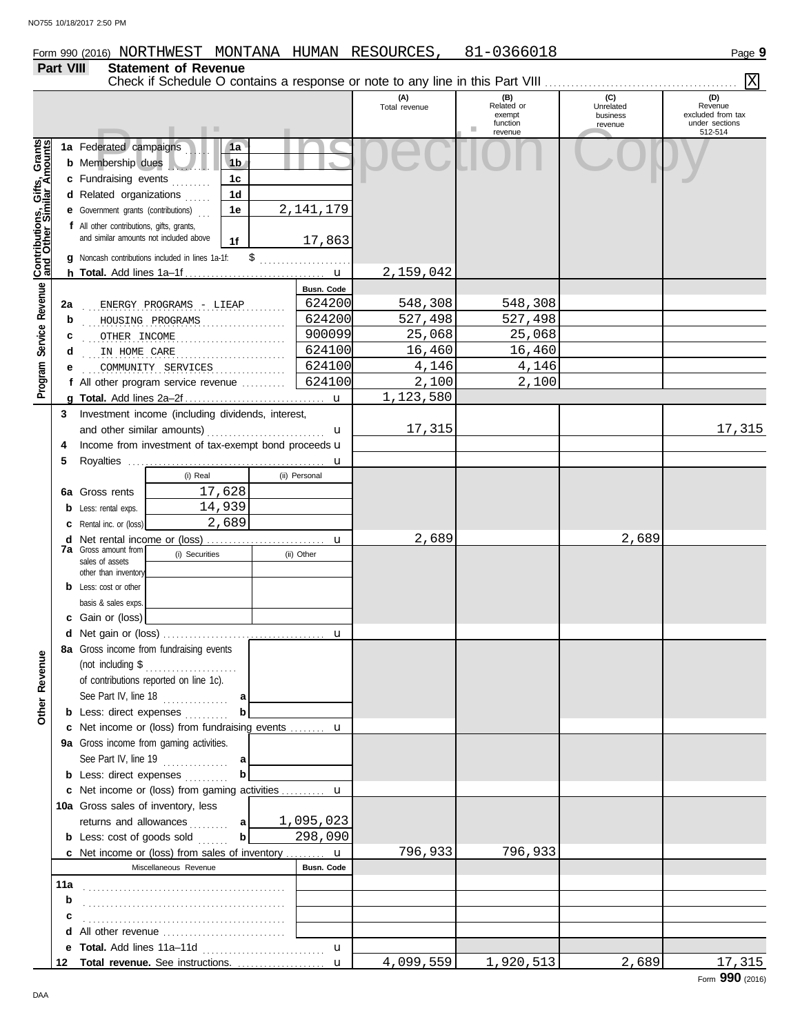Form 990 (2016) NORTHWEST MONTANA HUMAN RESOURCES, 81-0366018

## Part VIII Statement of Revenue

Check if Schedule O contains a response or note to any line in this Part VIII .......... [X]

| | | | (A) Total revenue | (B) Related or exempt function revenue | (C) Unrelated business revenue | (D) Revenue excluded from tax under sections 512-514 |
|---|---|---|---|---|---|---|
| **Contributions, Gifts, Grants and Other Similar Amounts** | | | | | | |
| 1a | Federated campaigns | 1a | | | | |
| b | Membership dues | 1b | | | | |
| c | Fundraising events | 1c | | | | |
| d | Related organizations | 1d | | | | |
| e | Government grants (contributions) | 1e 2,141,179 | | | | |
| f | All other contributions, gifts, grants, and similar amounts not included above | 1f 17,863 | | | | |
| g | Noncash contributions included in lines 1a-1f: $ | | | | | |
| h | **Total.** Add lines 1a–1f | | 2,159,042 | | | |
| **Program Service Revenue** | | Busn. Code | | | | |
| 2a | ENERGY PROGRAMS - LIEAP | 624200 | 548,308 | 548,308 | | |
| b | HOUSING PROGRAMS | 624200 | 527,498 | 527,498 | | |
| c | OTHER INCOME | 900099 | 25,068 | 25,068 | | |
| d | IN HOME CARE | 624100 | 16,460 | 16,460 | | |
| e | COMMUNITY SERVICES | 624100 | 4,146 | 4,146 | | |
| f | All other program service revenue | 624100 | 2,100 | 2,100 | | |
| g | **Total.** Add lines 2a–2f | | 1,123,580 | | | |
| **Other Revenue** | | | | | | |
| 3 | Investment income (including dividends, interest, and other similar amounts) | | 17,315 | | | 17,315 |
| 4 | Income from investment of tax-exempt bond proceeds | | | | | |
| 5 | Royalties | | | | | |
| 6a | Gross rents | (i) Real 17,628 / (ii) Personal | | | | |
| b | Less: rental exps. | (i) Real 14,939 / (ii) Personal | | | | |
| c | Rental inc. or (loss) | (i) Real 2,689 / (ii) Personal | | | | |
| d | Net rental income or (loss) | | 2,689 | | 2,689 | |
| 7a | Gross amount from sales of assets other than inventory | (i) Securities / (ii) Other | | | | |
| b | Less: cost or other basis & sales exps. | | | | | |
| c | Gain or (loss) | | | | | |
| d | Net gain or (loss) | | | | | |
| 8a | Gross income from fundraising events (not including $ of contributions reported on line 1c). See Part IV, line 18 | a | | | | |
| b | Less: direct expenses | b | | | | |
| c | Net income or (loss) from fundraising events | | | | | |
| 9a | Gross income from gaming activities. See Part IV, line 19 | a | | | | |
| b | Less: direct expenses | b | | | | |
| c | Net income or (loss) from gaming activities | | | | | |
| 10a | Gross sales of inventory, less returns and allowances | a 1,095,023 | | | | |
| b | Less: cost of goods sold | b 298,090 | | | | |
| c | Net income or (loss) from sales of inventory | | 796,933 | 796,933 | | |
| | Miscellaneous Revenue | Busn. Code | | | | |
| 11a | | | | | | |
| b | | | | | | |
| c | | | | | | |
| d | All other revenue | | | | | |
| e | **Total.** Add lines 11a–11d | | | | | |
| 12 | **Total revenue.** See instructions. | | 4,099,559 | 1,920,513 | 2,689 | 17,315 |

Form 990 (2016)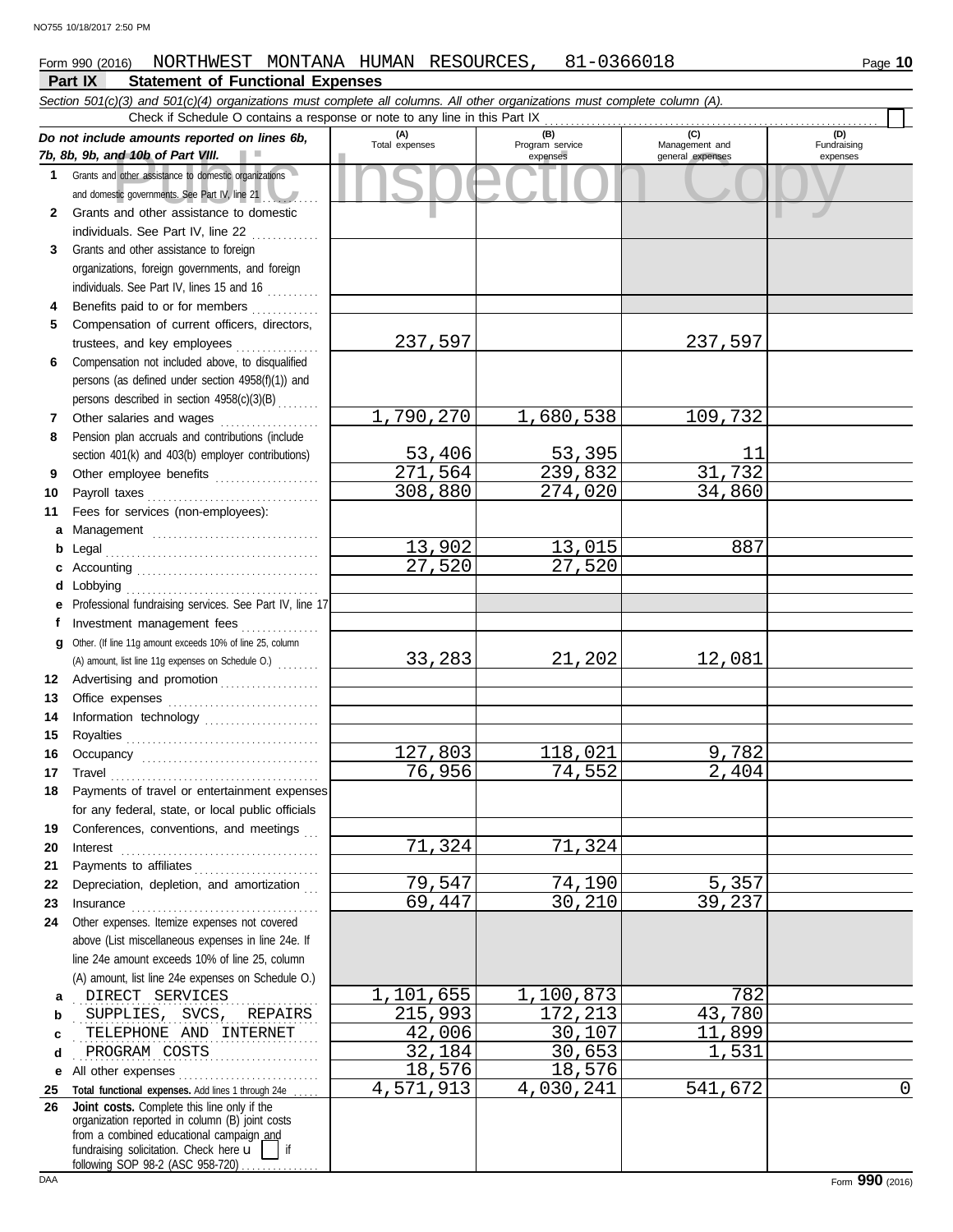Form 990 (2016) NORTHWEST MONTANA HUMAN RESOURCES, 81-0366018

## Part IX Statement of Functional Expenses

*Section 501(c)(3) and 501(c)(4) organizations must complete all columns. All other organizations must complete column (A).*

Check if Schedule O contains a response or note to any line in this Part IX

| *Do not include amounts reported on lines 6b, 7b, 8b, 9b, and 10b of Part VIII.* | (A) Total expenses | (B) Program service expenses | (C) Management and general expenses | (D) Fundraising expenses |
|---|---|---|---|---|
| 1 Grants and other assistance to domestic organizations and domestic governments. See Part IV, line 21 | | | | |
| 2 Grants and other assistance to domestic individuals. See Part IV, line 22 | | | | |
| 3 Grants and other assistance to foreign organizations, foreign governments, and foreign individuals. See Part IV, lines 15 and 16 | | | | |
| 4 Benefits paid to or for members | | | | |
| 5 Compensation of current officers, directors, trustees, and key employees | 237,597 | | 237,597 | |
| 6 Compensation not included above, to disqualified persons (as defined under section 4958(f)(1)) and persons described in section 4958(c)(3)(B) | | | | |
| 7 Other salaries and wages | 1,790,270 | 1,680,538 | 109,732 | |
| 8 Pension plan accruals and contributions (include section 401(k) and 403(b) employer contributions) | 53,406 | 53,395 | 11 | |
| 9 Other employee benefits | 271,564 | 239,832 | 31,732 | |
| 10 Payroll taxes | 308,880 | 274,020 | 34,860 | |
| 11 Fees for services (non-employees): | | | | |
| a Management | | | | |
| b Legal | 13,902 | 13,015 | 887 | |
| c Accounting | 27,520 | 27,520 | | |
| d Lobbying | | | | |
| e Professional fundraising services. See Part IV, line 17 | | | | |
| f Investment management fees | | | | |
| g Other. (If line 11g amount exceeds 10% of line 25, column (A) amount, list line 11g expenses on Schedule O.) | 33,283 | 21,202 | 12,081 | |
| 12 Advertising and promotion | | | | |
| 13 Office expenses | | | | |
| 14 Information technology | | | | |
| 15 Royalties | | | | |
| 16 Occupancy | 127,803 | 118,021 | 9,782 | |
| 17 Travel | 76,956 | 74,552 | 2,404 | |
| 18 Payments of travel or entertainment expenses for any federal, state, or local public officials | | | | |
| 19 Conferences, conventions, and meetings | | | | |
| 20 Interest | 71,324 | 71,324 | | |
| 21 Payments to affiliates | | | | |
| 22 Depreciation, depletion, and amortization | 79,547 | 74,190 | 5,357 | |
| 23 Insurance | 69,447 | 30,210 | 39,237 | |
| 24 Other expenses. Itemize expenses not covered above (List miscellaneous expenses in line 24e. If line 24e amount exceeds 10% of line 25, column (A) amount, list line 24e expenses on Schedule O.) | | | | |
| a DIRECT SERVICES | 1,101,655 | 1,100,873 | 782 | |
| b SUPPLIES, SVCS, REPAIRS | 215,993 | 172,213 | 43,780 | |
| c TELEPHONE AND INTERNET | 42,006 | 30,107 | 11,899 | |
| d PROGRAM COSTS | 32,184 | 30,653 | 1,531 | |
| e All other expenses | 18,576 | 18,576 | | |
| 25 **Total functional expenses.** Add lines 1 through 24e | 4,571,913 | 4,030,241 | 541,672 | 0 |
| 26 **Joint costs.** Complete this line only if the organization reported in column (B) joint costs from a combined educational campaign and fundraising solicitation. Check here u [ ] if following SOP 98-2 (ASC 958-720) | | | | |

Form **990** (2016)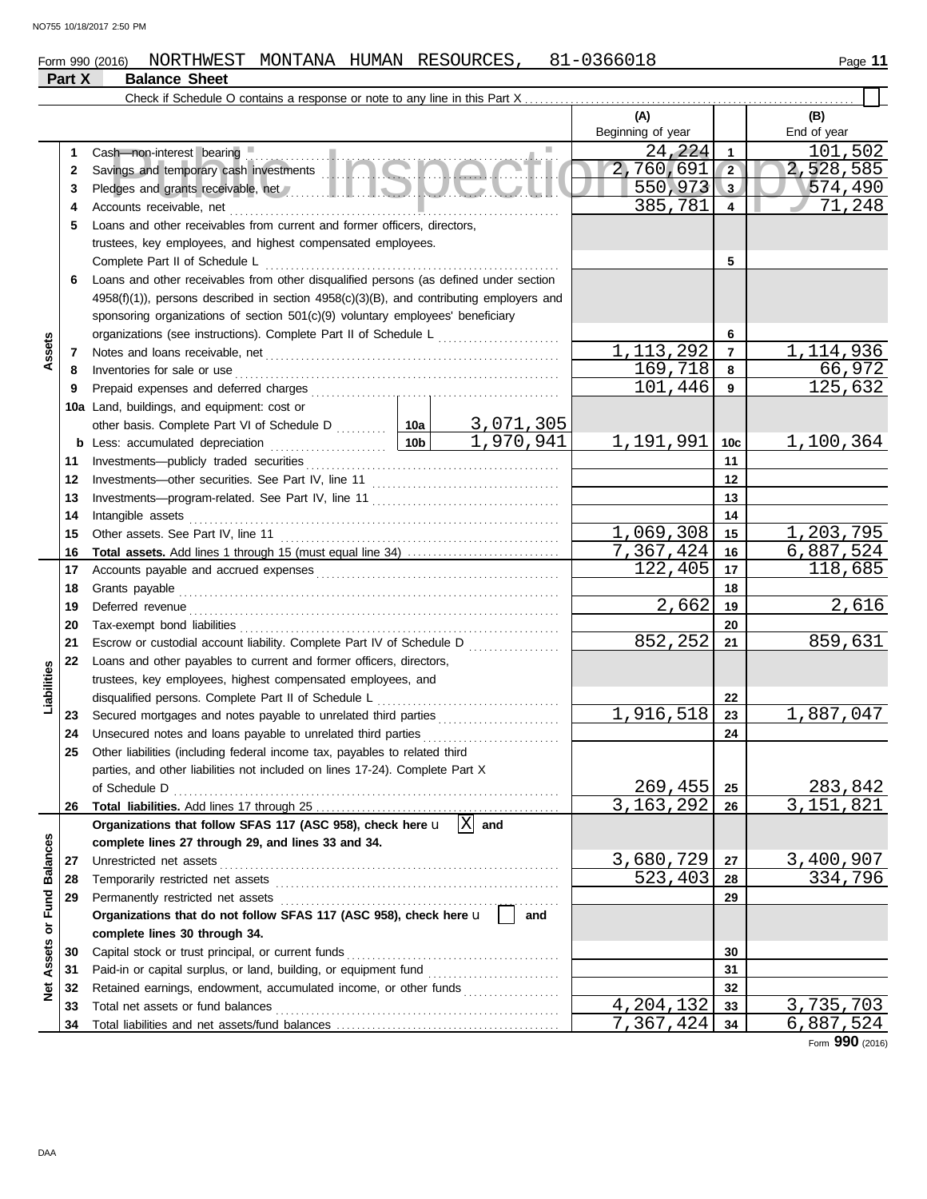Form 990 (2016) NORTHWEST MONTANA HUMAN RESOURCES, 81-0366018

## Part X Balance Sheet

Check if Schedule O contains a response or note to any line in this Part X ☐

| | | | (A) Beginning of year | | (B) End of year |
|---|---|---|---|---|---|
| **Assets** | 1 | Cash—non-interest bearing | 24,224 | 1 | 101,502 |
| | 2 | Savings and temporary cash investments | 2,760,691 | 2 | 2,528,585 |
| | 3 | Pledges and grants receivable, net | 550,973 | 3 | 574,490 |
| | 4 | Accounts receivable, net | 385,781 | 4 | 71,248 |
| | 5 | Loans and other receivables from current and former officers, directors, trustees, key employees, and highest compensated employees. Complete Part II of Schedule L | | 5 | |
| | 6 | Loans and other receivables from other disqualified persons (as defined under section 4958(f)(1)), persons described in section 4958(c)(3)(B), and contributing employers and sponsoring organizations of section 501(c)(9) voluntary employees' beneficiary organizations (see instructions). Complete Part II of Schedule L | | 6 | |
| | 7 | Notes and loans receivable, net | 1,113,292 | 7 | 1,114,936 |
| | 8 | Inventories for sale or use | 169,718 | 8 | 66,972 |
| | 9 | Prepaid expenses and deferred charges | 101,446 | 9 | 125,632 |
| | 10a | Land, buildings, and equipment: cost or other basis. Complete Part VI of Schedule D — 10a: 3,071,305 | | | |
| | b | Less: accumulated depreciation — 10b: 1,970,941 | 1,191,991 | 10c | 1,100,364 |
| | 11 | Investments—publicly traded securities | | 11 | |
| | 12 | Investments—other securities. See Part IV, line 11 | | 12 | |
| | 13 | Investments—program-related. See Part IV, line 11 | | 13 | |
| | 14 | Intangible assets | | 14 | |
| | 15 | Other assets. See Part IV, line 11 | 1,069,308 | 15 | 1,203,795 |
| | 16 | **Total assets.** Add lines 1 through 15 (must equal line 34) | 7,367,424 | 16 | 6,887,524 |
| **Liabilities** | 17 | Accounts payable and accrued expenses | 122,405 | 17 | 118,685 |
| | 18 | Grants payable | | 18 | |
| | 19 | Deferred revenue | 2,662 | 19 | 2,616 |
| | 20 | Tax-exempt bond liabilities | | 20 | |
| | 21 | Escrow or custodial account liability. Complete Part IV of Schedule D | 852,252 | 21 | 859,631 |
| | 22 | Loans and other payables to current and former officers, directors, trustees, key employees, highest compensated employees, and disqualified persons. Complete Part II of Schedule L | | 22 | |
| | 23 | Secured mortgages and notes payable to unrelated third parties | 1,916,518 | 23 | 1,887,047 |
| | 24 | Unsecured notes and loans payable to unrelated third parties | | 24 | |
| | 25 | Other liabilities (including federal income tax, payables to related third parties, and other liabilities not included on lines 17-24). Complete Part X of Schedule D | 269,455 | 25 | 283,842 |
| | 26 | **Total liabilities.** Add lines 17 through 25 | 3,163,292 | 26 | 3,151,821 |
| **Net Assets or Fund Balances** | | **Organizations that follow SFAS 117 (ASC 958), check here** [X] **and complete lines 27 through 29, and lines 33 and 34.** | | | |
| | 27 | Unrestricted net assets | 3,680,729 | 27 | 3,400,907 |
| | 28 | Temporarily restricted net assets | 523,403 | 28 | 334,796 |
| | 29 | Permanently restricted net assets | | 29 | |
| | | **Organizations that do not follow SFAS 117 (ASC 958), check here** [ ] **and complete lines 30 through 34.** | | | |
| | 30 | Capital stock or trust principal, or current funds | | 30 | |
| | 31 | Paid-in or capital surplus, or land, building, or equipment fund | | 31 | |
| | 32 | Retained earnings, endowment, accumulated income, or other funds | | 32 | |
| | 33 | Total net assets or fund balances | 4,204,132 | 33 | 3,735,703 |
| | 34 | Total liabilities and net assets/fund balances | 7,367,424 | 34 | 6,887,524 |

Form **990** (2016)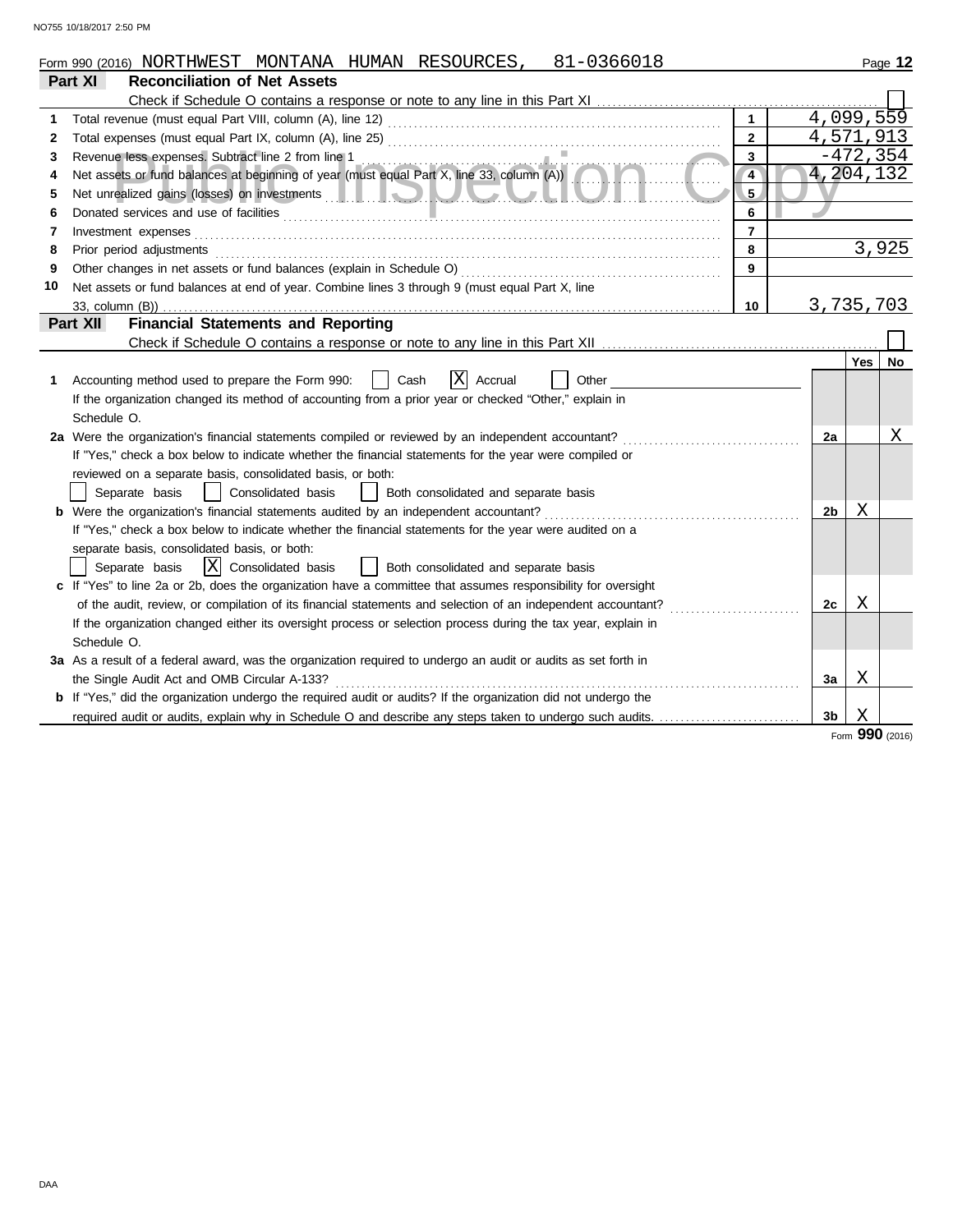Form 990 (2016) NORTHWEST MONTANA HUMAN RESOURCES, 81-0366018

## Part XI Reconciliation of Net Assets

Check if Schedule O contains a response or note to any line in this Part XI . . . . . . ☐

| | | | |
|---|---|---|---|
| 1 | Total revenue (must equal Part VIII, column (A), line 12) | 1 | 4,099,559 |
| 2 | Total expenses (must equal Part IX, column (A), line 25) | 2 | 4,571,913 |
| 3 | Revenue less expenses. Subtract line 2 from line 1 | 3 | -472,354 |
| 4 | Net assets or fund balances at beginning of year (must equal Part X, line 33, column (A)) | 4 | 4,204,132 |
| 5 | Net unrealized gains (losses) on investments | 5 | |
| 6 | Donated services and use of facilities | 6 | |
| 7 | Investment expenses | 7 | |
| 8 | Prior period adjustments | 8 | 3,925 |
| 9 | Other changes in net assets or fund balances (explain in Schedule O) | 9 | |
| 10 | Net assets or fund balances at end of year. Combine lines 3 through 9 (must equal Part X, line 33, column (B)) | 10 | 3,735,703 |

## Part XII Financial Statements and Reporting

Check if Schedule O contains a response or note to any line in this Part XII . . . . . . ☐

| | | | Yes | No |
|---|---|---|---|---|
| 1 | Accounting method used to prepare the Form 990: ☐ Cash ☒ Accrual ☐ Other<br>If the organization changed its method of accounting from a prior year or checked "Other," explain in Schedule O. | | | |
| 2a | Were the organization's financial statements compiled or reviewed by an independent accountant? | 2a | | X |
| | If "Yes," check a box below to indicate whether the financial statements for the year were compiled or reviewed on a separate basis, consolidated basis, or both:<br>☐ Separate basis ☐ Consolidated basis ☐ Both consolidated and separate basis | | | |
| b | Were the organization's financial statements audited by an independent accountant? | 2b | X | |
| | If "Yes," check a box below to indicate whether the financial statements for the year were audited on a separate basis, consolidated basis, or both:<br>☐ Separate basis ☒ Consolidated basis ☐ Both consolidated and separate basis | | | |
| c | If "Yes" to line 2a or 2b, does the organization have a committee that assumes responsibility for oversight of the audit, review, or compilation of its financial statements and selection of an independent accountant? | 2c | X | |
| | If the organization changed either its oversight process or selection process during the tax year, explain in Schedule O. | | | |
| 3a | As a result of a federal award, was the organization required to undergo an audit or audits as set forth in the Single Audit Act and OMB Circular A-133? | 3a | X | |
| b | If "Yes," did the organization undergo the required audit or audits? If the organization did not undergo the required audit or audits, explain why in Schedule O and describe any steps taken to undergo such audits. | 3b | X | |

Form **990** (2016)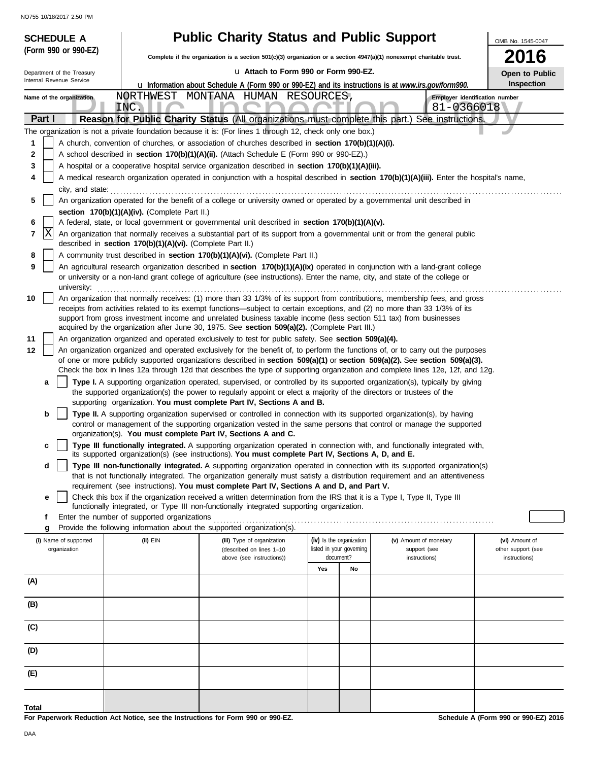**SCHEDULE A (Form 990 or 990-EZ)**

Department of the Treasury
Internal Revenue Service

# Public Charity Status and Public Support

**Complete if the organization is a section 501(c)(3) organization or a section 4947(a)(1) nonexempt charitable trust.**

u Attach to Form 990 or Form 990-EZ.

u **Information about Schedule A (Form 990 or 990-EZ) and its instructions is at** ***www.irs.gov/form990.***

OMB No. 1545-0047

**2016**

**Open to Public Inspection**

Name of the organization: NORTHWEST MONTANA HUMAN RESOURCES, INC.

Employer identification number: 81-0366018

Public Inspection Copy

**Part I** **Reason for Public Charity Status** (All organizations must complete this part.) See instructions.

The organization is not a private foundation because it is: (For lines 1 through 12, check only one box.)

1 [ ] A church, convention of churches, or association of churches described in **section 170(b)(1)(A)(i).**

2 [ ] A school described in **section 170(b)(1)(A)(ii).** (Attach Schedule E (Form 990 or 990-EZ).)

3 [ ] A hospital or a cooperative hospital service organization described in **section 170(b)(1)(A)(iii).**

4 [ ] A medical research organization operated in conjunction with a hospital described in **section 170(b)(1)(A)(iii).** Enter the hospital's name, city, and state:

5 [ ] An organization operated for the benefit of a college or university owned or operated by a governmental unit described in **section 170(b)(1)(A)(iv).** (Complete Part II.)

6 [ ] A federal, state, or local government or governmental unit described in **section 170(b)(1)(A)(v).**

7 [X] An organization that normally receives a substantial part of its support from a governmental unit or from the general public described in **section 170(b)(1)(A)(vi).** (Complete Part II.)

8 [ ] A community trust described in **section 170(b)(1)(A)(vi).** (Complete Part II.)

9 [ ] An agricultural research organization described in **section 170(b)(1)(A)(ix)** operated in conjunction with a land-grant college or university or a non-land grant college of agriculture (see instructions). Enter the name, city, and state of the college or university:

10 [ ] An organization that normally receives: (1) more than 33 1/3% of its support from contributions, membership fees, and gross receipts from activities related to its exempt functions—subject to certain exceptions, and (2) no more than 33 1/3% of its support from gross investment income and unrelated business taxable income (less section 511 tax) from businesses acquired by the organization after June 30, 1975. See **section 509(a)(2).** (Complete Part III.)

11 [ ] An organization organized and operated exclusively to test for public safety. See **section 509(a)(4).**

12 [ ] An organization organized and operated exclusively for the benefit of, to perform the functions of, or to carry out the purposes of one or more publicly supported organizations described in **section 509(a)(1)** or **section 509(a)(2).** See **section 509(a)(3).** Check the box in lines 12a through 12d that describes the type of supporting organization and complete lines 12e, 12f, and 12g.

a [ ] **Type I.** A supporting organization operated, supervised, or controlled by its supported organization(s), typically by giving the supported organization(s) the power to regularly appoint or elect a majority of the directors or trustees of the supporting organization. **You must complete Part IV, Sections A and B.**

b [ ] **Type II.** A supporting organization supervised or controlled in connection with its supported organization(s), by having control or management of the supporting organization vested in the same persons that control or manage the supported organization(s). **You must complete Part IV, Sections A and C.**

c [ ] **Type III functionally integrated.** A supporting organization operated in connection with, and functionally integrated with, its supported organization(s) (see instructions). **You must complete Part IV, Sections A, D, and E.**

d [ ] **Type III non-functionally integrated.** A supporting organization operated in connection with its supported organization(s) that is not functionally integrated. The organization generally must satisfy a distribution requirement and an attentiveness requirement (see instructions). **You must complete Part IV, Sections A and D, and Part V.**

e [ ] Check this box if the organization received a written determination from the IRS that it is a Type I, Type II, Type III functionally integrated, or Type III non-functionally integrated supporting organization.

f Enter the number of supported organizations

g Provide the following information about the supported organization(s).

| (i) Name of supported organization | (ii) EIN | (iii) Type of organization (described on lines 1–10 above (see instructions)) | (iv) Is the organization listed in your governing document? | | (v) Amount of monetary support (see instructions) | (vi) Amount of other support (see instructions) |
|---|---|---|---|---|---|---|
| | | | Yes | No | | |
| (A) | | | | | | |
| (B) | | | | | | |
| (C) | | | | | | |
| (D) | | | | | | |
| (E) | | | | | | |
| Total | | | | | | |

**For Paperwork Reduction Act Notice, see the Instructions for Form 990 or 990-EZ.** **Schedule A (Form 990 or 990-EZ) 2016**

DAA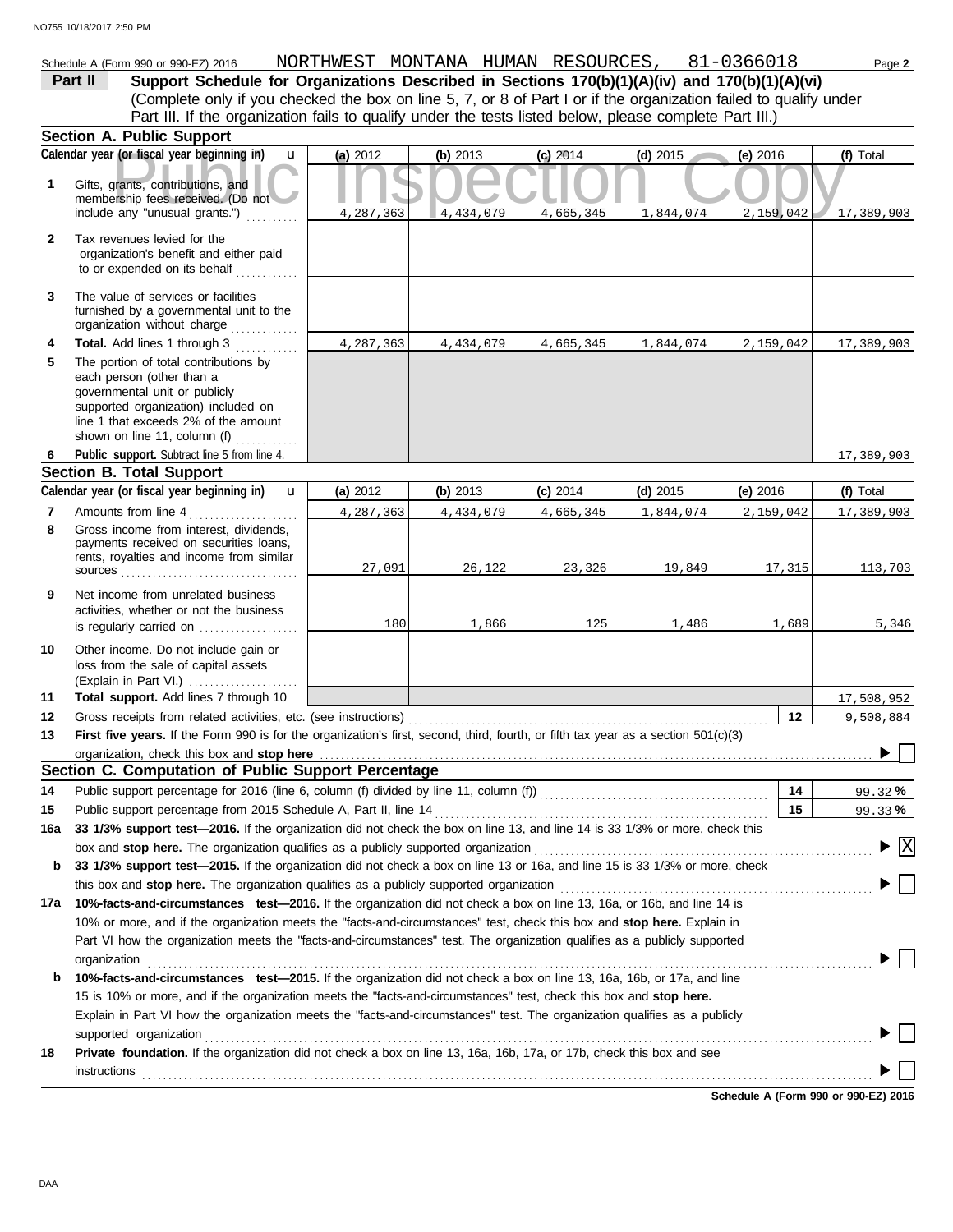Schedule A (Form 990 or 990-EZ) 2016 NORTHWEST MONTANA HUMAN RESOURCES, 81-0366018

## Part II Support Schedule for Organizations Described in Sections 170(b)(1)(A)(iv) and 170(b)(1)(A)(vi)

(Complete only if you checked the box on line 5, 7, or 8 of Part I or if the organization failed to qualify under Part III. If the organization fails to qualify under the tests listed below, please complete Part III.)

### Section A. Public Support

| | Calendar year (or fiscal year beginning in) | (a) 2012 | (b) 2013 | (c) 2014 | (d) 2015 | (e) 2016 | (f) Total |
|---|---|---|---|---|---|---|---|
| 1 | Gifts, grants, contributions, and membership fees received. (Do not include any "unusual grants.") | 4,287,363 | 4,434,079 | 4,665,345 | 1,844,074 | 2,159,042 | 17,389,903 |
| 2 | Tax revenues levied for the organization's benefit and either paid to or expended on its behalf | | | | | | |
| 3 | The value of services or facilities furnished by a governmental unit to the organization without charge | | | | | | |
| 4 | **Total.** Add lines 1 through 3 | 4,287,363 | 4,434,079 | 4,665,345 | 1,844,074 | 2,159,042 | 17,389,903 |
| 5 | The portion of total contributions by each person (other than a governmental unit or publicly supported organization) included on line 1 that exceeds 2% of the amount shown on line 11, column (f) | | | | | | |
| 6 | **Public support.** Subtract line 5 from line 4. | | | | | | 17,389,903 |

### Section B. Total Support

| | Calendar year (or fiscal year beginning in) | (a) 2012 | (b) 2013 | (c) 2014 | (d) 2015 | (e) 2016 | (f) Total |
|---|---|---|---|---|---|---|---|
| 7 | Amounts from line 4 | 4,287,363 | 4,434,079 | 4,665,345 | 1,844,074 | 2,159,042 | 17,389,903 |
| 8 | Gross income from interest, dividends, payments received on securities loans, rents, royalties and income from similar sources | 27,091 | 26,122 | 23,326 | 19,849 | 17,315 | 113,703 |
| 9 | Net income from unrelated business activities, whether or not the business is regularly carried on | 180 | 1,866 | 125 | 1,486 | 1,689 | 5,346 |
| 10 | Other income. Do not include gain or loss from the sale of capital assets (Explain in Part VI.) | | | | | | |
| 11 | **Total support.** Add lines 7 through 10 | | | | | | 17,508,952 |

12 Gross receipts from related activities, etc. (see instructions) — **12** — 9,508,884

13 **First five years.** If the Form 990 is for the organization's first, second, third, fourth, or fifth tax year as a section 501(c)(3) organization, check this box and **stop here** ☐

### Section C. Computation of Public Support Percentage

14 Public support percentage for 2016 (line 6, column (f) divided by line 11, column (f)) — **14** — 99.32 %

15 Public support percentage from 2015 Schedule A, Part II, line 14 — **15** — 99.33 %

16a **33 1/3% support test—2016.** If the organization did not check the box on line 13, and line 14 is 33 1/3% or more, check this box and **stop here.** The organization qualifies as a publicly supported organization ☒

b **33 1/3% support test—2015.** If the organization did not check a box on line 13 or 16a, and line 15 is 33 1/3% or more, check this box and **stop here.** The organization qualifies as a publicly supported organization ☐

17a **10%-facts-and-circumstances test—2016.** If the organization did not check a box on line 13, 16a, or 16b, and line 14 is 10% or more, and if the organization meets the "facts-and-circumstances" test, check this box and **stop here.** Explain in Part VI how the organization meets the "facts-and-circumstances" test. The organization qualifies as a publicly supported organization ☐

b **10%-facts-and-circumstances test—2015.** If the organization did not check a box on line 13, 16a, 16b, or 17a, and line 15 is 10% or more, and if the organization meets the "facts-and-circumstances" test, check this box and **stop here.** Explain in Part VI how the organization meets the "facts-and-circumstances" test. The organization qualifies as a publicly supported organization ☐

18 **Private foundation.** If the organization did not check a box on line 13, 16a, 16b, 17a, or 17b, check this box and see instructions ☐

**Schedule A (Form 990 or 990-EZ) 2016**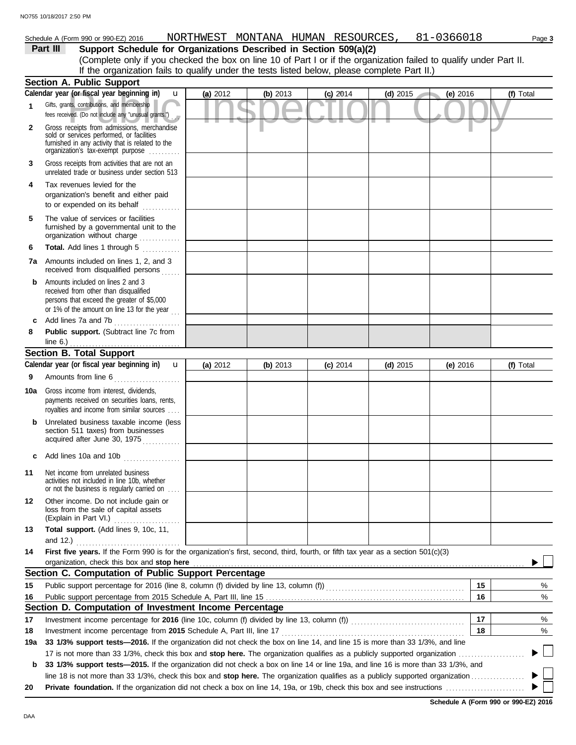Schedule A (Form 990 or 990-EZ) 2016 NORTHWEST MONTANA HUMAN RESOURCES, 81-0366018 Page 3

**Part III Support Schedule for Organizations Described in Section 509(a)(2)**

(Complete only if you checked the box on line 10 of Part I or if the organization failed to qualify under Part II. If the organization fails to qualify under the tests listed below, please complete Part II.)

## Section A. Public Support

| Calendar year (or fiscal year beginning in) | (a) 2012 | (b) 2013 | (c) 2014 | (d) 2015 | (e) 2016 | (f) Total |
|---|---|---|---|---|---|---|
| 1 Gifts, grants, contributions, and membership fees received. (Do not include any "unusual grants.") | | | | | | |
| 2 Gross receipts from admissions, merchandise sold or services performed, or facilities furnished in any activity that is related to the organization's tax-exempt purpose | | | | | | |
| 3 Gross receipts from activities that are not an unrelated trade or business under section 513 | | | | | | |
| 4 Tax revenues levied for the organization's benefit and either paid to or expended on its behalf | | | | | | |
| 5 The value of services or facilities furnished by a governmental unit to the organization without charge | | | | | | |
| 6 **Total.** Add lines 1 through 5 | | | | | | |
| 7a Amounts included on lines 1, 2, and 3 received from disqualified persons | | | | | | |
| b Amounts included on lines 2 and 3 received from other than disqualified persons that exceed the greater of $5,000 or 1% of the amount on line 13 for the year | | | | | | |
| c Add lines 7a and 7b | | | | | | |
| 8 **Public support.** (Subtract line 7c from line 6.) | | | | | | |

## Section B. Total Support

| Calendar year (or fiscal year beginning in) | (a) 2012 | (b) 2013 | (c) 2014 | (d) 2015 | (e) 2016 | (f) Total |
|---|---|---|---|---|---|---|
| 9 Amounts from line 6 | | | | | | |
| 10a Gross income from interest, dividends, payments received on securities loans, rents, royalties and income from similar sources | | | | | | |
| b Unrelated business taxable income (less section 511 taxes) from businesses acquired after June 30, 1975 | | | | | | |
| c Add lines 10a and 10b | | | | | | |
| 11 Net income from unrelated business activities not included in line 10b, whether or not the business is regularly carried on | | | | | | |
| 12 Other income. Do not include gain or loss from the sale of capital assets (Explain in Part VI.) | | | | | | |
| 13 **Total support.** (Add lines 9, 10c, 11, and 12.) | | | | | | |

**14** **First five years.** If the Form 990 is for the organization's first, second, third, fourth, or fifth tax year as a section 501(c)(3) organization, check this box and **stop here** ▶ ☐

## Section C. Computation of Public Support Percentage

| | | | |
|---|---|---|---|
| 15 | Public support percentage for 2016 (line 8, column (f) divided by line 13, column (f)) | 15 | % |
| 16 | Public support percentage from 2015 Schedule A, Part III, line 15 | 16 | % |

## Section D. Computation of Investment Income Percentage

| | | | |
|---|---|---|---|
| 17 | Investment income percentage for **2016** (line 10c, column (f) divided by line 13, column (f)) | 17 | % |
| 18 | Investment income percentage from **2015** Schedule A, Part III, line 17 | 18 | % |

**19a** **33 1/3% support tests—2016.** If the organization did not check the box on line 14, and line 15 is more than 33 1/3%, and line 17 is not more than 33 1/3%, check this box and **stop here.** The organization qualifies as a publicly supported organization ▶ ☐

**b** **33 1/3% support tests—2015.** If the organization did not check a box on line 14 or line 19a, and line 16 is more than 33 1/3%, and line 18 is not more than 33 1/3%, check this box and **stop here.** The organization qualifies as a publicly supported organization ▶ ☐

**20** **Private foundation.** If the organization did not check a box on line 14, 19a, or 19b, check this box and see instructions ▶ ☐

**Schedule A (Form 990 or 990-EZ) 2016**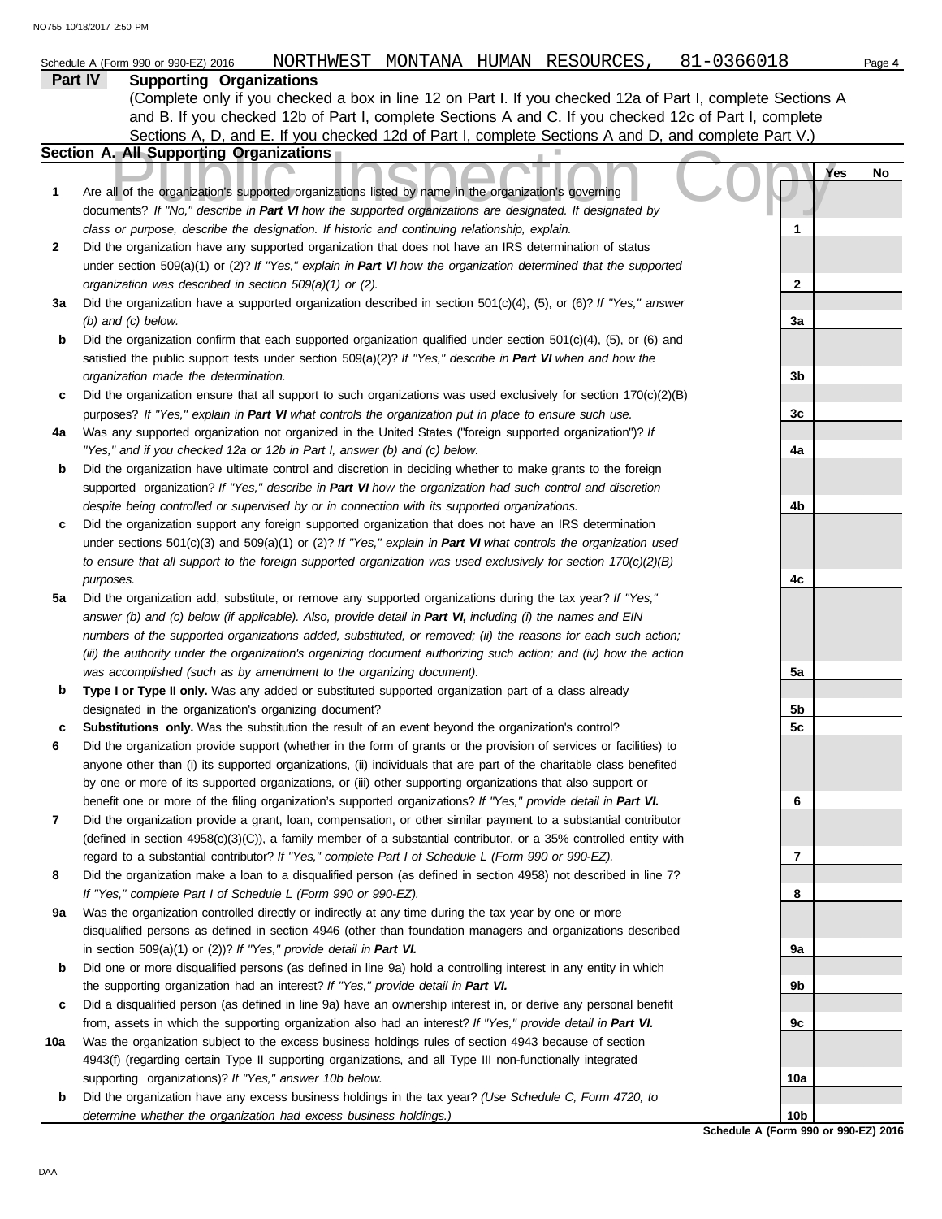Schedule A (Form 990 or 990-EZ) 2016 NORTHWEST MONTANA HUMAN RESOURCES, 81-0366018 Page **4**

## Part IV Supporting Organizations

(Complete only if you checked a box in line 12 on Part I. If you checked 12a of Part I, complete Sections A and B. If you checked 12b of Part I, complete Sections A and C. If you checked 12c of Part I, complete Sections A, D, and E. If you checked 12d of Part I, complete Sections A and D, and complete Part V.)

### Section A. All Supporting Organizations

| | | | Yes | No |
|---|---|---|---|---|
| **1** | Are all of the organization's supported organizations listed by name in the organization's governing documents? *If "No," describe in **Part VI** how the supported organizations are designated. If designated by class or purpose, describe the designation. If historic and continuing relationship, explain.* | 1 | | |
| **2** | Did the organization have any supported organization that does not have an IRS determination of status under section 509(a)(1) or (2)? *If "Yes," explain in **Part VI** how the organization determined that the supported organization was described in section 509(a)(1) or (2).* | 2 | | |
| **3a** | Did the organization have a supported organization described in section 501(c)(4), (5), or (6)? *If "Yes," answer (b) and (c) below.* | 3a | | |
| **b** | Did the organization confirm that each supported organization qualified under section 501(c)(4), (5), or (6) and satisfied the public support tests under section 509(a)(2)? *If "Yes," describe in **Part VI** when and how the organization made the determination.* | 3b | | |
| **c** | Did the organization ensure that all support to such organizations was used exclusively for section 170(c)(2)(B) purposes? *If "Yes," explain in **Part VI** what controls the organization put in place to ensure such use.* | 3c | | |
| **4a** | Was any supported organization not organized in the United States ("foreign supported organization")? *If "Yes," and if you checked 12a or 12b in Part I, answer (b) and (c) below.* | 4a | | |
| **b** | Did the organization have ultimate control and discretion in deciding whether to make grants to the foreign supported organization? *If "Yes," describe in **Part VI** how the organization had such control and discretion despite being controlled or supervised by or in connection with its supported organizations.* | 4b | | |
| **c** | Did the organization support any foreign supported organization that does not have an IRS determination under sections 501(c)(3) and 509(a)(1) or (2)? *If "Yes," explain in **Part VI** what controls the organization used to ensure that all support to the foreign supported organization was used exclusively for section 170(c)(2)(B) purposes.* | 4c | | |
| **5a** | Did the organization add, substitute, or remove any supported organizations during the tax year? *If "Yes," answer (b) and (c) below (if applicable). Also, provide detail in **Part VI,** including (i) the names and EIN numbers of the supported organizations added, substituted, or removed; (ii) the reasons for each such action; (iii) the authority under the organization's organizing document authorizing such action; and (iv) how the action was accomplished (such as by amendment to the organizing document).* | 5a | | |
| **b** | **Type I or Type II only.** Was any added or substituted supported organization part of a class already designated in the organization's organizing document? | 5b | | |
| **c** | **Substitutions only.** Was the substitution the result of an event beyond the organization's control? | 5c | | |
| **6** | Did the organization provide support (whether in the form of grants or the provision of services or facilities) to anyone other than (i) its supported organizations, (ii) individuals that are part of the charitable class benefited by one or more of its supported organizations, or (iii) other supporting organizations that also support or benefit one or more of the filing organization's supported organizations? *If "Yes," provide detail in **Part VI.*** | 6 | | |
| **7** | Did the organization provide a grant, loan, compensation, or other similar payment to a substantial contributor (defined in section 4958(c)(3)(C)), a family member of a substantial contributor, or a 35% controlled entity with regard to a substantial contributor? *If "Yes," complete Part I of Schedule L (Form 990 or 990-EZ).* | 7 | | |
| **8** | Did the organization make a loan to a disqualified person (as defined in section 4958) not described in line 7? *If "Yes," complete Part I of Schedule L (Form 990 or 990-EZ).* | 8 | | |
| **9a** | Was the organization controlled directly or indirectly at any time during the tax year by one or more disqualified persons as defined in section 4946 (other than foundation managers and organizations described in section 509(a)(1) or (2))? *If "Yes," provide detail in **Part VI.*** | 9a | | |
| **b** | Did one or more disqualified persons (as defined in line 9a) hold a controlling interest in any entity in which the supporting organization had an interest? *If "Yes," provide detail in **Part VI.*** | 9b | | |
| **c** | Did a disqualified person (as defined in line 9a) have an ownership interest in, or derive any personal benefit from, assets in which the supporting organization also had an interest? *If "Yes," provide detail in **Part VI.*** | 9c | | |
| **10a** | Was the organization subject to the excess business holdings rules of section 4943 because of section 4943(f) (regarding certain Type II supporting organizations, and all Type III non-functionally integrated supporting organizations)? *If "Yes," answer 10b below.* | 10a | | |
| **b** | Did the organization have any excess business holdings in the tax year? *(Use Schedule C, Form 4720, to determine whether the organization had excess business holdings.)* | 10b | | |

**Schedule A (Form 990 or 990-EZ) 2016**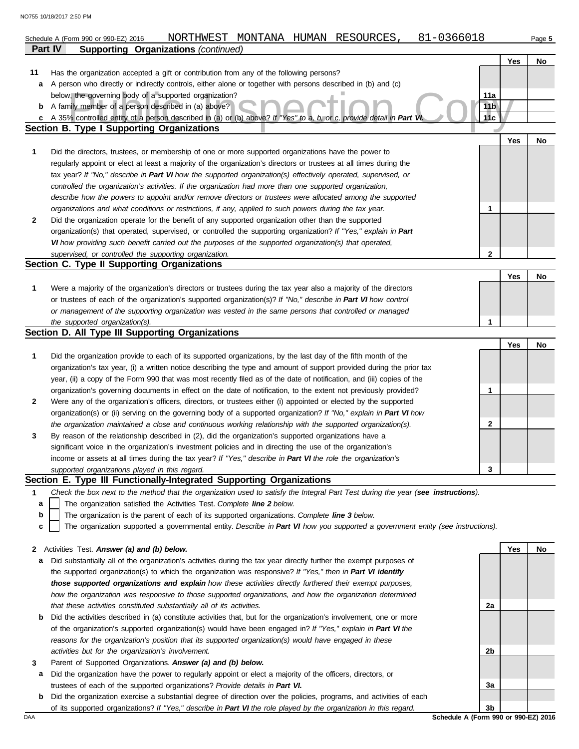Schedule A (Form 990 or 990-EZ) 2016 NORTHWEST MONTANA HUMAN RESOURCES, 81-0366018

## Part IV Supporting Organizations *(continued)*

| | | | Yes | No |
|---|---|---|---|---|
| **11** | Has the organization accepted a gift or contribution from any of the following persons? | | | |
| **a** | A person who directly or indirectly controls, either alone or together with persons described in (b) and (c) below, the governing body of a supported organization? | 11a | | |
| **b** | A family member of a person described in (a) above? | 11b | | |
| **c** | A 35% controlled entity of a person described in (a) or (b) above? *If "Yes" to a, b, or c, provide detail in* ***Part VI.*** | 11c | | |

### Section B. Type I Supporting Organizations

| | | | Yes | No |
|---|---|---|---|---|
| **1** | Did the directors, trustees, or membership of one or more supported organizations have the power to regularly appoint or elect at least a majority of the organization's directors or trustees at all times during the tax year? *If "No," describe in* ***Part VI*** *how the supported organization(s) effectively operated, supervised, or controlled the organization's activities. If the organization had more than one supported organization, describe how the powers to appoint and/or remove directors or trustees were allocated among the supported organizations and what conditions or restrictions, if any, applied to such powers during the tax year.* | 1 | | |
| **2** | Did the organization operate for the benefit of any supported organization other than the supported organization(s) that operated, supervised, or controlled the supporting organization? *If "Yes," explain in* ***Part VI*** *how providing such benefit carried out the purposes of the supported organization(s) that operated, supervised, or controlled the supporting organization.* | 2 | | |

### Section C. Type II Supporting Organizations

| | | | Yes | No |
|---|---|---|---|---|
| **1** | Were a majority of the organization's directors or trustees during the tax year also a majority of the directors or trustees of each of the organization's supported organization(s)? *If "No," describe in* ***Part VI*** *how control or management of the supporting organization was vested in the same persons that controlled or managed the supported organization(s).* | 1 | | |

### Section D. All Type III Supporting Organizations

| | | | Yes | No |
|---|---|---|---|---|
| **1** | Did the organization provide to each of its supported organizations, by the last day of the fifth month of the organization's tax year, (i) a written notice describing the type and amount of support provided during the prior tax year, (ii) a copy of the Form 990 that was most recently filed as of the date of notification, and (iii) copies of the organization's governing documents in effect on the date of notification, to the extent not previously provided? | 1 | | |
| **2** | Were any of the organization's officers, directors, or trustees either (i) appointed or elected by the supported organization(s) or (ii) serving on the governing body of a supported organization? *If "No," explain in* ***Part VI*** *how the organization maintained a close and continuous working relationship with the supported organization(s).* | 2 | | |
| **3** | By reason of the relationship described in (2), did the organization's supported organizations have a significant voice in the organization's investment policies and in directing the use of the organization's income or assets at all times during the tax year? *If "Yes," describe in* ***Part VI*** *the role the organization's supported organizations played in this regard.* | 3 | | |

### Section E. Type III Functionally-Integrated Supporting Organizations

**1** *Check the box next to the method that the organization used to satisfy the Integral Part Test during the year (****see instructions****).*

- **a** ☐ The organization satisfied the Activities Test. *Complete* ***line 2*** *below.*
- **b** ☐ The organization is the parent of each of its supported organizations. *Complete* ***line 3*** *below.*
- **c** ☐ The organization supported a governmental entity. *Describe in* ***Part VI*** *how you supported a government entity (see instructions).*

| | | | Yes | No |
|---|---|---|---|---|
| **2** | Activities Test. ***Answer (a) and (b) below.*** | | | |
| **a** | Did substantially all of the organization's activities during the tax year directly further the exempt purposes of the supported organization(s) to which the organization was responsive? *If "Yes," then in* ***Part VI identify those supported organizations and explain*** *how these activities directly furthered their exempt purposes, how the organization was responsive to those supported organizations, and how the organization determined that these activities constituted substantially all of its activities.* | 2a | | |
| **b** | Did the activities described in (a) constitute activities that, but for the organization's involvement, one or more of the organization's supported organization(s) would have been engaged in? *If "Yes," explain in* ***Part VI*** *the reasons for the organization's position that its supported organization(s) would have engaged in these activities but for the organization's involvement.* | 2b | | |
| **3** | Parent of Supported Organizations. ***Answer (a) and (b) below.*** | | | |
| **a** | Did the organization have the power to regularly appoint or elect a majority of the officers, directors, or trustees of each of the supported organizations? ***Provide details in Part VI.*** | 3a | | |
| **b** | Did the organization exercise a substantial degree of direction over the policies, programs, and activities of each of its supported organizations? *If "Yes," describe in* ***Part VI*** *the role played by the organization in this regard.* | 3b | | |

Schedule A (Form 990 or 990-EZ) 2016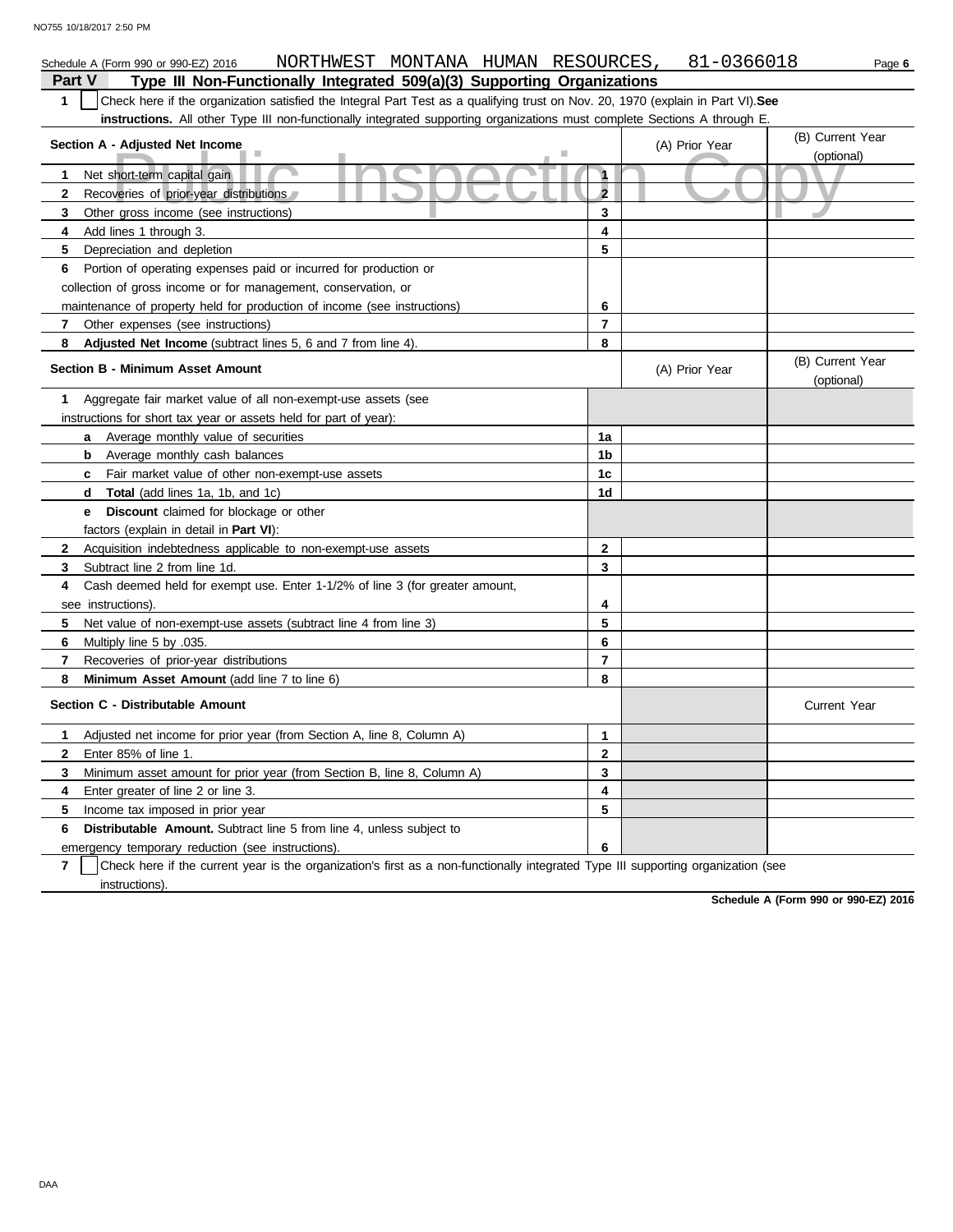Schedule A (Form 990 or 990-EZ) 2016 NORTHWEST MONTANA HUMAN RESOURCES, 81-0366018

## Part V Type III Non-Functionally Integrated 509(a)(3) Supporting Organizations

**1** ☐ Check here if the organization satisfied the Integral Part Test as a qualifying trust on Nov. 20, 1970 (explain in Part VI). **See instructions.** All other Type III non-functionally integrated supporting organizations must complete Sections A through E.

| Section A - Adjusted Net Income | | (A) Prior Year | (B) Current Year (optional) |
|---|---|---|---|
| 1 Net short-term capital gain | 1 | | |
| 2 Recoveries of prior-year distributions | 2 | | |
| 3 Other gross income (see instructions) | 3 | | |
| 4 Add lines 1 through 3. | 4 | | |
| 5 Depreciation and depletion | 5 | | |
| 6 Portion of operating expenses paid or incurred for production or collection of gross income or for management, conservation, or maintenance of property held for production of income (see instructions) | 6 | | |
| 7 Other expenses (see instructions) | 7 | | |
| 8 **Adjusted Net Income** (subtract lines 5, 6 and 7 from line 4). | 8 | | |

| Section B - Minimum Asset Amount | | (A) Prior Year | (B) Current Year (optional) |
|---|---|---|---|
| 1 Aggregate fair market value of all non-exempt-use assets (see instructions for short tax year or assets held for part of year): | | | |
| a Average monthly value of securities | 1a | | |
| b Average monthly cash balances | 1b | | |
| c Fair market value of other non-exempt-use assets | 1c | | |
| d **Total** (add lines 1a, 1b, and 1c) | 1d | | |
| e **Discount** claimed for blockage or other factors (explain in detail in **Part VI**): | | | |
| 2 Acquisition indebtedness applicable to non-exempt-use assets | 2 | | |
| 3 Subtract line 2 from line 1d. | 3 | | |
| 4 Cash deemed held for exempt use. Enter 1-1/2% of line 3 (for greater amount, see instructions). | 4 | | |
| 5 Net value of non-exempt-use assets (subtract line 4 from line 3) | 5 | | |
| 6 Multiply line 5 by .035. | 6 | | |
| 7 Recoveries of prior-year distributions | 7 | | |
| 8 **Minimum Asset Amount** (add line 7 to line 6) | 8 | | |

| Section C - Distributable Amount | | | Current Year |
|---|---|---|---|
| 1 Adjusted net income for prior year (from Section A, line 8, Column A) | 1 | | |
| 2 Enter 85% of line 1. | 2 | | |
| 3 Minimum asset amount for prior year (from Section B, line 8, Column A) | 3 | | |
| 4 Enter greater of line 2 or line 3. | 4 | | |
| 5 Income tax imposed in prior year | 5 | | |
| 6 **Distributable Amount.** Subtract line 5 from line 4, unless subject to emergency temporary reduction (see instructions). | 6 | | |

**7** ☐ Check here if the current year is the organization's first as a non-functionally integrated Type III supporting organization (see instructions).

**Schedule A (Form 990 or 990-EZ) 2016**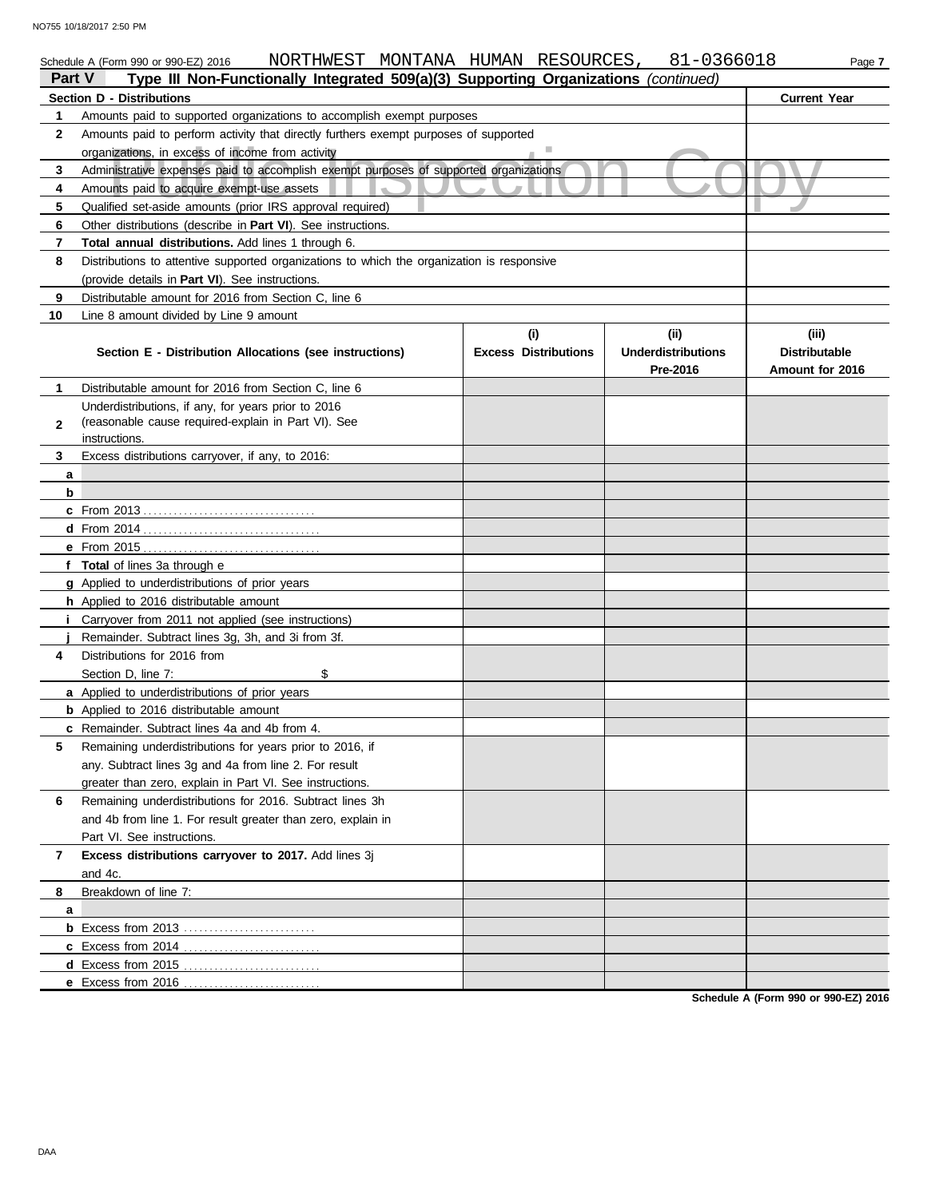Schedule A (Form 990 or 990-EZ) 2016 NORTHWEST MONTANA HUMAN RESOURCES, 81-0366018

## Part V Type III Non-Functionally Integrated 509(a)(3) Supporting Organizations *(continued)*

| | Section D - Distributions | Current Year |
|---|---|---|
| 1 | Amounts paid to supported organizations to accomplish exempt purposes | |
| 2 | Amounts paid to perform activity that directly furthers exempt purposes of supported organizations, in excess of income from activity | |
| 3 | Administrative expenses paid to accomplish exempt purposes of supported organizations | |
| 4 | Amounts paid to acquire exempt-use assets | |
| 5 | Qualified set-aside amounts (prior IRS approval required) | |
| 6 | Other distributions (describe in **Part VI**). See instructions. | |
| 7 | **Total annual distributions.** Add lines 1 through 6. | |
| 8 | Distributions to attentive supported organizations to which the organization is responsive (provide details in **Part VI**). See instructions. | |
| 9 | Distributable amount for 2016 from Section C, line 6 | |
| 10 | Line 8 amount divided by Line 9 amount | |

| | Section E - Distribution Allocations (see instructions) | (i) Excess Distributions | (ii) Underdistributions Pre-2016 | (iii) Distributable Amount for 2016 |
|---|---|---|---|---|
| 1 | Distributable amount for 2016 from Section C, line 6 | | | |
| 2 | Underdistributions, if any, for years prior to 2016 (reasonable cause required-explain in Part VI). See instructions. | | | |
| 3 | Excess distributions carryover, if any, to 2016: | | | |
| a | | | | |
| b | | | | |
| c | From 2013 | | | |
| d | From 2014 | | | |
| e | From 2015 | | | |
| f | **Total** of lines 3a through e | | | |
| g | Applied to underdistributions of prior years | | | |
| h | Applied to 2016 distributable amount | | | |
| i | Carryover from 2011 not applied (see instructions) | | | |
| j | Remainder. Subtract lines 3g, 3h, and 3i from 3f. | | | |
| 4 | Distributions for 2016 from Section D, line 7: $ | | | |
| a | Applied to underdistributions of prior years | | | |
| b | Applied to 2016 distributable amount | | | |
| c | Remainder. Subtract lines 4a and 4b from 4. | | | |
| 5 | Remaining underdistributions for years prior to 2016, if any. Subtract lines 3g and 4a from line 2. For result greater than zero, explain in Part VI. See instructions. | | | |
| 6 | Remaining underdistributions for 2016. Subtract lines 3h and 4b from line 1. For result greater than zero, explain in Part VI. See instructions. | | | |
| 7 | **Excess distributions carryover to 2017.** Add lines 3j and 4c. | | | |
| 8 | Breakdown of line 7: | | | |
| a | | | | |
| b | Excess from 2013 | | | |
| c | Excess from 2014 | | | |
| d | Excess from 2015 | | | |
| e | Excess from 2016 | | | |

**Schedule A (Form 990 or 990-EZ) 2016**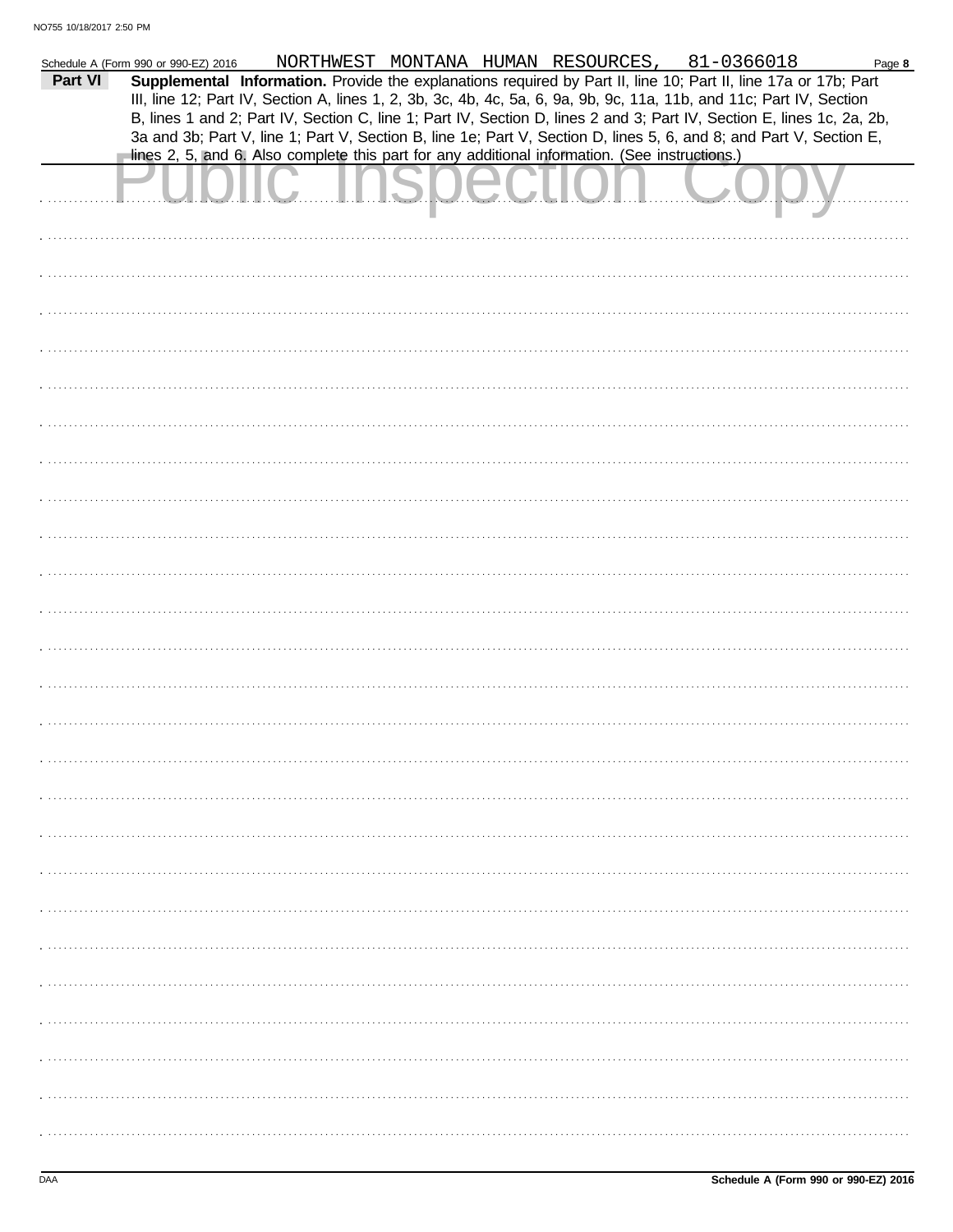Schedule A (Form 990 or 990-EZ) 2016 NORTHWEST MONTANA HUMAN RESOURCES, 81-0366018

## Part VI Supplemental Information.

**Supplemental Information.** Provide the explanations required by Part II, line 10; Part II, line 17a or 17b; Part III, line 12; Part IV, Section A, lines 1, 2, 3b, 3c, 4b, 4c, 5a, 6, 9a, 9b, 9c, 11a, 11b, and 11c; Part IV, Section B, lines 1 and 2; Part IV, Section C, line 1; Part IV, Section D, lines 2 and 3; Part IV, Section E, lines 1c, 2a, 2b, 3a and 3b; Part V, line 1; Part V, Section B, line 1e; Part V, Section D, lines 5, 6, and 8; and Part V, Section E, lines 2, 5, and 6. Also complete this part for any additional information. (See instructions.)

Public Inspection Copy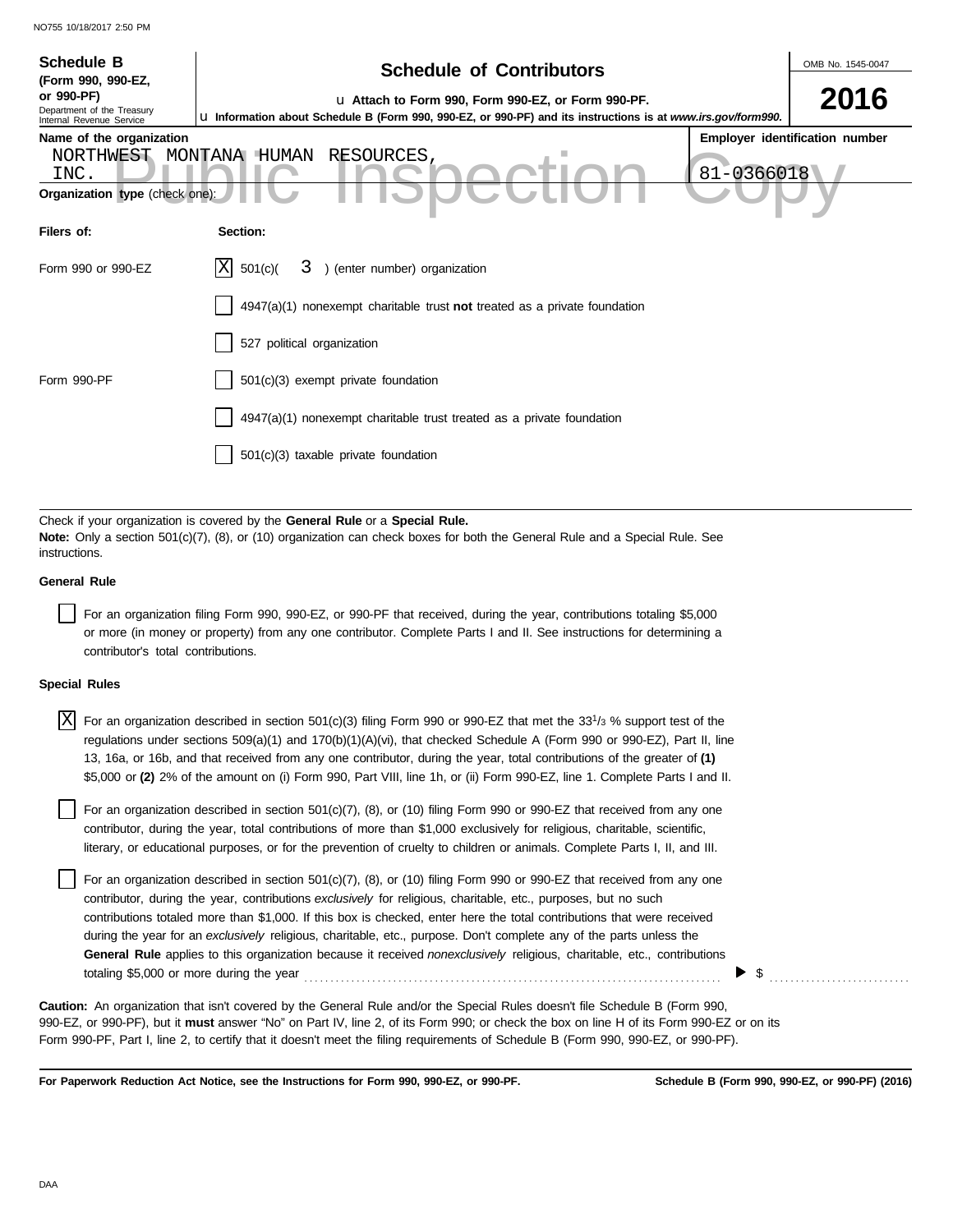**Schedule B**
**(Form 990, 990-EZ, or 990-PF)**
Department of the Treasury
Internal Revenue Service

# Schedule of Contributors

u Attach to Form 990, Form 990-EZ, or Form 990-PF.

u Information about Schedule B (Form 990, 990-EZ, or 990-PF) and its instructions is at *www.irs.gov/form990*.

OMB No. 1545-0047

**2016**

**Name of the organization**
NORTHWEST MONTANA HUMAN RESOURCES, INC.

**Employer identification number**
81-0366018

Public Inspection Copy

**Organization type** (check one):

| **Filers of:** | **Section:** |
|---|---|
| Form 990 or 990-EZ | [X] 501(c)( 3 ) (enter number) organization |
| | [ ] 4947(a)(1) nonexempt charitable trust **not** treated as a private foundation |
| | [ ] 527 political organization |
| Form 990-PF | [ ] 501(c)(3) exempt private foundation |
| | [ ] 4947(a)(1) nonexempt charitable trust treated as a private foundation |
| | [ ] 501(c)(3) taxable private foundation |

Check if your organization is covered by the **General Rule** or a **Special Rule.**
**Note:** Only a section 501(c)(7), (8), or (10) organization can check boxes for both the General Rule and a Special Rule. See instructions.

**General Rule**

[ ] For an organization filing Form 990, 990-EZ, or 990-PF that received, during the year, contributions totaling $5,000 or more (in money or property) from any one contributor. Complete Parts I and II. See instructions for determining a contributor's total contributions.

**Special Rules**

[X] For an organization described in section 501(c)(3) filing Form 990 or 990-EZ that met the $33^1/_3$ % support test of the regulations under sections 509(a)(1) and 170(b)(1)(A)(vi), that checked Schedule A (Form 990 or 990-EZ), Part II, line 13, 16a, or 16b, and that received from any one contributor, during the year, total contributions of the greater of **(1)** $5,000 or **(2)** 2% of the amount on (i) Form 990, Part VIII, line 1h, or (ii) Form 990-EZ, line 1. Complete Parts I and II.

[ ] For an organization described in section 501(c)(7), (8), or (10) filing Form 990 or 990-EZ that received from any one contributor, during the year, total contributions of more than $1,000 exclusively for religious, charitable, scientific, literary, or educational purposes, or for the prevention of cruelty to children or animals. Complete Parts I, II, and III.

[ ] For an organization described in section 501(c)(7), (8), or (10) filing Form 990 or 990-EZ that received from any one contributor, during the year, contributions *exclusively* for religious, charitable, etc., purposes, but no such contributions totaled more than $1,000. If this box is checked, enter here the total contributions that were received during the year for an *exclusively* religious, charitable, etc., purpose. Don't complete any of the parts unless the **General Rule** applies to this organization because it received *nonexclusively* religious, charitable, etc., contributions totaling $5,000 or more during the year . . . . . . . . . . ▶ $ . . . . . . . . . .

**Caution:** An organization that isn't covered by the General Rule and/or the Special Rules doesn't file Schedule B (Form 990, 990-EZ, or 990-PF), but it **must** answer "No" on Part IV, line 2, of its Form 990; or check the box on line H of its Form 990-EZ or on its Form 990-PF, Part I, line 2, to certify that it doesn't meet the filing requirements of Schedule B (Form 990, 990-EZ, or 990-PF).

**For Paperwork Reduction Act Notice, see the Instructions for Form 990, 990-EZ, or 990-PF.** **Schedule B (Form 990, 990-EZ, or 990-PF) (2016)**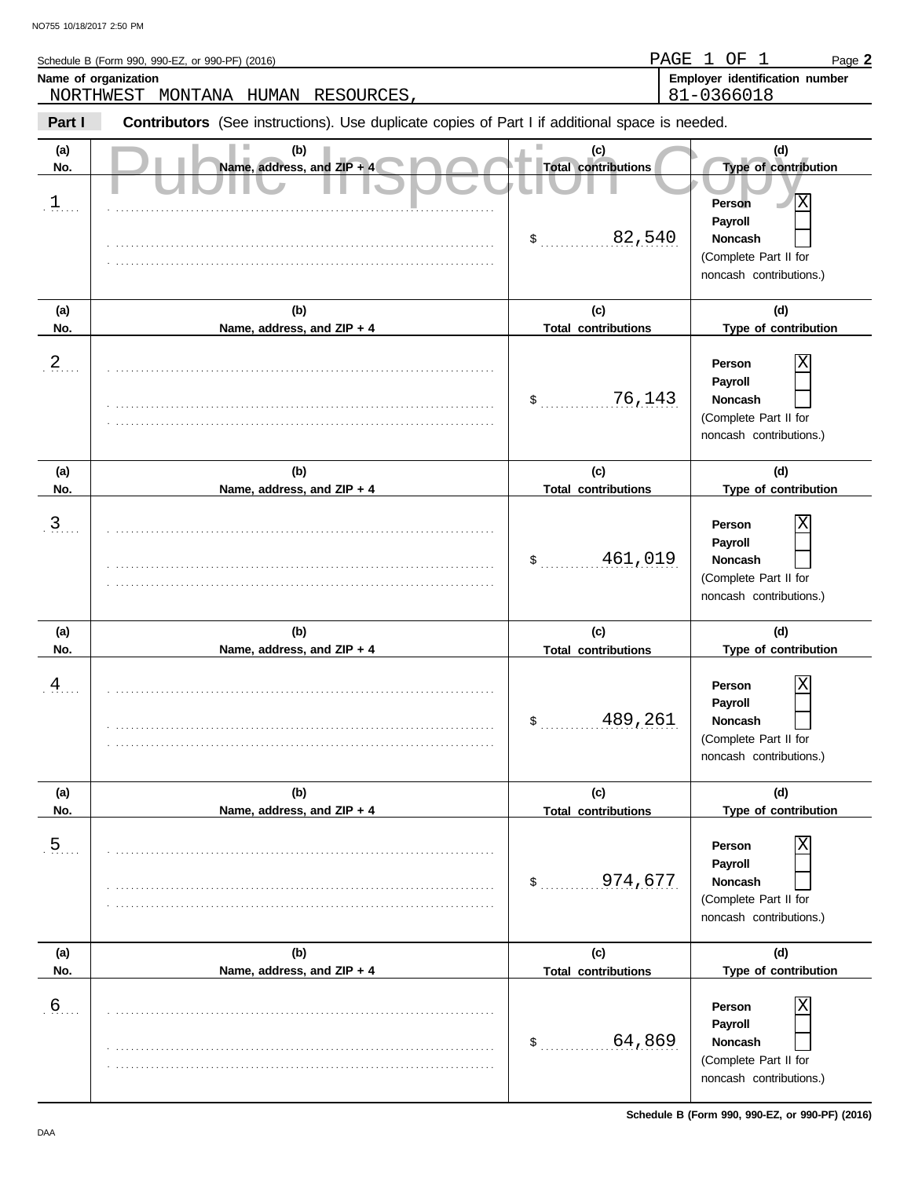Schedule B (Form 990, 990-EZ, or 990-PF) (2016)

PAGE 1 OF 1

**Name of organization**
NORTHWEST MONTANA HUMAN RESOURCES,

**Employer identification number**
81-0366018

**Part I** **Contributors** (See instructions). Use duplicate copies of Part I if additional space is needed.

Public Inspection Copy

| (a) No. | (b) Name, address, and ZIP + 4 | (c) Total contributions | (d) Type of contribution |
|---|---|---|---|
| 1 | | $ 82,540 | Person [X] Payroll [ ] Noncash [ ] (Complete Part II for noncash contributions.) |
| 2 | | $ 76,143 | Person [X] Payroll [ ] Noncash [ ] (Complete Part II for noncash contributions.) |
| 3 | | $ 461,019 | Person [X] Payroll [ ] Noncash [ ] (Complete Part II for noncash contributions.) |
| 4 | | $ 489,261 | Person [X] Payroll [ ] Noncash [ ] (Complete Part II for noncash contributions.) |
| 5 | | $ 974,677 | Person [X] Payroll [ ] Noncash [ ] (Complete Part II for noncash contributions.) |
| 6 | | $ 64,869 | Person [X] Payroll [ ] Noncash [ ] (Complete Part II for noncash contributions.) |

Schedule B (Form 990, 990-EZ, or 990-PF) (2016)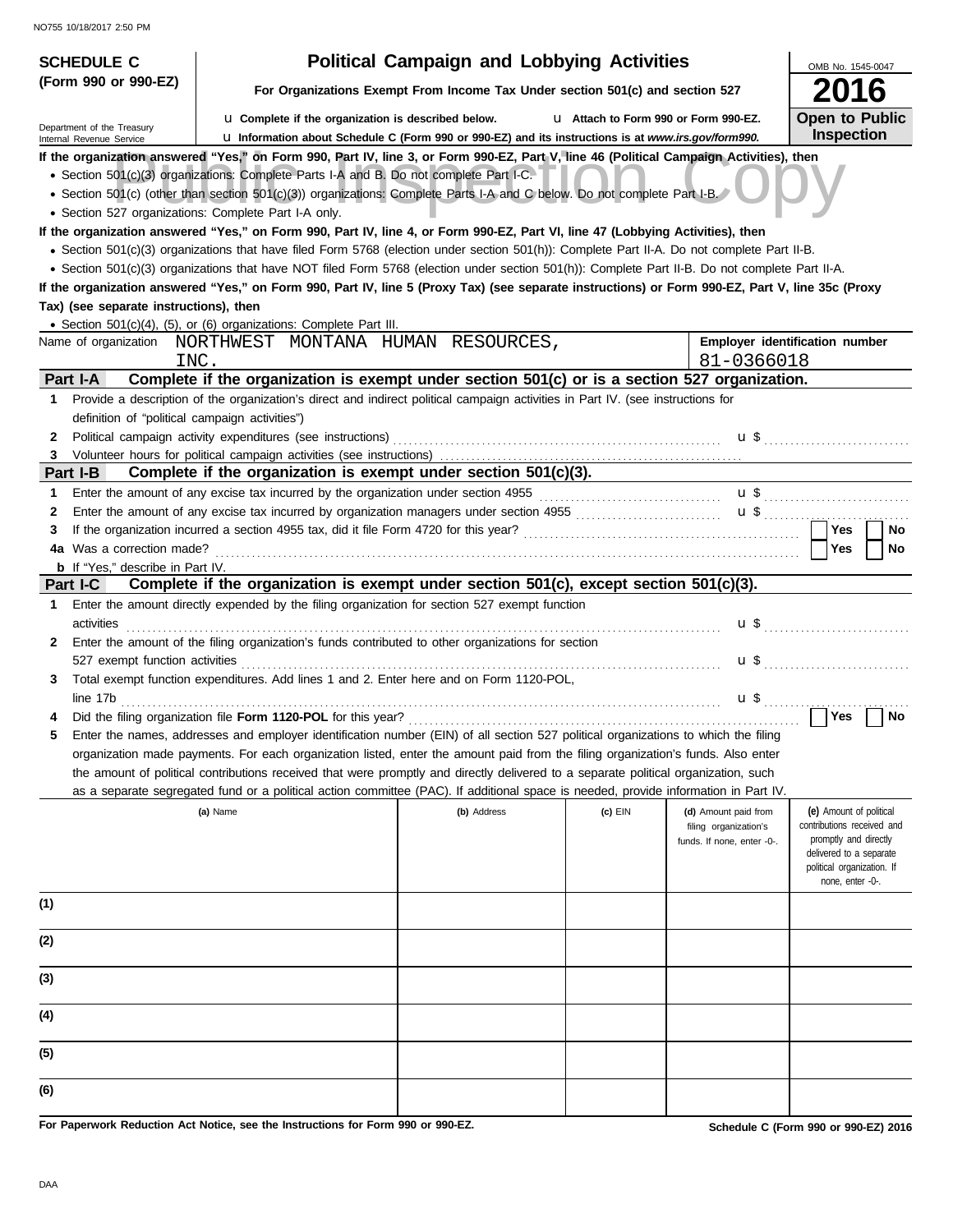**SCHEDULE C (Form 990 or 990-EZ)**

Department of the Treasury
Internal Revenue Service

# Political Campaign and Lobbying Activities

**For Organizations Exempt From Income Tax Under section 501(c) and section 527**

u **Complete if the organization is described below.** u **Attach to Form 990 or Form 990-EZ.**

u **Information about Schedule C (Form 990 or 990-EZ) and its instructions is at *www.irs.gov/form990.***

OMB No. 1545-0047

**2016**

**Open to Public Inspection**

**If the organization answered "Yes," on Form 990, Part IV, line 3, or Form 990-EZ, Part V, line 46 (Political Campaign Activities), then**

- Section 501(c)(3) organizations: Complete Parts I-A and B. Do not complete Part I-C.
- Section 501(c) (other than section 501(c)(3)) organizations: Complete Parts I-A and C below. Do not complete Part I-B.
- Section 527 organizations: Complete Part I-A only.

**If the organization answered "Yes," on Form 990, Part IV, line 4, or Form 990-EZ, Part VI, line 47 (Lobbying Activities), then**

- Section 501(c)(3) organizations that have filed Form 5768 (election under section 501(h)): Complete Part II-A. Do not complete Part II-B.
- Section 501(c)(3) organizations that have NOT filed Form 5768 (election under section 501(h)): Complete Part II-B. Do not complete Part II-A.

**If the organization answered "Yes," on Form 990, Part IV, line 5 (Proxy Tax) (see separate instructions) or Form 990-EZ, Part V, line 35c (Proxy Tax) (see separate instructions), then**

- Section 501(c)(4), (5), or (6) organizations: Complete Part III.

Name of organization: NORTHWEST MONTANA HUMAN RESOURCES, INC.

**Employer identification number:** 81-0366018

## Part I-A Complete if the organization is exempt under section 501(c) or is a section 527 organization.

1. Provide a description of the organization's direct and indirect political campaign activities in Part IV. (see instructions for definition of "political campaign activities")
2. Political campaign activity expenditures (see instructions) u $
3. Volunteer hours for political campaign activities (see instructions)

## Part I-B Complete if the organization is exempt under section 501(c)(3).

1. Enter the amount of any excise tax incurred by the organization under section 4955 u $
2. Enter the amount of any excise tax incurred by organization managers under section 4955 u $
3. If the organization incurred a section 4955 tax, did it file Form 4720 for this year? Yes No

4a. Was a correction made? Yes No

b. If "Yes," describe in Part IV.

## Part I-C Complete if the organization is exempt under section 501(c), except section 501(c)(3).

1. Enter the amount directly expended by the filing organization for section 527 exempt function activities u $
2. Enter the amount of the filing organization's funds contributed to other organizations for section 527 exempt function activities u $
3. Total exempt function expenditures. Add lines 1 and 2. Enter here and on Form 1120-POL, line 17b u $
4. Did the filing organization file **Form 1120-POL** for this year? Yes No
5. Enter the names, addresses and employer identification number (EIN) of all section 527 political organizations to which the filing organization made payments. For each organization listed, enter the amount paid from the filing organization's funds. Also enter the amount of political contributions received that were promptly and directly delivered to a separate political organization, such as a separate segregated fund or a political action committee (PAC). If additional space is needed, provide information in Part IV.

| | (a) Name | (b) Address | (c) EIN | (d) Amount paid from filing organization's funds. If none, enter -0-. | (e) Amount of political contributions received and promptly and directly delivered to a separate political organization. If none, enter -0-. |
|---|---|---|---|---|---|
| (1) | | | | | |
| (2) | | | | | |
| (3) | | | | | |
| (4) | | | | | |
| (5) | | | | | |
| (6) | | | | | |

**For Paperwork Reduction Act Notice, see the Instructions for Form 990 or 990-EZ.**

**Schedule C (Form 990 or 990-EZ) 2016**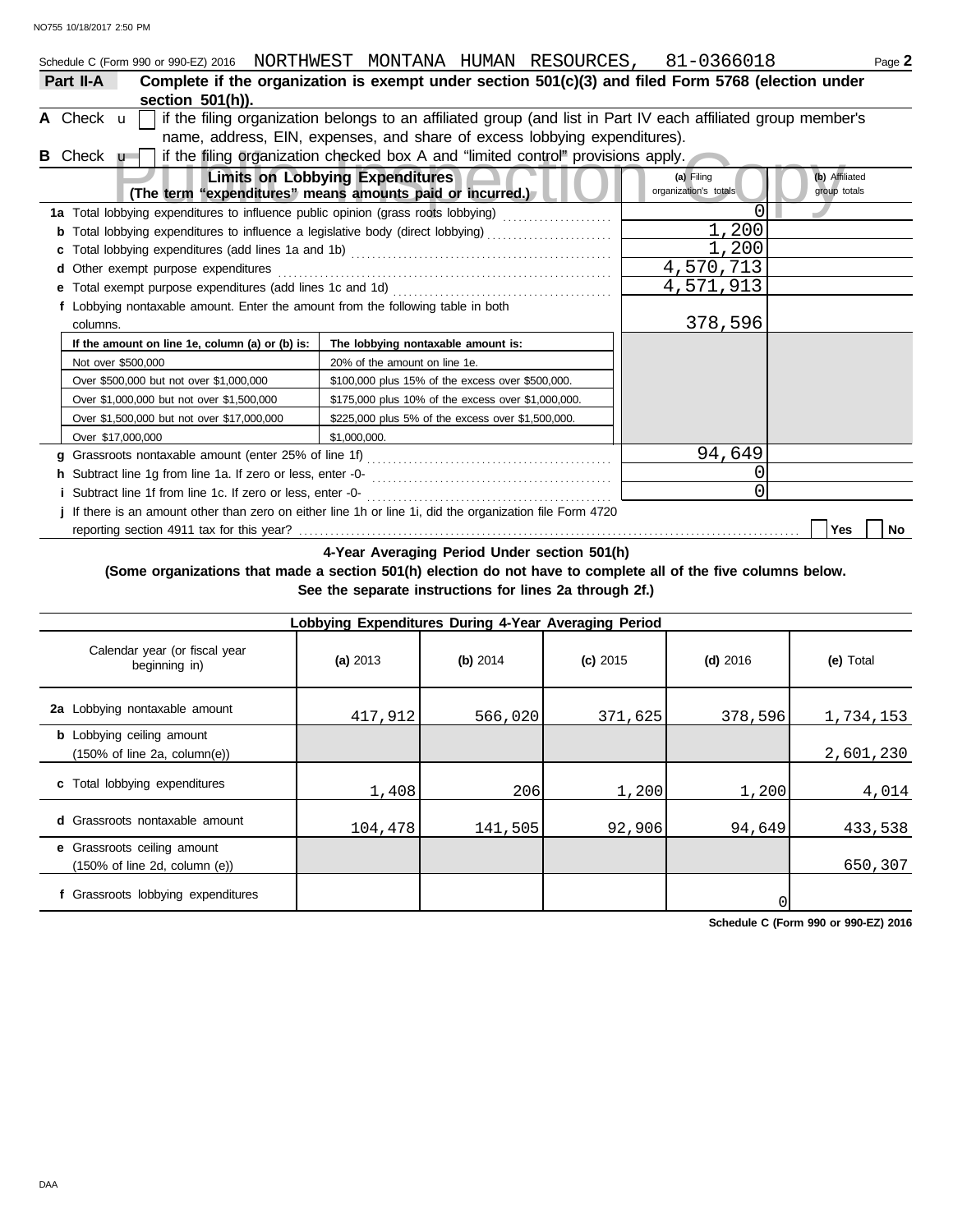Schedule C (Form 990 or 990-EZ) 2016 NORTHWEST MONTANA HUMAN RESOURCES, 81-0366018 Page **2**

## Part II-A Complete if the organization is exempt under section 501(c)(3) and filed Form 5768 (election under section 501(h)).

**A** Check ☐ if the filing organization belongs to an affiliated group (and list in Part IV each affiliated group member's name, address, EIN, expenses, and share of excess lobbying expenditures).

**B** Check ☐ if the filing organization checked box A and "limited control" provisions apply.

| Limits on Lobbying Expenditures (The term "expenditures" means amounts paid or incurred.) | (a) Filing organization's totals | (b) Affiliated group totals |
|---|---|---|
| **1a** Total lobbying expenditures to influence public opinion (grass roots lobbying) | 0 | |
| **b** Total lobbying expenditures to influence a legislative body (direct lobbying) | 1,200 | |
| **c** Total lobbying expenditures (add lines 1a and 1b) | 1,200 | |
| **d** Other exempt purpose expenditures | 4,570,713 | |
| **e** Total exempt purpose expenditures (add lines 1c and 1d) | 4,571,913 | |
| **f** Lobbying nontaxable amount. Enter the amount from the following table in both columns. | 378,596 | |

| If the amount on line 1e, column (a) or (b) is: | The lobbying nontaxable amount is: |
|---|---|
| Not over $500,000 | 20% of the amount on line 1e. |
| Over $500,000 but not over $1,000,000 | $100,000 plus 15% of the excess over $500,000. |
| Over $1,000,000 but not over $1,500,000 | $175,000 plus 10% of the excess over $1,000,000. |
| Over $1,500,000 but not over $17,000,000 | $225,000 plus 5% of the excess over $1,500,000. |
| Over $17,000,000 | $1,000,000. |

| | (a) Filing organization's totals | (b) Affiliated group totals |
|---|---|---|
| **g** Grassroots nontaxable amount (enter 25% of line 1f) | 94,649 | |
| **h** Subtract line 1g from line 1a. If zero or less, enter -0- | 0 | |
| **i** Subtract line 1f from line 1c. If zero or less, enter -0- | 0 | |

**j** If there is an amount other than zero on either line 1h or line 1i, did the organization file Form 4720 reporting section 4911 tax for this year? ☐ Yes ☐ No

**4-Year Averaging Period Under section 501(h)**

**(Some organizations that made a section 501(h) election do not have to complete all of the five columns below. See the separate instructions for lines 2a through 2f.)**

| Lobbying Expenditures During 4-Year Averaging Period | | | | | |
|---|---|---|---|---|---|
| Calendar year (or fiscal year beginning in) | (a) 2013 | (b) 2014 | (c) 2015 | (d) 2016 | (e) Total |
| **2a** Lobbying nontaxable amount | 417,912 | 566,020 | 371,625 | 378,596 | 1,734,153 |
| **b** Lobbying ceiling amount (150% of line 2a, column(e)) | | | | | 2,601,230 |
| **c** Total lobbying expenditures | 1,408 | 206 | 1,200 | 1,200 | 4,014 |
| **d** Grassroots nontaxable amount | 104,478 | 141,505 | 92,906 | 94,649 | 433,538 |
| **e** Grassroots ceiling amount (150% of line 2d, column (e)) | | | | | 650,307 |
| **f** Grassroots lobbying expenditures | | | | 0 | |

**Schedule C (Form 990 or 990-EZ) 2016**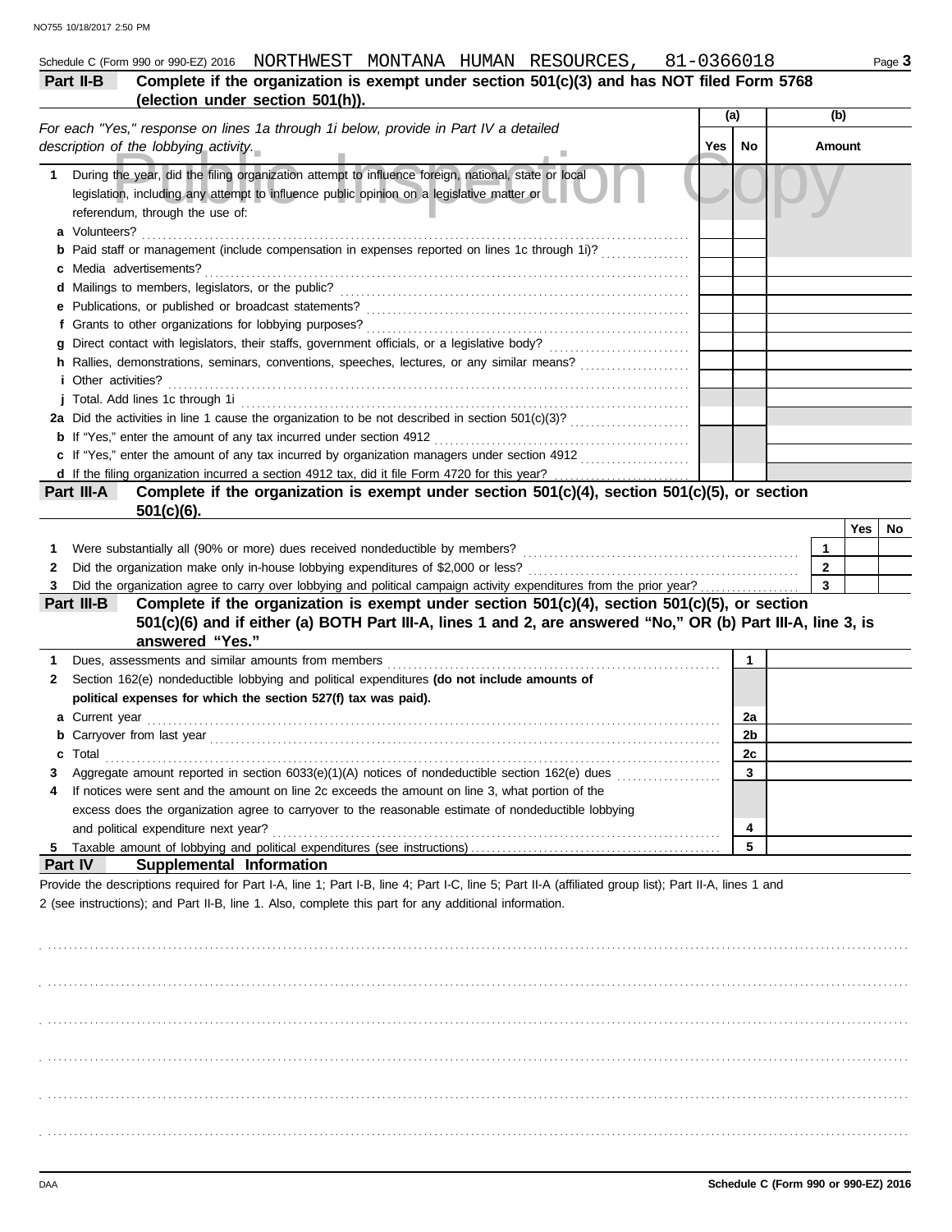Schedule C (Form 990 or 990-EZ) 2016 NORTHWEST MONTANA HUMAN RESOURCES, 81-0366018

## Part II-B Complete if the organization is exempt under section 501(c)(3) and has NOT filed Form 5768 (election under section 501(h)).

| *For each "Yes," response on lines 1a through 1i below, provide in Part IV a detailed description of the lobbying activity.* | (a) Yes | (a) No | (b) Amount |
|---|---|---|---|
| **1** During the year, did the filing organization attempt to influence foreign, national, state or local legislation, including any attempt to influence public opinion on a legislative matter or referendum, through the use of: | | | |
| **a** Volunteers? | | | |
| **b** Paid staff or management (include compensation in expenses reported on lines 1c through 1i)? | | | |
| **c** Media advertisements? | | | |
| **d** Mailings to members, legislators, or the public? | | | |
| **e** Publications, or published or broadcast statements? | | | |
| **f** Grants to other organizations for lobbying purposes? | | | |
| **g** Direct contact with legislators, their staffs, government officials, or a legislative body? | | | |
| **h** Rallies, demonstrations, seminars, conventions, speeches, lectures, or any similar means? | | | |
| **i** Other activities? | | | |
| **j** Total. Add lines 1c through 1i | | | |
| **2a** Did the activities in line 1 cause the organization to be not described in section 501(c)(3)? | | | |
| **b** If "Yes," enter the amount of any tax incurred under section 4912 | | | |
| **c** If "Yes," enter the amount of any tax incurred by organization managers under section 4912 | | | |
| **d** If the filing organization incurred a section 4912 tax, did it file Form 4720 for this year? | | | |

## Part III-A Complete if the organization is exempt under section 501(c)(4), section 501(c)(5), or section 501(c)(6).

| | | Yes | No |
|---|---|---|---|
| **1** Were substantially all (90% or more) dues received nondeductible by members? | 1 | | |
| **2** Did the organization make only in-house lobbying expenditures of $2,000 or less? | 2 | | |
| **3** Did the organization agree to carry over lobbying and political campaign activity expenditures from the prior year? | 3 | | |

## Part III-B Complete if the organization is exempt under section 501(c)(4), section 501(c)(5), or section 501(c)(6) and if either (a) BOTH Part III-A, lines 1 and 2, are answered "No," OR (b) Part III-A, line 3, is answered "Yes."

| | | |
|---|---|---|
| **1** Dues, assessments and similar amounts from members | 1 | |
| **2** Section 162(e) nondeductible lobbying and political expenditures **(do not include amounts of political expenses for which the section 527(f) tax was paid).** | | |
| **a** Current year | 2a | |
| **b** Carryover from last year | 2b | |
| **c** Total | 2c | |
| **3** Aggregate amount reported in section 6033(e)(1)(A) notices of nondeductible section 162(e) dues | 3 | |
| **4** If notices were sent and the amount on line 2c exceeds the amount on line 3, what portion of the excess does the organization agree to carryover to the reasonable estimate of nondeductible lobbying and political expenditure next year? | 4 | |
| **5** Taxable amount of lobbying and political expenditures (see instructions) | 5 | |

## Part IV Supplemental Information

Provide the descriptions required for Part I-A, line 1; Part I-B, line 4; Part I-C, line 5; Part II-A (affiliated group list); Part II-A, lines 1 and 2 (see instructions); and Part II-B, line 1. Also, complete this part for any additional information.

Schedule C (Form 990 or 990-EZ) 2016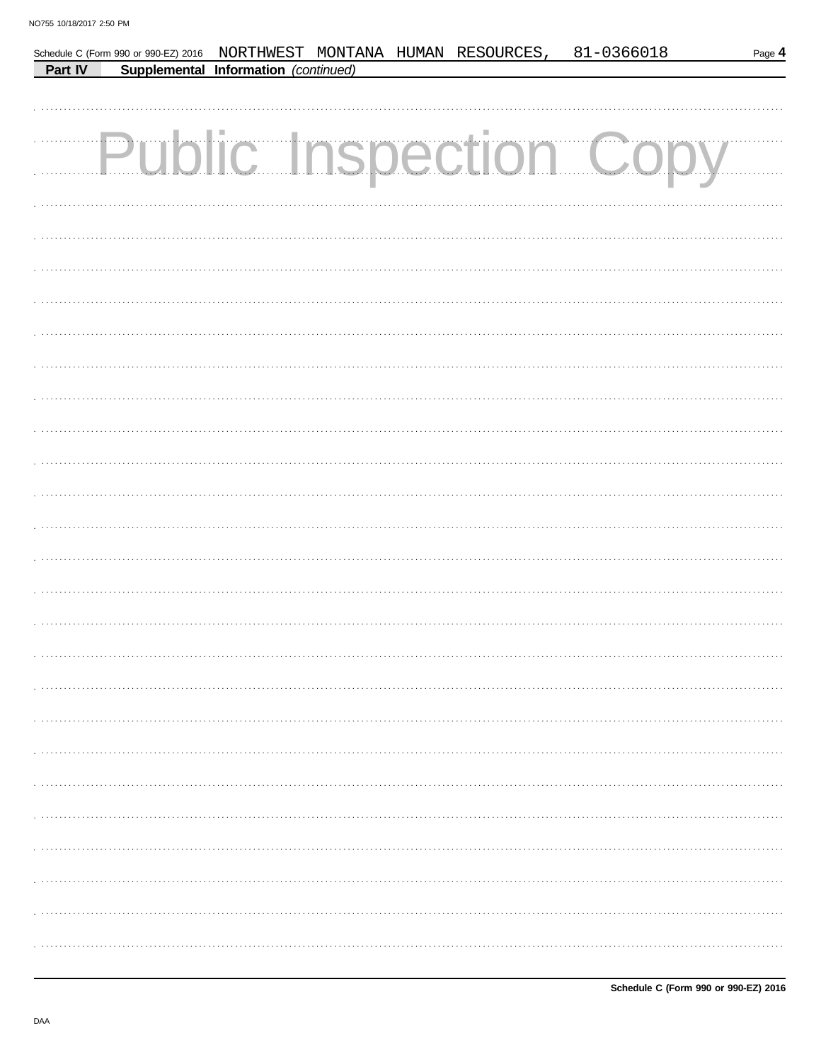Schedule C (Form 990 or 990-EZ) 2016 NORTHWEST MONTANA HUMAN RESOURCES, 81-0366018

**Part IV** **Supplemental Information** *(continued)*

Public Inspection Copy

**Schedule C (Form 990 or 990-EZ) 2016**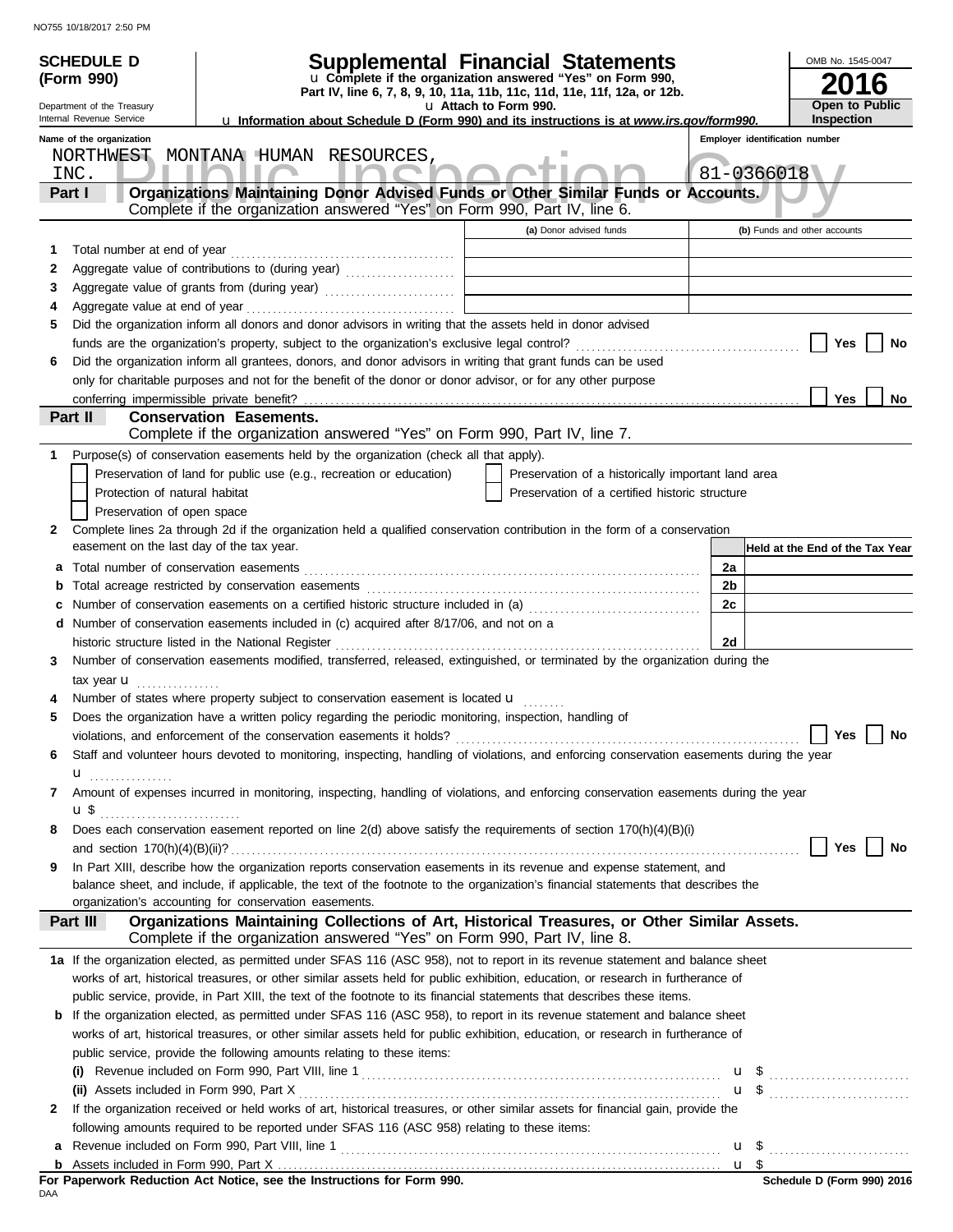NO755 10/18/2017 2:50 PM

**SCHEDULE D (Form 990)**

Department of the Treasury
Internal Revenue Service

# Supplemental Financial Statements

u Complete if the organization answered "Yes" on Form 990, Part IV, line 6, 7, 8, 9, 10, 11a, 11b, 11c, 11d, 11e, 11f, 12a, or 12b.
u Attach to Form 990.
u Information about Schedule D (Form 990) and its instructions is at *www.irs.gov/form990.*

OMB No. 1545-0047
**2016**
**Open to Public Inspection**

Name of the organization: NORTHWEST MONTANA HUMAN RESOURCES, INC.
Employer identification number: 81-0366018

Public Inspection Copy

## Part I — Organizations Maintaining Donor Advised Funds or Other Similar Funds or Accounts.
Complete if the organization answered "Yes" on Form 990, Part IV, line 6.

| | | (a) Donor advised funds | (b) Funds and other accounts |
|---|---|---|---|
| 1 | Total number at end of year | | |
| 2 | Aggregate value of contributions to (during year) | | |
| 3 | Aggregate value of grants from (during year) | | |
| 4 | Aggregate value at end of year | | |

5 Did the organization inform all donors and donor advisors in writing that the assets held in donor advised funds are the organization's property, subject to the organization's exclusive legal control? ☐ Yes ☐ No

6 Did the organization inform all grantees, donors, and donor advisors in writing that grant funds can be used only for charitable purposes and not for the benefit of the donor or donor advisor, or for any other purpose conferring impermissible private benefit? ☐ Yes ☐ No

## Part II — Conservation Easements.
Complete if the organization answered "Yes" on Form 990, Part IV, line 7.

1 Purpose(s) of conservation easements held by the organization (check all that apply).
- ☐ Preservation of land for public use (e.g., recreation or education)
- ☐ Preservation of a historically important land area
- ☐ Protection of natural habitat
- ☐ Preservation of a certified historic structure
- ☐ Preservation of open space

2 Complete lines 2a through 2d if the organization held a qualified conservation contribution in the form of a conservation easement on the last day of the tax year.

| | | | Held at the End of the Tax Year |
|---|---|---|---|
| a | Total number of conservation easements | 2a | |
| b | Total acreage restricted by conservation easements | 2b | |
| c | Number of conservation easements on a certified historic structure included in (a) | 2c | |
| d | Number of conservation easements included in (c) acquired after 8/17/06, and not on a historic structure listed in the National Register | 2d | |

3 Number of conservation easements modified, transferred, released, extinguished, or terminated by the organization during the tax year u

4 Number of states where property subject to conservation easement is located u

5 Does the organization have a written policy regarding the periodic monitoring, inspection, handling of violations, and enforcement of the conservation easements it holds? ☐ Yes ☐ No

6 Staff and volunteer hours devoted to monitoring, inspecting, handling of violations, and enforcing conservation easements during the year u

7 Amount of expenses incurred in monitoring, inspecting, handling of violations, and enforcing conservation easements during the year u $

8 Does each conservation easement reported on line 2(d) above satisfy the requirements of section 170(h)(4)(B)(i) and section 170(h)(4)(B)(ii)? ☐ Yes ☐ No

9 In Part XIII, describe how the organization reports conservation easements in its revenue and expense statement, and balance sheet, and include, if applicable, the text of the footnote to the organization's financial statements that describes the organization's accounting for conservation easements.

## Part III — Organizations Maintaining Collections of Art, Historical Treasures, or Other Similar Assets.
Complete if the organization answered "Yes" on Form 990, Part IV, line 8.

1a If the organization elected, as permitted under SFAS 116 (ASC 958), not to report in its revenue statement and balance sheet works of art, historical treasures, or other similar assets held for public exhibition, education, or research in furtherance of public service, provide, in Part XIII, the text of the footnote to its financial statements that describes these items.

b If the organization elected, as permitted under SFAS 116 (ASC 958), to report in its revenue statement and balance sheet works of art, historical treasures, or other similar assets held for public exhibition, education, or research in furtherance of public service, provide the following amounts relating to these items:

(i) Revenue included on Form 990, Part VIII, line 1 u $

(ii) Assets included in Form 990, Part X u $

2 If the organization received or held works of art, historical treasures, or other similar assets for financial gain, provide the following amounts required to be reported under SFAS 116 (ASC 958) relating to these items:

a Revenue included on Form 990, Part VIII, line 1 u $

b Assets included in Form 990, Part X u $

**For Paperwork Reduction Act Notice, see the Instructions for Form 990.**
DAA
**Schedule D (Form 990) 2016**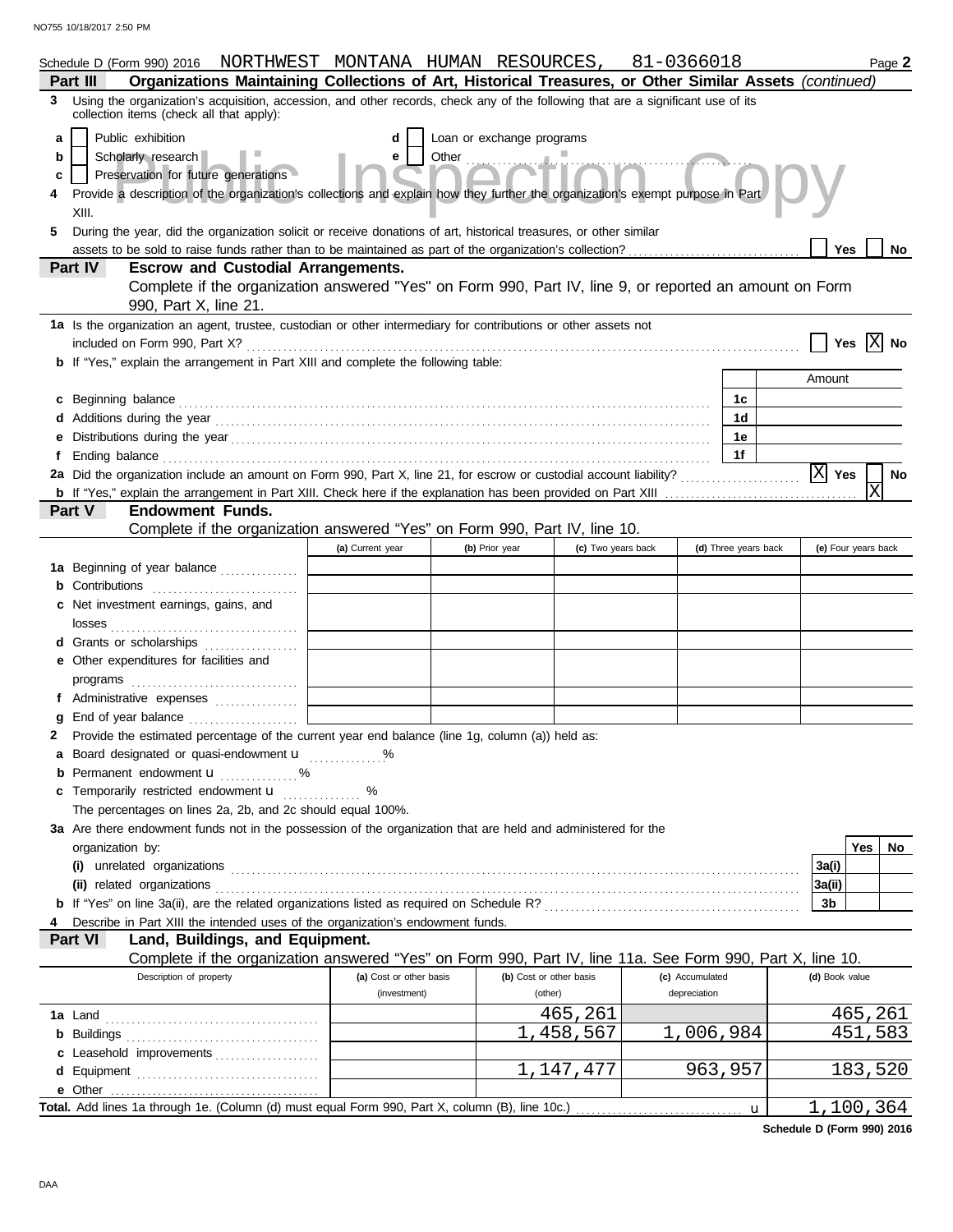Schedule D (Form 990) 2016 NORTHWEST MONTANA HUMAN RESOURCES, 81-0366018 Page **2**

**Part III — Organizations Maintaining Collections of Art, Historical Treasures, or Other Similar Assets** *(continued)*

**3** Using the organization's acquisition, accession, and other records, check any of the following that are a significant use of its collection items (check all that apply):

- **a** [ ] Public exhibition
- **b** [ ] Scholarly research
- **c** [ ] Preservation for future generations
- **d** [ ] Loan or exchange programs
- **e** [ ] Other

**4** Provide a description of the organization's collections and explain how they further the organization's exempt purpose in Part XIII.

**5** During the year, did the organization solicit or receive donations of art, historical treasures, or other similar assets to be sold to raise funds rather than to be maintained as part of the organization's collection? [ ] Yes [ ] No

**Part IV — Escrow and Custodial Arrangements.**
Complete if the organization answered "Yes" on Form 990, Part IV, line 9, or reported an amount on Form 990, Part X, line 21.

**1a** Is the organization an agent, trustee, custodian or other intermediary for contributions or other assets not included on Form 990, Part X? [ ] Yes [X] No

**b** If "Yes," explain the arrangement in Part XIII and complete the following table:

| | | Amount |
|---|---|---|
| **c** Beginning balance | 1c | |
| **d** Additions during the year | 1d | |
| **e** Distributions during the year | 1e | |
| **f** Ending balance | 1f | |

**2a** Did the organization include an amount on Form 990, Part X, line 21, for escrow or custodial account liability? [X] Yes [ ] No

**b** If "Yes," explain the arrangement in Part XIII. Check here if the explanation has been provided on Part XIII [X]

**Part V — Endowment Funds.**
Complete if the organization answered "Yes" on Form 990, Part IV, line 10.

| | (a) Current year | (b) Prior year | (c) Two years back | (d) Three years back | (e) Four years back |
|---|---|---|---|---|---|
| **1a** Beginning of year balance | | | | | |
| **b** Contributions | | | | | |
| **c** Net investment earnings, gains, and losses | | | | | |
| **d** Grants or scholarships | | | | | |
| **e** Other expenditures for facilities and programs | | | | | |
| **f** Administrative expenses | | | | | |
| **g** End of year balance | | | | | |

**2** Provide the estimated percentage of the current year end balance (line 1g, column (a)) held as:

- **a** Board designated or quasi-endowment ______ %
- **b** Permanent endowment ______ %
- **c** Temporarily restricted endowment ______ %

The percentages on lines 2a, 2b, and 2c should equal 100%.

**3a** Are there endowment funds not in the possession of the organization that are held and administered for the organization by:

| | | Yes | No |
|---|---|---|---|
| **(i)** unrelated organizations | 3a(i) | | |
| **(ii)** related organizations | 3a(ii) | | |
| **b** If "Yes" on line 3a(ii), are the related organizations listed as required on Schedule R? | 3b | | |

**4** Describe in Part XIII the intended uses of the organization's endowment funds.

**Part VI — Land, Buildings, and Equipment.**
Complete if the organization answered "Yes" on Form 990, Part IV, line 11a. See Form 990, Part X, line 10.

| Description of property | (a) Cost or other basis (investment) | (b) Cost or other basis (other) | (c) Accumulated depreciation | (d) Book value |
|---|---|---|---|---|
| **1a** Land | | 465,261 | | 465,261 |
| **b** Buildings | | 1,458,567 | 1,006,984 | 451,583 |
| **c** Leasehold improvements | | | | |
| **d** Equipment | | 1,147,477 | 963,957 | 183,520 |
| **e** Other | | | | |
| **Total.** Add lines 1a through 1e. (Column (d) must equal Form 990, Part X, column (B), line 10c.) | | | | 1,100,364 |

**Schedule D (Form 990) 2016**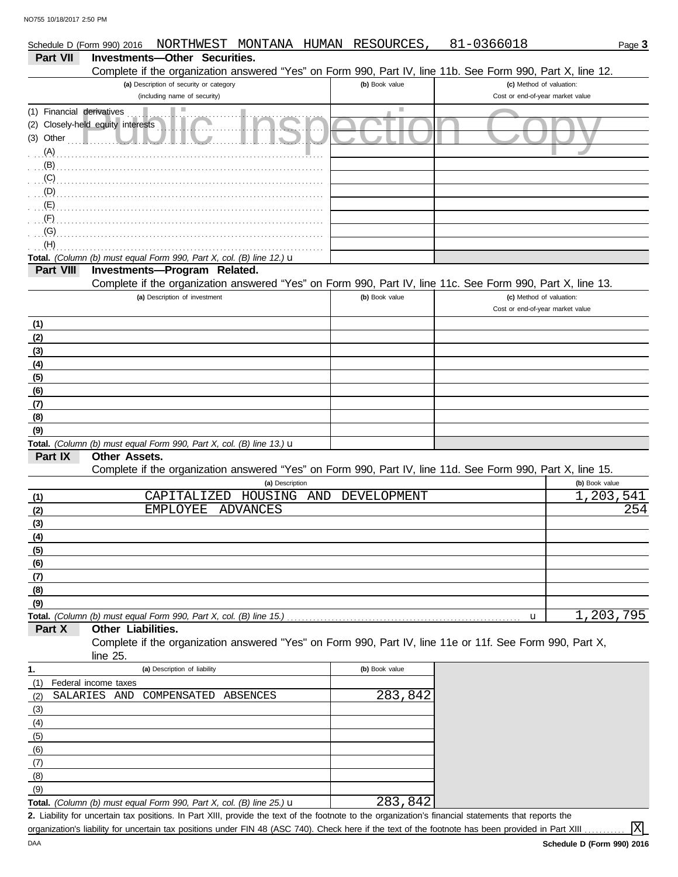Schedule D (Form 990) 2016 NORTHWEST MONTANA HUMAN RESOURCES, 81-0366018 Page **3**

## Part VII Investments—Other Securities.

Complete if the organization answered "Yes" on Form 990, Part IV, line 11b. See Form 990, Part X, line 12.

| (a) Description of security or category (including name of security) | (b) Book value | (c) Method of valuation: Cost or end-of-year market value |
|---|---|---|
| (1) Financial derivatives | | |
| (2) Closely-held equity interests | | |
| (3) Other | | |
| (A) | | |
| (B) | | |
| (C) | | |
| (D) | | |
| (E) | | |
| (F) | | |
| (G) | | |
| (H) | | |
| **Total.** *(Column (b) must equal Form 990, Part X, col. (B) line 12.)* u | | |

## Part VIII Investments—Program Related.

Complete if the organization answered "Yes" on Form 990, Part IV, line 11c. See Form 990, Part X, line 13.

| (a) Description of investment | (b) Book value | (c) Method of valuation: Cost or end-of-year market value |
|---|---|---|
| (1) | | |
| (2) | | |
| (3) | | |
| (4) | | |
| (5) | | |
| (6) | | |
| (7) | | |
| (8) | | |
| (9) | | |
| **Total.** *(Column (b) must equal Form 990, Part X, col. (B) line 13.)* u | | |

## Part IX Other Assets.

Complete if the organization answered "Yes" on Form 990, Part IV, line 11d. See Form 990, Part X, line 15.

| | (a) Description | (b) Book value |
|---|---|---|
| (1) | CAPITALIZED HOUSING AND DEVELOPMENT | 1,203,541 |
| (2) | EMPLOYEE ADVANCES | 254 |
| (3) | | |
| (4) | | |
| (5) | | |
| (6) | | |
| (7) | | |
| (8) | | |
| (9) | | |
| **Total.** *(Column (b) must equal Form 990, Part X, col. (B) line 15.)* | u | 1,203,795 |

## Part X Other Liabilities.

Complete if the organization answered "Yes" on Form 990, Part IV, line 11e or 11f. See Form 990, Part X, line 25.

| 1. (a) Description of liability | (b) Book value |
|---|---|
| (1) Federal income taxes | |
| (2) SALARIES AND COMPENSATED ABSENCES | 283,842 |
| (3) | |
| (4) | |
| (5) | |
| (6) | |
| (7) | |
| (8) | |
| (9) | |
| **Total.** *(Column (b) must equal Form 990, Part X, col. (B) line 25.)* u | 283,842 |

**2.** Liability for uncertain tax positions. In Part XIII, provide the text of the footnote to the organization's financial statements that reports the organization's liability for uncertain tax positions under FIN 48 (ASC 740). Check here if the text of the footnote has been provided in Part XIII [X]

Schedule D (Form 990) 2016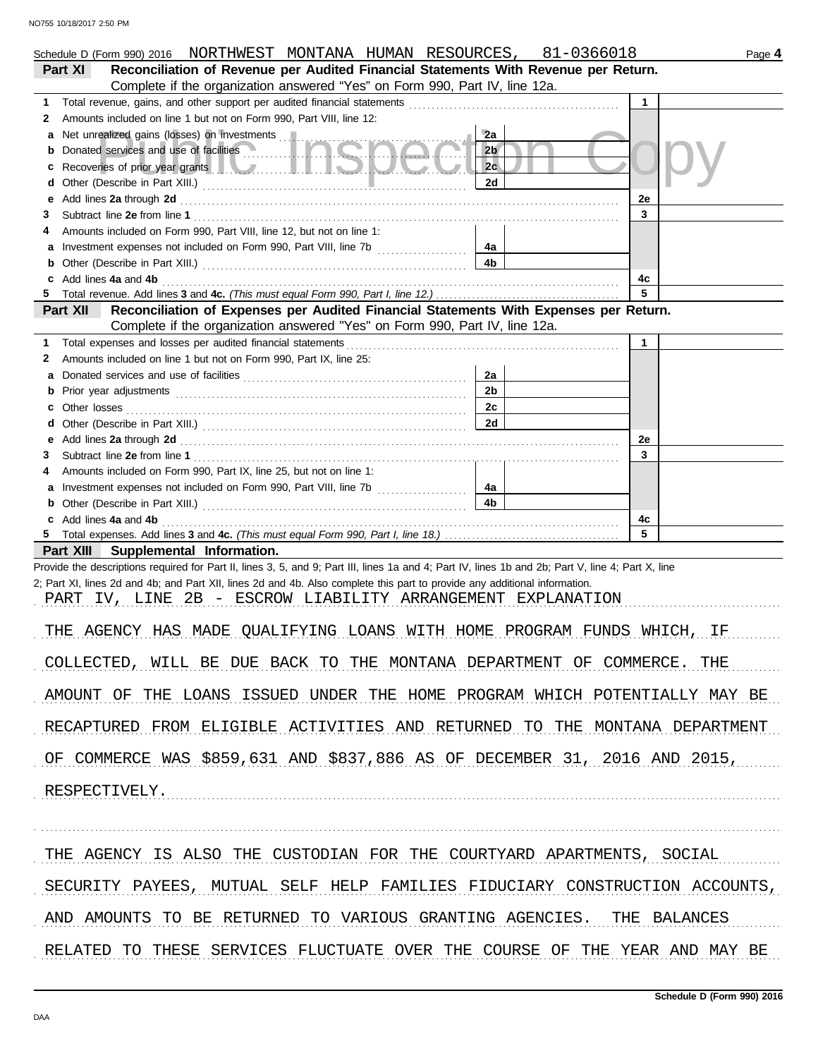Schedule D (Form 990) 2016 NORTHWEST MONTANA HUMAN RESOURCES, 81-0366018 Page 4

**Part XI — Reconciliation of Revenue per Audited Financial Statements With Revenue per Return.** Complete if the organization answered "Yes" on Form 990, Part IV, line 12a.

| | | | | | |
|---|---|---|---|---|---|
| 1 | Total revenue, gains, and other support per audited financial statements | | | 1 | |
| 2 | Amounts included on line 1 but not on Form 990, Part VIII, line 12: | | | | |
| a | Net unrealized gains (losses) on investments | 2a | | | |
| b | Donated services and use of facilities | 2b | | | |
| c | Recoveries of prior year grants | 2c | | | |
| d | Other (Describe in Part XIII.) | 2d | | | |
| e | Add lines **2a** through **2d** | | | 2e | |
| 3 | Subtract line **2e** from line **1** | | | 3 | |
| 4 | Amounts included on Form 990, Part VIII, line 12, but not on line 1: | | | | |
| a | Investment expenses not included on Form 990, Part VIII, line 7b | 4a | | | |
| b | Other (Describe in Part XIII.) | 4b | | | |
| c | Add lines **4a** and **4b** | | | 4c | |
| 5 | Total revenue. Add lines **3** and **4c.** *(This must equal Form 990, Part I, line 12.)* | | | 5 | |

**Part XII — Reconciliation of Expenses per Audited Financial Statements With Expenses per Return.** Complete if the organization answered "Yes" on Form 990, Part IV, line 12a.

| | | | | | |
|---|---|---|---|---|---|
| 1 | Total expenses and losses per audited financial statements | | | 1 | |
| 2 | Amounts included on line 1 but not on Form 990, Part IX, line 25: | | | | |
| a | Donated services and use of facilities | 2a | | | |
| b | Prior year adjustments | 2b | | | |
| c | Other losses | 2c | | | |
| d | Other (Describe in Part XIII.) | 2d | | | |
| e | Add lines **2a** through **2d** | | | 2e | |
| 3 | Subtract line **2e** from line **1** | | | 3 | |
| 4 | Amounts included on Form 990, Part IX, line 25, but not on line 1: | | | | |
| a | Investment expenses not included on Form 990, Part VIII, line 7b | 4a | | | |
| b | Other (Describe in Part XIII.) | 4b | | | |
| c | Add lines **4a** and **4b** | | | 4c | |
| 5 | Total expenses. Add lines **3** and **4c.** *(This must equal Form 990, Part I, line 18.)* | | | 5 | |

**Part XIII — Supplemental Information.**

Provide the descriptions required for Part II, lines 3, 5, and 9; Part III, lines 1a and 4; Part IV, lines 1b and 2b; Part V, line 4; Part X, line 2; Part XI, lines 2d and 4b; and Part XII, lines 2d and 4b. Also complete this part to provide any additional information.

PART IV, LINE 2B - ESCROW LIABILITY ARRANGEMENT EXPLANATION

THE AGENCY HAS MADE QUALIFYING LOANS WITH HOME PROGRAM FUNDS WHICH, IF COLLECTED, WILL BE DUE BACK TO THE MONTANA DEPARTMENT OF COMMERCE. THE AMOUNT OF THE LOANS ISSUED UNDER THE HOME PROGRAM WHICH POTENTIALLY MAY BE RECAPTURED FROM ELIGIBLE ACTIVITIES AND RETURNED TO THE MONTANA DEPARTMENT OF COMMERCE WAS $859,631 AND $837,886 AS OF DECEMBER 31, 2016 AND 2015, RESPECTIVELY.

THE AGENCY IS ALSO THE CUSTODIAN FOR THE COURTYARD APARTMENTS, SOCIAL SECURITY PAYEES, MUTUAL SELF HELP FAMILIES FIDUCIARY CONSTRUCTION ACCOUNTS, AND AMOUNTS TO BE RETURNED TO VARIOUS GRANTING AGENCIES. THE BALANCES RELATED TO THESE SERVICES FLUCTUATE OVER THE COURSE OF THE YEAR AND MAY BE

Schedule D (Form 990) 2016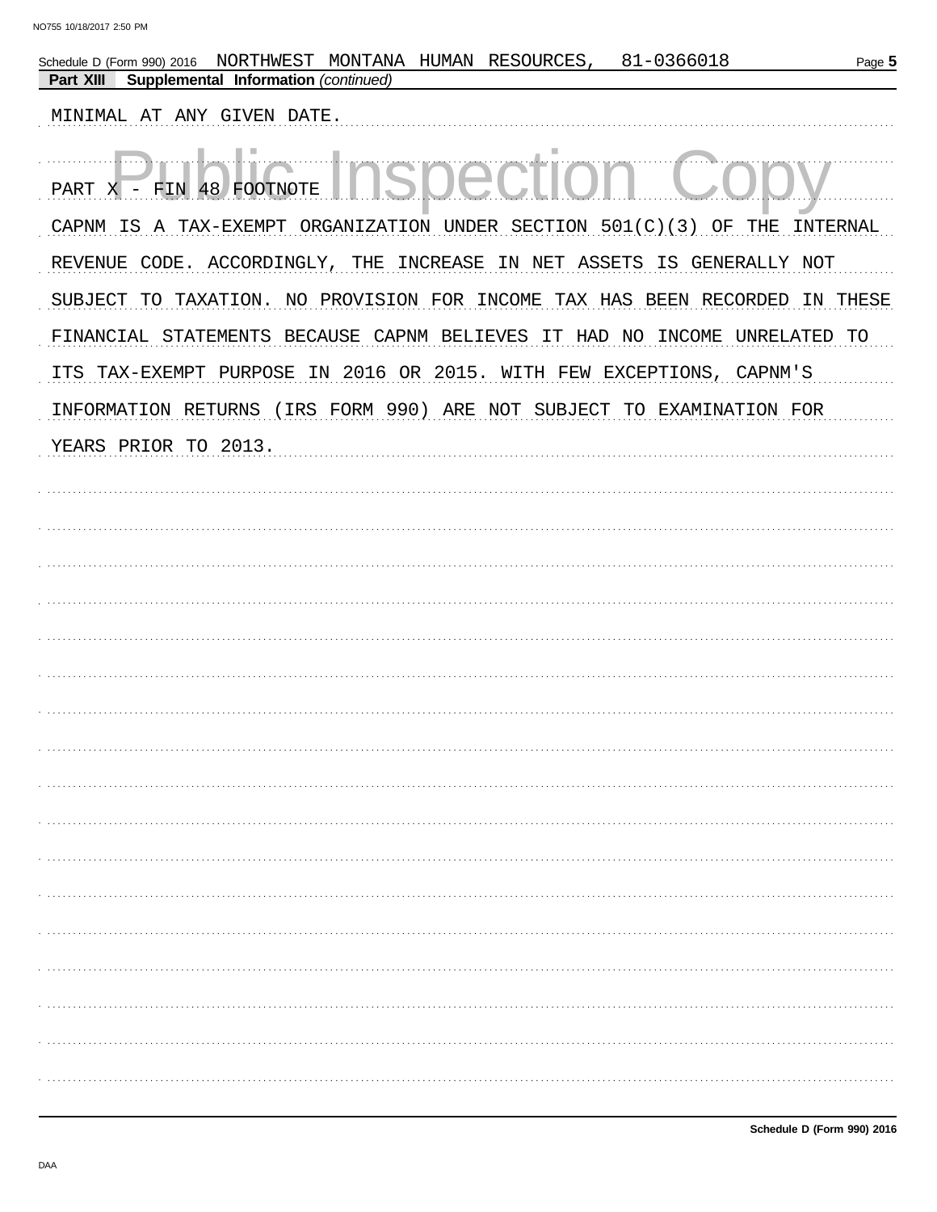Schedule D (Form 990) 2016 NORTHWEST MONTANA HUMAN RESOURCES, 81-0366018

**Part XIII Supplemental Information** *(continued)*

MINIMAL AT ANY GIVEN DATE.

PART X - FIN 48 FOOTNOTE

CAPNM IS A TAX-EXEMPT ORGANIZATION UNDER SECTION 501(C)(3) OF THE INTERNAL REVENUE CODE. ACCORDINGLY, THE INCREASE IN NET ASSETS IS GENERALLY NOT SUBJECT TO TAXATION. NO PROVISION FOR INCOME TAX HAS BEEN RECORDED IN THESE FINANCIAL STATEMENTS BECAUSE CAPNM BELIEVES IT HAD NO INCOME UNRELATED TO ITS TAX-EXEMPT PURPOSE IN 2016 OR 2015. WITH FEW EXCEPTIONS, CAPNM'S INFORMATION RETURNS (IRS FORM 990) ARE NOT SUBJECT TO EXAMINATION FOR YEARS PRIOR TO 2013.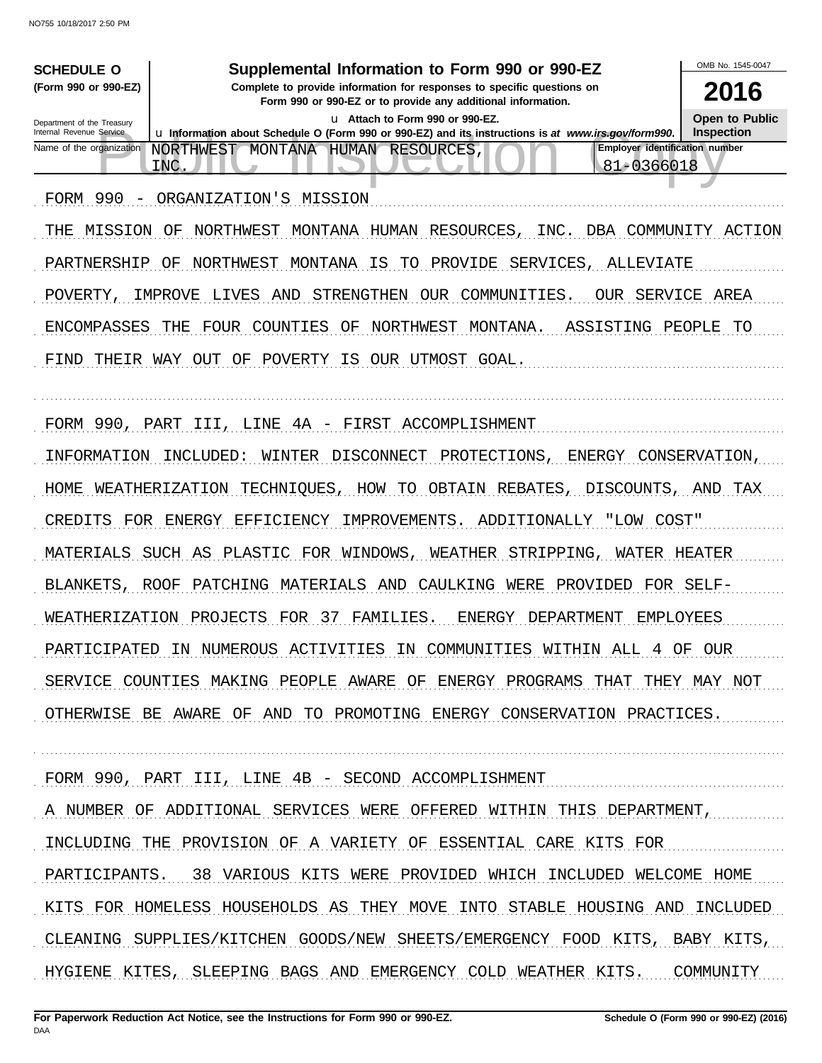**SCHEDULE O (Form 990 or 990-EZ)**

Department of the Treasury
Internal Revenue Service

# Supplemental Information to Form 990 or 990-EZ

**Complete to provide information for responses to specific questions on Form 990 or 990-EZ or to provide any additional information.**

u Attach to Form 990 or 990-EZ.

u Information about Schedule O (Form 990 or 990-EZ) and its instructions is at www.irs.gov/form990.

OMB No. 1545-0047

**2016**

**Open to Public Inspection**

| Name of the organization | Employer identification number |
|---|---|
| NORTHWEST MONTANA HUMAN RESOURCES, INC. | 81-0366018 |

FORM 990 - ORGANIZATION'S MISSION

THE MISSION OF NORTHWEST MONTANA HUMAN RESOURCES, INC. DBA COMMUNITY ACTION PARTNERSHIP OF NORTHWEST MONTANA IS TO PROVIDE SERVICES, ALLEVIATE POVERTY, IMPROVE LIVES AND STRENGTHEN OUR COMMUNITIES. OUR SERVICE AREA ENCOMPASSES THE FOUR COUNTIES OF NORTHWEST MONTANA. ASSISTING PEOPLE TO FIND THEIR WAY OUT OF POVERTY IS OUR UTMOST GOAL.

FORM 990, PART III, LINE 4A - FIRST ACCOMPLISHMENT

INFORMATION INCLUDED: WINTER DISCONNECT PROTECTIONS, ENERGY CONSERVATION, HOME WEATHERIZATION TECHNIQUES, HOW TO OBTAIN REBATES, DISCOUNTS, AND TAX CREDITS FOR ENERGY EFFICIENCY IMPROVEMENTS. ADDITIONALLY "LOW COST" MATERIALS SUCH AS PLASTIC FOR WINDOWS, WEATHER STRIPPING, WATER HEATER BLANKETS, ROOF PATCHING MATERIALS AND CAULKING WERE PROVIDED FOR SELF-WEATHERIZATION PROJECTS FOR 37 FAMILIES. ENERGY DEPARTMENT EMPLOYEES PARTICIPATED IN NUMEROUS ACTIVITIES IN COMMUNITIES WITHIN ALL 4 OF OUR SERVICE COUNTIES MAKING PEOPLE AWARE OF ENERGY PROGRAMS THAT THEY MAY NOT OTHERWISE BE AWARE OF AND TO PROMOTING ENERGY CONSERVATION PRACTICES.

FORM 990, PART III, LINE 4B - SECOND ACCOMPLISHMENT

A NUMBER OF ADDITIONAL SERVICES WERE OFFERED WITHIN THIS DEPARTMENT, INCLUDING THE PROVISION OF A VARIETY OF ESSENTIAL CARE KITS FOR PARTICIPANTS. 38 VARIOUS KITS WERE PROVIDED WHICH INCLUDED WELCOME HOME KITS FOR HOMELESS HOUSEHOLDS AS THEY MOVE INTO STABLE HOUSING AND INCLUDED CLEANING SUPPLIES/KITCHEN GOODS/NEW SHEETS/EMERGENCY FOOD KITS, BABY KITS, HYGIENE KITES, SLEEPING BAGS AND EMERGENCY COLD WEATHER KITS. COMMUNITY

**For Paperwork Reduction Act Notice, see the Instructions for Form 990 or 990-EZ.** **Schedule O (Form 990 or 990-EZ) (2016)**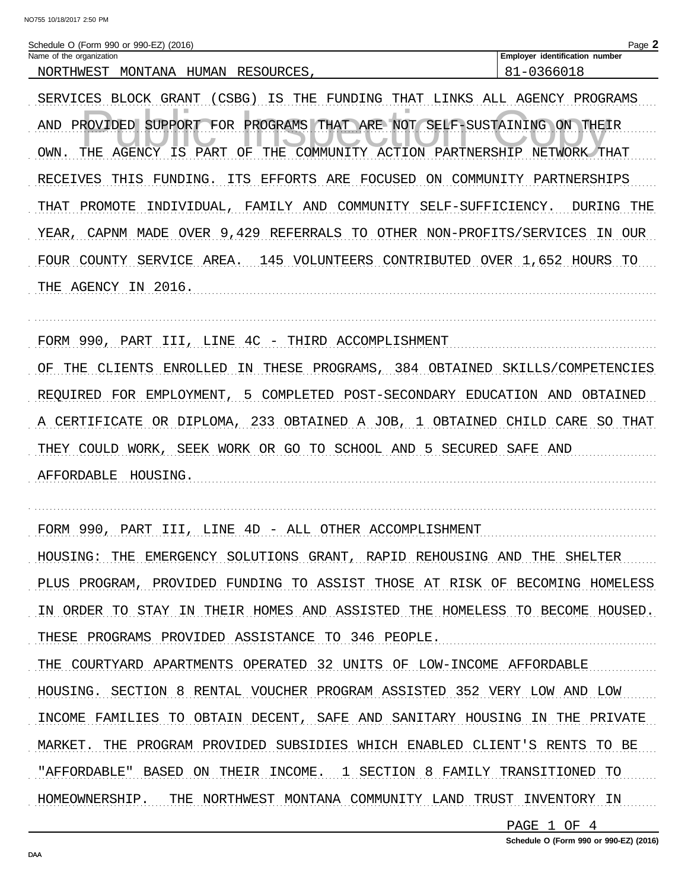Schedule O (Form 990 or 990-EZ) (2016)

| Name of the organization | Employer identification number |
|---|---|
| NORTHWEST MONTANA HUMAN RESOURCES, | 81-0366018 |

SERVICES BLOCK GRANT (CSBG) IS THE FUNDING THAT LINKS ALL AGENCY PROGRAMS AND PROVIDED SUPPORT FOR PROGRAMS THAT ARE NOT SELF-SUSTAINING ON THEIR OWN. THE AGENCY IS PART OF THE COMMUNITY ACTION PARTNERSHIP NETWORK THAT RECEIVES THIS FUNDING. ITS EFFORTS ARE FOCUSED ON COMMUNITY PARTNERSHIPS THAT PROMOTE INDIVIDUAL, FAMILY AND COMMUNITY SELF-SUFFICIENCY. DURING THE YEAR, CAPNM MADE OVER 9,429 REFERRALS TO OTHER NON-PROFITS/SERVICES IN OUR FOUR COUNTY SERVICE AREA. 145 VOLUNTEERS CONTRIBUTED OVER 1,652 HOURS TO THE AGENCY IN 2016.

FORM 990, PART III, LINE 4C - THIRD ACCOMPLISHMENT

OF THE CLIENTS ENROLLED IN THESE PROGRAMS, 384 OBTAINED SKILLS/COMPETENCIES REQUIRED FOR EMPLOYMENT, 5 COMPLETED POST-SECONDARY EDUCATION AND OBTAINED A CERTIFICATE OR DIPLOMA, 233 OBTAINED A JOB, 1 OBTAINED CHILD CARE SO THAT THEY COULD WORK, SEEK WORK OR GO TO SCHOOL AND 5 SECURED SAFE AND AFFORDABLE HOUSING.

FORM 990, PART III, LINE 4D - ALL OTHER ACCOMPLISHMENT

HOUSING: THE EMERGENCY SOLUTIONS GRANT, RAPID REHOUSING AND THE SHELTER PLUS PROGRAM, PROVIDED FUNDING TO ASSIST THOSE AT RISK OF BECOMING HOMELESS IN ORDER TO STAY IN THEIR HOMES AND ASSISTED THE HOMELESS TO BECOME HOUSED. THESE PROGRAMS PROVIDED ASSISTANCE TO 346 PEOPLE.

THE COURTYARD APARTMENTS OPERATED 32 UNITS OF LOW-INCOME AFFORDABLE HOUSING. SECTION 8 RENTAL VOUCHER PROGRAM ASSISTED 352 VERY LOW AND LOW INCOME FAMILIES TO OBTAIN DECENT, SAFE AND SANITARY HOUSING IN THE PRIVATE MARKET. THE PROGRAM PROVIDED SUBSIDIES WHICH ENABLED CLIENT'S RENTS TO BE "AFFORDABLE" BASED ON THEIR INCOME. 1 SECTION 8 FAMILY TRANSITIONED TO HOMEOWNERSHIP. THE NORTHWEST MONTANA COMMUNITY LAND TRUST INVENTORY IN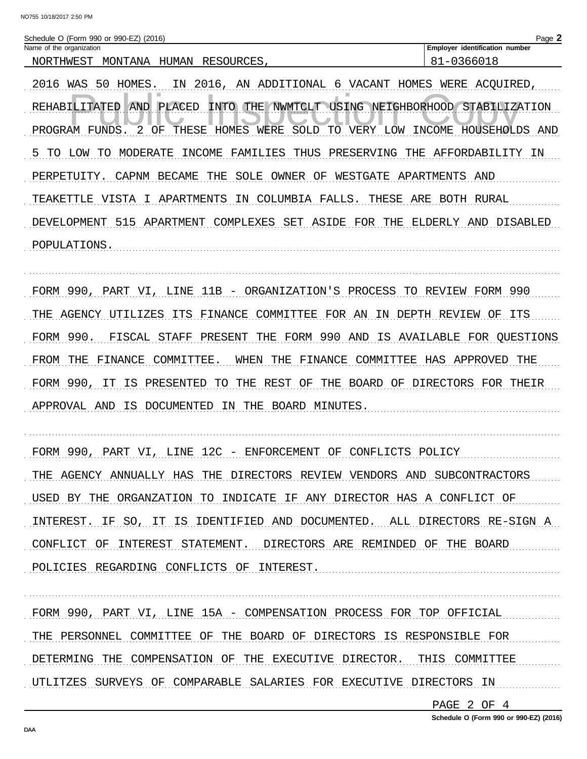Schedule O (Form 990 or 990-EZ) (2016)

| Name of the organization | Employer identification number |
|---|---|
| NORTHWEST MONTANA HUMAN RESOURCES, | 81-0366018 |

2016 WAS 50 HOMES. IN 2016, AN ADDITIONAL 6 VACANT HOMES WERE ACQUIRED, REHABILITATED AND PLACED INTO THE NWMTCLT USING NEIGHBORHOOD STABILIZATION PROGRAM FUNDS. 2 OF THESE HOMES WERE SOLD TO VERY LOW INCOME HOUSEHOLDS AND 5 TO LOW TO MODERATE INCOME FAMILIES THUS PRESERVING THE AFFORDABILITY IN PERPETUITY. CAPNM BECAME THE SOLE OWNER OF WESTGATE APARTMENTS AND TEAKETTLE VISTA I APARTMENTS IN COLUMBIA FALLS. THESE ARE BOTH RURAL DEVELOPMENT 515 APARTMENT COMPLEXES SET ASIDE FOR THE ELDERLY AND DISABLED POPULATIONS.

FORM 990, PART VI, LINE 11B - ORGANIZATION'S PROCESS TO REVIEW FORM 990

THE AGENCY UTILIZES ITS FINANCE COMMITTEE FOR AN IN DEPTH REVIEW OF ITS FORM 990. FISCAL STAFF PRESENT THE FORM 990 AND IS AVAILABLE FOR QUESTIONS FROM THE FINANCE COMMITTEE. WHEN THE FINANCE COMMITTEE HAS APPROVED THE FORM 990, IT IS PRESENTED TO THE REST OF THE BOARD OF DIRECTORS FOR THEIR APPROVAL AND IS DOCUMENTED IN THE BOARD MINUTES.

FORM 990, PART VI, LINE 12C - ENFORCEMENT OF CONFLICTS POLICY

THE AGENCY ANNUALLY HAS THE DIRECTORS REVIEW VENDORS AND SUBCONTRACTORS USED BY THE ORGANZATION TO INDICATE IF ANY DIRECTOR HAS A CONFLICT OF INTEREST. IF SO, IT IS IDENTIFIED AND DOCUMENTED. ALL DIRECTORS RE-SIGN A CONFLICT OF INTEREST STATEMENT. DIRECTORS ARE REMINDED OF THE BOARD POLICIES REGARDING CONFLICTS OF INTEREST.

FORM 990, PART VI, LINE 15A - COMPENSATION PROCESS FOR TOP OFFICIAL

THE PERSONNEL COMMITTEE OF THE BOARD OF DIRECTORS IS RESPONSIBLE FOR DETERMING THE COMPENSATION OF THE EXECUTIVE DIRECTOR. THIS COMMITTEE UTLITZES SURVEYS OF COMPARABLE SALARIES FOR EXECUTIVE DIRECTORS IN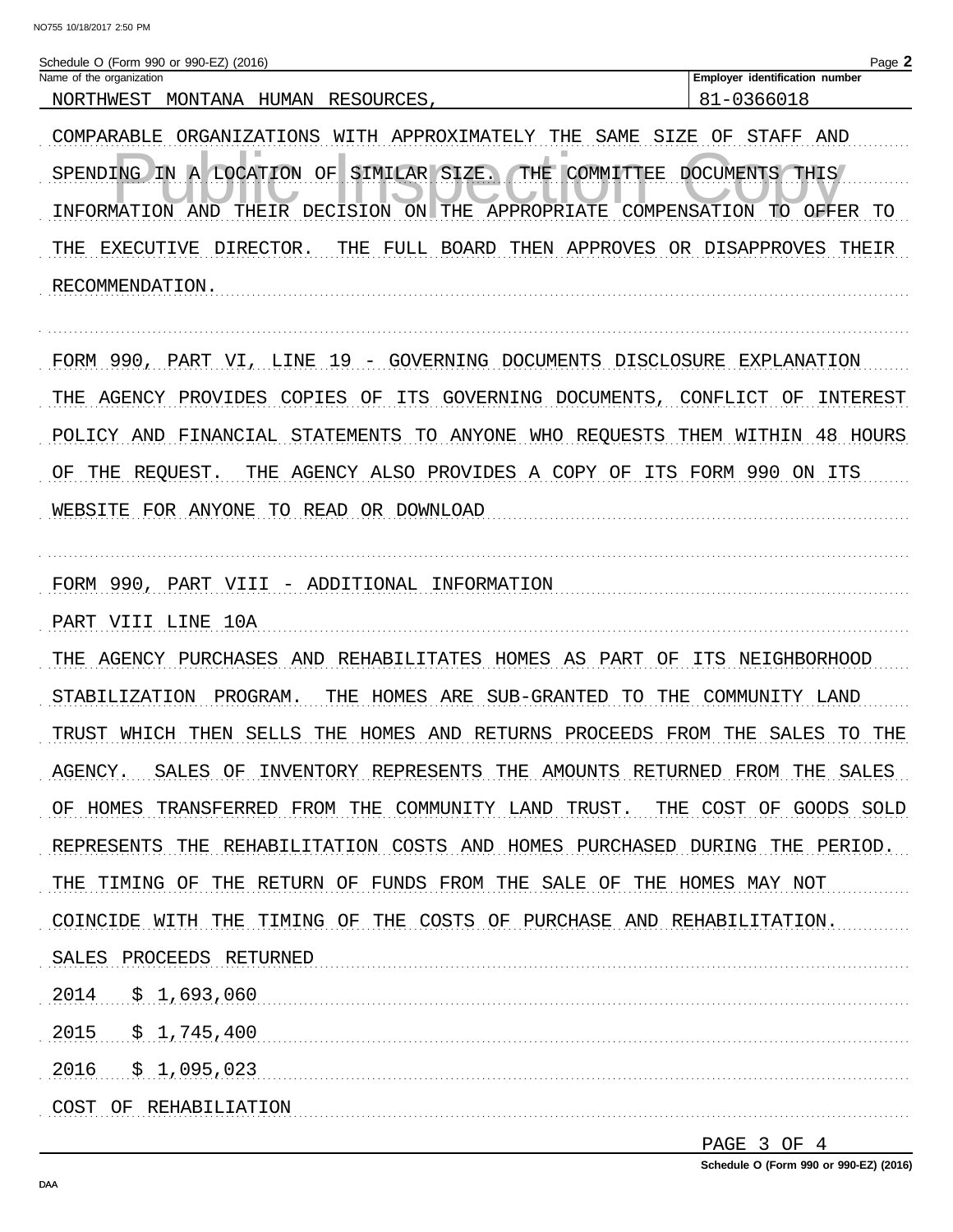Schedule O (Form 990 or 990-EZ) (2016)

| Name of the organization | Employer identification number |
| --- | --- |
| NORTHWEST MONTANA HUMAN RESOURCES, | 81-0366018 |

COMPARABLE ORGANIZATIONS WITH APPROXIMATELY THE SAME SIZE OF STAFF AND SPENDING IN A LOCATION OF SIMILAR SIZE. THE COMMITTEE DOCUMENTS THIS INFORMATION AND THEIR DECISION ON THE APPROPRIATE COMPENSATION TO OFFER TO THE EXECUTIVE DIRECTOR. THE FULL BOARD THEN APPROVES OR DISAPPROVES THEIR RECOMMENDATION.

FORM 990, PART VI, LINE 19 - GOVERNING DOCUMENTS DISCLOSURE EXPLANATION

THE AGENCY PROVIDES COPIES OF ITS GOVERNING DOCUMENTS, CONFLICT OF INTEREST POLICY AND FINANCIAL STATEMENTS TO ANYONE WHO REQUESTS THEM WITHIN 48 HOURS OF THE REQUEST. THE AGENCY ALSO PROVIDES A COPY OF ITS FORM 990 ON ITS WEBSITE FOR ANYONE TO READ OR DOWNLOAD

FORM 990, PART VIII - ADDITIONAL INFORMATION

PART VIII LINE 10A

THE AGENCY PURCHASES AND REHABILITATES HOMES AS PART OF ITS NEIGHBORHOOD STABILIZATION PROGRAM. THE HOMES ARE SUB-GRANTED TO THE COMMUNITY LAND TRUST WHICH THEN SELLS THE HOMES AND RETURNS PROCEEDS FROM THE SALES TO THE AGENCY. SALES OF INVENTORY REPRESENTS THE AMOUNTS RETURNED FROM THE SALES OF HOMES TRANSFERRED FROM THE COMMUNITY LAND TRUST. THE COST OF GOODS SOLD REPRESENTS THE REHABILITATION COSTS AND HOMES PURCHASED DURING THE PERIOD. THE TIMING OF THE RETURN OF FUNDS FROM THE SALE OF THE HOMES MAY NOT COINCIDE WITH THE TIMING OF THE COSTS OF PURCHASE AND REHABILITATION.

SALES PROCEEDS RETURNED

2014 $ 1,693,060

2015 $ 1,745,400

2016 $ 1,095,023

COST OF REHABILIATION

Schedule O (Form 990 or 990-EZ) (2016)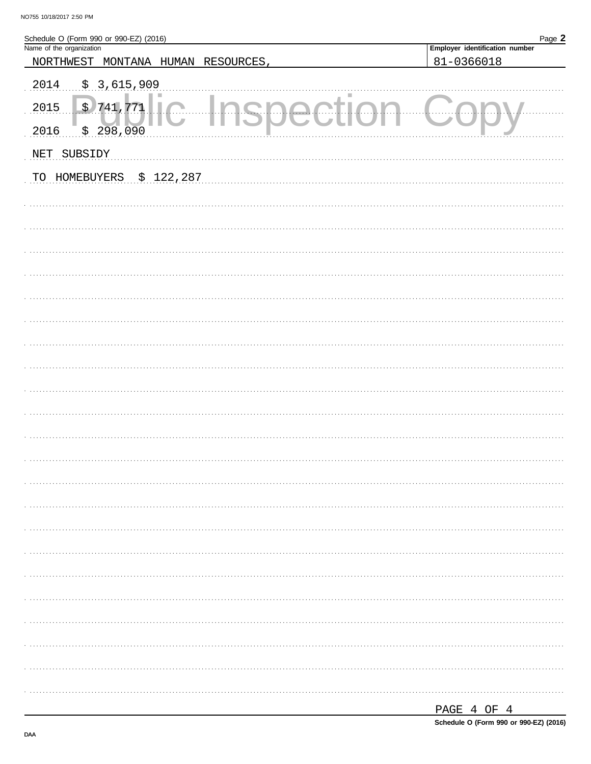Schedule O (Form 990 or 990-EZ) (2016)

Name of the organization: NORTHWEST MONTANA HUMAN RESOURCES,

Employer identification number: 81-0366018

2014 $ 3,615,909

2015 $ 741,771

2016 $ 298,090

NET SUBSIDY

TO HOMEBUYERS $ 122,287

PAGE 4 OF 4

Schedule O (Form 990 or 990-EZ) (2016)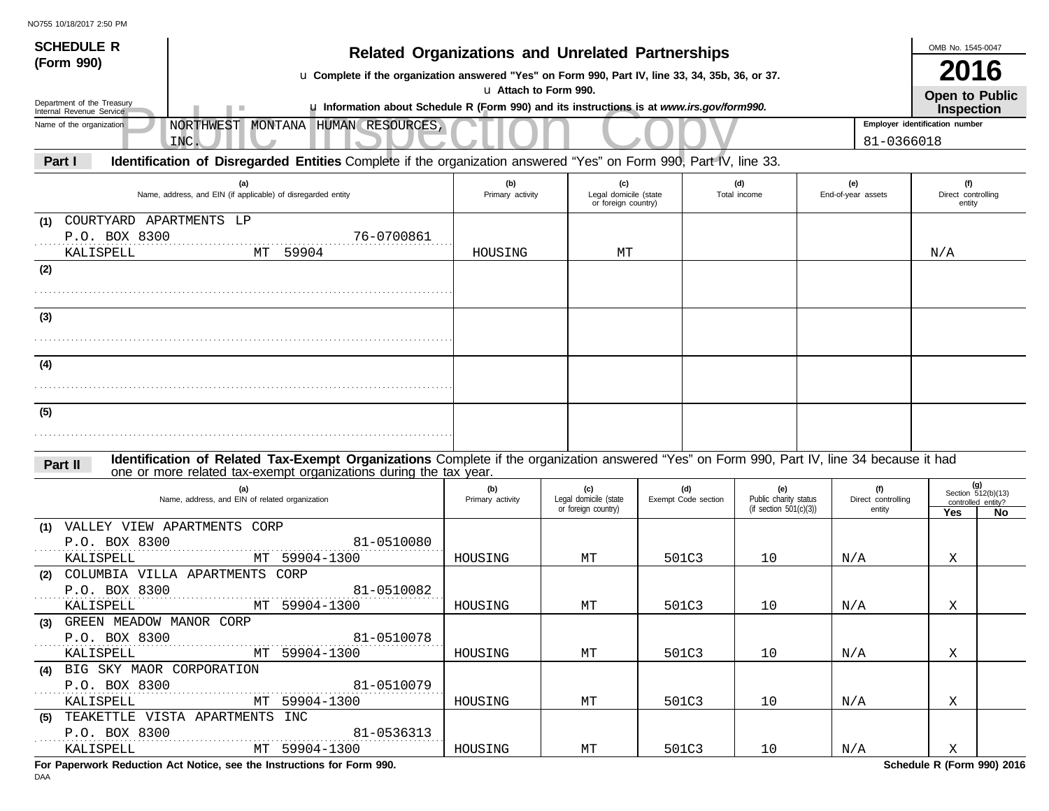**SCHEDULE R (Form 990)**

Department of the Treasury
Internal Revenue Service

# Related Organizations and Unrelated Partnerships

u Complete if the organization answered "Yes" on Form 990, Part IV, line 33, 34, 35b, 36, or 37.
u Attach to Form 990.
u Information about Schedule R (Form 990) and its instructions is at *www.irs.gov/form990.*

OMB No. 1545-0047

**2016**

**Open to Public Inspection**

Public Inspection Copy

Name of the organization: NORTHWEST MONTANA HUMAN RESOURCES, INC.

Employer identification number: 81-0366018

## Part I Identification of Disregarded Entities

Complete if the organization answered "Yes" on Form 990, Part IV, line 33.

| | (a) Name, address, and EIN (if applicable) of disregarded entity | (b) Primary activity | (c) Legal domicile (state or foreign country) | (d) Total income | (e) End-of-year assets | (f) Direct controlling entity |
|---|---|---|---|---|---|---|
| (1) | COURTYARD APARTMENTS LP<br>P.O. BOX 8300 76-0700861<br>KALISPELL MT 59904 | HOUSING | MT | | | N/A |
| (2) | | | | | | |
| (3) | | | | | | |
| (4) | | | | | | |
| (5) | | | | | | |

## Part II Identification of Related Tax-Exempt Organizations

Complete if the organization answered "Yes" on Form 990, Part IV, line 34 because it had one or more related tax-exempt organizations during the tax year.

| | (a) Name, address, and EIN of related organization | (b) Primary activity | (c) Legal domicile (state or foreign country) | (d) Exempt Code section | (e) Public charity status (if section 501(c)(3)) | (f) Direct controlling entity | (g) Section 512(b)(13) controlled entity? Yes | No |
|---|---|---|---|---|---|---|---|---|
| (1) | VALLEY VIEW APARTMENTS CORP<br>P.O. BOX 8300 81-0510080<br>KALISPELL MT 59904-1300 | HOUSING | MT | 501C3 | 10 | N/A | X | |
| (2) | COLUMBIA VILLA APARTMENTS CORP<br>P.O. BOX 8300 81-0510082<br>KALISPELL MT 59904-1300 | HOUSING | MT | 501C3 | 10 | N/A | X | |
| (3) | GREEN MEADOW MANOR CORP<br>P.O. BOX 8300 81-0510078<br>KALISPELL MT 59904-1300 | HOUSING | MT | 501C3 | 10 | N/A | X | |
| (4) | BIG SKY MAOR CORPORATION<br>P.O. BOX 8300 81-0510079<br>KALISPELL MT 59904-1300 | HOUSING | MT | 501C3 | 10 | N/A | X | |
| (5) | TEAKETTLE VISTA APARTMENTS INC<br>P.O. BOX 8300 81-0536313<br>KALISPELL MT 59904-1300 | HOUSING | MT | 501C3 | 10 | N/A | X | |

**For Paperwork Reduction Act Notice, see the Instructions for Form 990.**

**Schedule R (Form 990) 2016**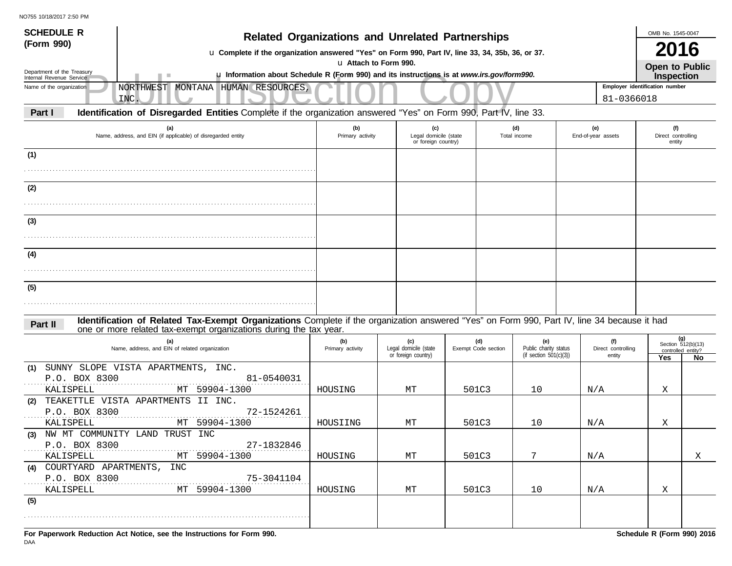# SCHEDULE R (Form 990)

Department of the Treasury
Internal Revenue Service

## Related Organizations and Unrelated Partnerships

u Complete if the organization answered "Yes" on Form 990, Part IV, line 33, 34, 35b, 36, or 37.
u Attach to Form 990.
u Information about Schedule R (Form 990) and its instructions is at *www.irs.gov/form990.*

OMB No. 1545-0047

**2016**

**Open to Public Inspection**

Public Inspection Copy

Name of the organization: NORTHWEST MONTANA HUMAN RESOURCES, INC.

Employer identification number: 81-0366018

**Part I** **Identification of Disregarded Entities** Complete if the organization answered "Yes" on Form 990, Part IV, line 33.

| | (a) Name, address, and EIN (if applicable) of disregarded entity | (b) Primary activity | (c) Legal domicile (state or foreign country) | (d) Total income | (e) End-of-year assets | (f) Direct controlling entity |
|---|---|---|---|---|---|---|
| (1) | | | | | | |
| (2) | | | | | | |
| (3) | | | | | | |
| (4) | | | | | | |
| (5) | | | | | | |

**Part II** **Identification of Related Tax-Exempt Organizations** Complete if the organization answered "Yes" on Form 990, Part IV, line 34 because it had one or more related tax-exempt organizations during the tax year.

| | (a) Name, address, and EIN of related organization | (b) Primary activity | (c) Legal domicile (state or foreign country) | (d) Exempt Code section | (e) Public charity status (if section 501(c)(3)) | (f) Direct controlling entity | (g) Section 512(b)(13) controlled entity? Yes | No |
|---|---|---|---|---|---|---|---|---|
| (1) | SUNNY SLOPE VISTA APARTMENTS, INC.<br>P.O. BOX 8300 81-0540031<br>KALISPELL MT 59904-1300 | HOUSING | MT | 501C3 | 10 | N/A | X | |
| (2) | TEAKETTLE VISTA APARTMENTS II INC.<br>P.O. BOX 8300 72-1524261<br>KALISPELL MT 59904-1300 | HOUSIING | MT | 501C3 | 10 | N/A | X | |
| (3) | NW MT COMMUNITY LAND TRUST INC<br>P.O. BOX 8300 27-1832846<br>KALISPELL MT 59904-1300 | HOUSING | MT | 501C3 | 7 | N/A | | X |
| (4) | COURTYARD APARTMENTS, INC<br>P.O. BOX 8300 75-3041104<br>KALISPELL MT 59904-1300 | HOUSING | MT | 501C3 | 10 | N/A | X | |
| (5) | | | | | | | | |

**For Paperwork Reduction Act Notice, see the Instructions for Form 990.**

**Schedule R (Form 990) 2016**

DAA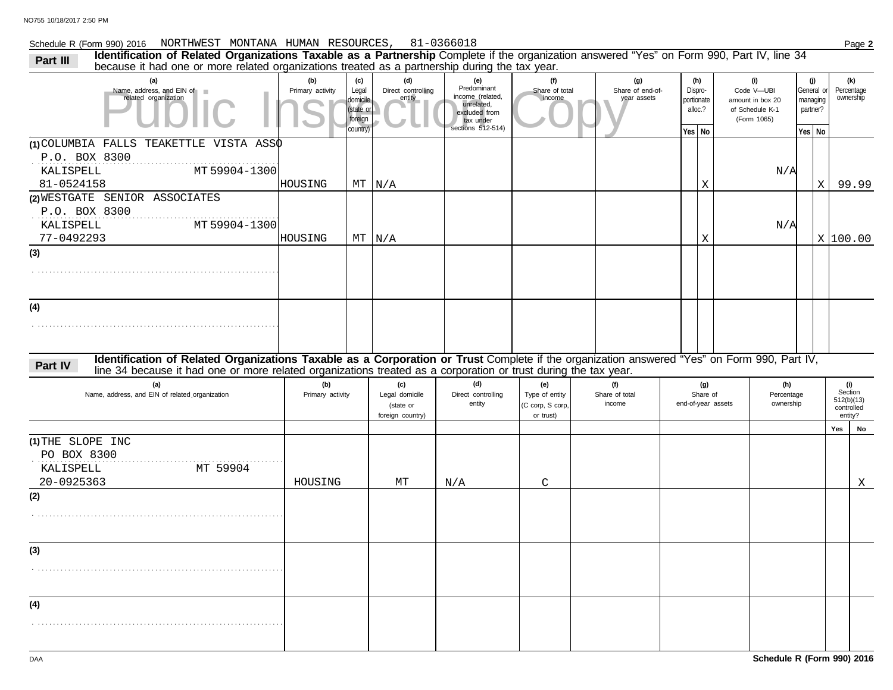Schedule R (Form 990) 2016 NORTHWEST MONTANA HUMAN RESOURCES, 81-0366018

**Part III** **Identification of Related Organizations Taxable as a Partnership** Complete if the organization answered "Yes" on Form 990, Part IV, line 34 because it had one or more related organizations treated as a partnership during the tax year.

| (a) Name, address, and EIN of related organization | (b) Primary activity | (c) Legal domicile (state or foreign country) | (d) Direct controlling entity | (e) Predominant income (related, unrelated, excluded from tax under sections 512-514) | (f) Share of total income | (g) Share of end-of-year assets | (h) Dispro-portionate alloc.? Yes | (h) No | (i) Code V—UBI amount in box 20 of Schedule K-1 (Form 1065) | (j) General or managing partner? Yes | (j) No | (k) Percentage ownership |
|---|---|---|---|---|---|---|---|---|---|---|---|---|
| (1) COLUMBIA FALLS TEAKETTLE VISTA ASSO<br>P.O. BOX 8300<br>KALISPELL MT 59904-1300<br>81-0524158 | HOUSING | MT | N/A | | | | | X | N/A | | X | 99.99 |
| (2) WESTGATE SENIOR ASSOCIATES<br>P.O. BOX 8300<br>KALISPELL MT 59904-1300<br>77-0492293 | HOUSING | MT | N/A | | | | | X | N/A | | X | 100.00 |
| (3) | | | | | | | | | | | | |
| (4) | | | | | | | | | | | | |

**Part IV** **Identification of Related Organizations Taxable as a Corporation or Trust** Complete if the organization answered "Yes" on Form 990, Part IV, line 34 because it had one or more related organizations treated as a corporation or trust during the tax year.

| (a) Name, address, and EIN of related organization | (b) Primary activity | (c) Legal domicile (state or foreign country) | (d) Direct controlling entity | (e) Type of entity (C corp, S corp, or trust) | (f) Share of total income | (g) Share of end-of-year assets | (h) Percentage ownership | (i) Section 512(b)(13) controlled entity? Yes | (i) No |
|---|---|---|---|---|---|---|---|---|---|
| (1) THE SLOPE INC<br>PO BOX 8300<br>KALISPELL MT 59904<br>20-0925363 | HOUSING | MT | N/A | C | | | | | X |
| (2) | | | | | | | | | |
| (3) | | | | | | | | | |
| (4) | | | | | | | | | |

DAA **Schedule R (Form 990) 2016**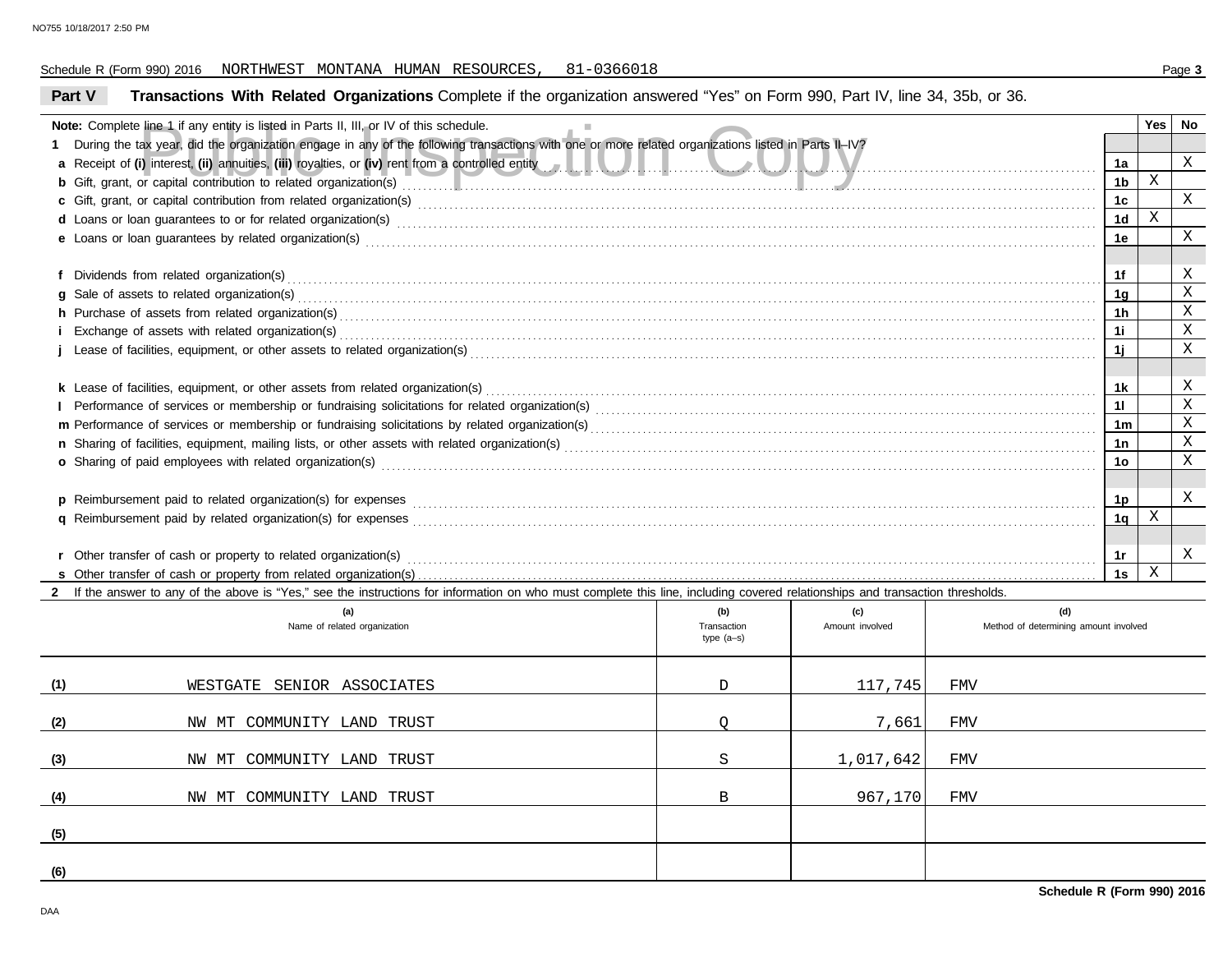Schedule R (Form 990) 2016 NORTHWEST MONTANA HUMAN RESOURCES, 81-0366018

## Part V Transactions With Related Organizations

Complete if the organization answered "Yes" on Form 990, Part IV, line 34, 35b, or 36.

**Note:** Complete line 1 if any entity is listed in Parts II, III, or IV of this schedule.

| | | Line | Yes | No |
|---|---|---|---|---|
| **1** | During the tax year, did the organization engage in any of the following transactions with one or more related organizations listed in Parts II–IV? | | | |
| **a** | Receipt of **(i)** interest, **(ii)** annuities, **(iii)** royalties, or **(iv)** rent from a controlled entity | 1a | | X |
| **b** | Gift, grant, or capital contribution to related organization(s) | 1b | X | |
| **c** | Gift, grant, or capital contribution from related organization(s) | 1c | | X |
| **d** | Loans or loan guarantees to or for related organization(s) | 1d | X | |
| **e** | Loans or loan guarantees by related organization(s) | 1e | | X |
| **f** | Dividends from related organization(s) | 1f | | X |
| **g** | Sale of assets to related organization(s) | 1g | | X |
| **h** | Purchase of assets from related organization(s) | 1h | | X |
| **i** | Exchange of assets with related organization(s) | 1i | | X |
| **j** | Lease of facilities, equipment, or other assets to related organization(s) | 1j | | X |
| **k** | Lease of facilities, equipment, or other assets from related organization(s) | 1k | | X |
| **l** | Performance of services or membership or fundraising solicitations for related organization(s) | 1l | | X |
| **m** | Performance of services or membership or fundraising solicitations by related organization(s) | 1m | | X |
| **n** | Sharing of facilities, equipment, mailing lists, or other assets with related organization(s) | 1n | | X |
| **o** | Sharing of paid employees with related organization(s) | 1o | | X |
| **p** | Reimbursement paid to related organization(s) for expenses | 1p | | X |
| **q** | Reimbursement paid by related organization(s) for expenses | 1q | X | |
| **r** | Other transfer of cash or property to related organization(s) | 1r | | X |
| **s** | Other transfer of cash or property from related organization(s) | 1s | X | |

**2** If the answer to any of the above is "Yes," see the instructions for information on who must complete this line, including covered relationships and transaction thresholds.

| | (a) Name of related organization | (b) Transaction type (a–s) | (c) Amount involved | (d) Method of determining amount involved |
|---|---|---|---|---|
| (1) | WESTGATE SENIOR ASSOCIATES | D | 117,745 | FMV |
| (2) | NW MT COMMUNITY LAND TRUST | Q | 7,661 | FMV |
| (3) | NW MT COMMUNITY LAND TRUST | S | 1,017,642 | FMV |
| (4) | NW MT COMMUNITY LAND TRUST | B | 967,170 | FMV |
| (5) | | | | |
| (6) | | | | |

**Schedule R (Form 990) 2016**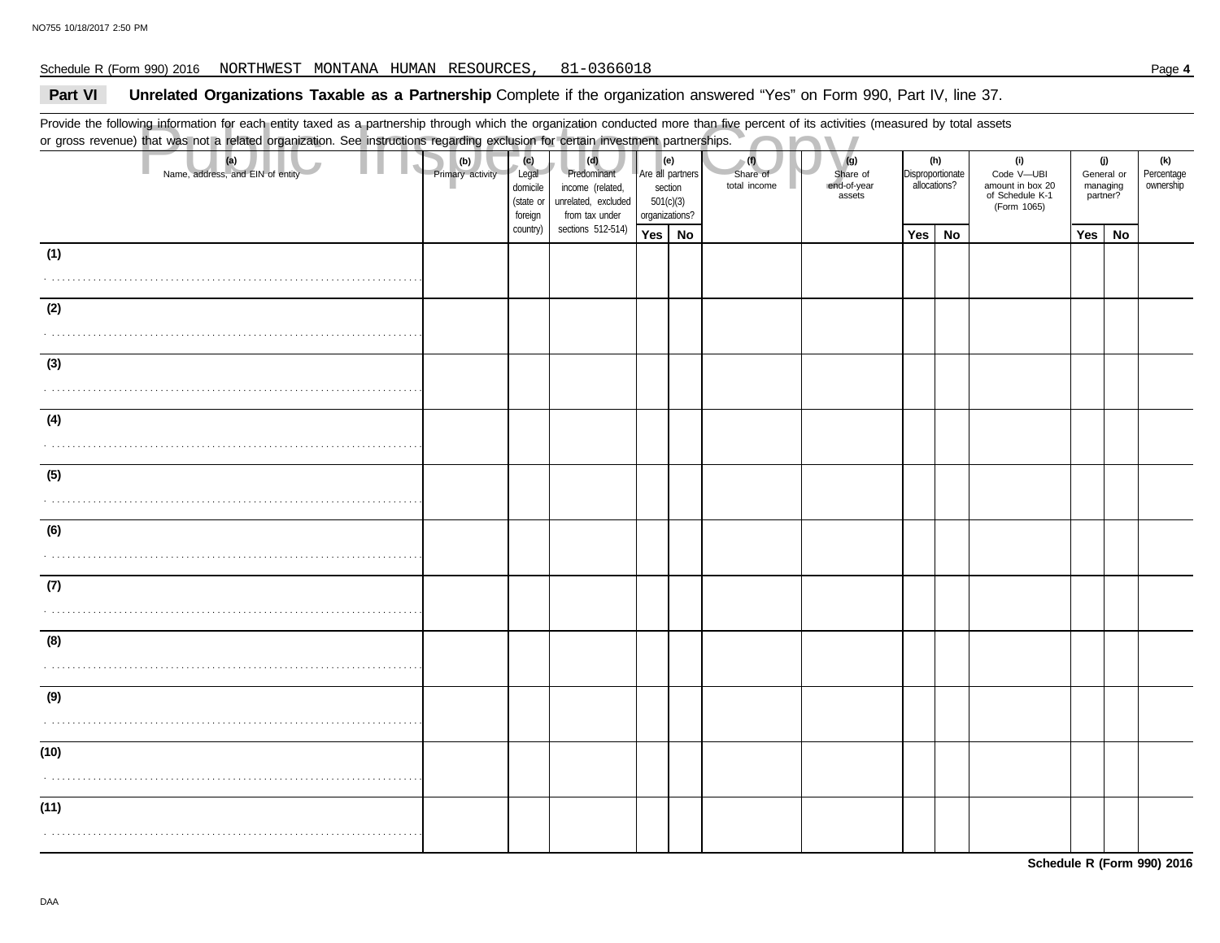Schedule R (Form 990) 2016 NORTHWEST MONTANA HUMAN RESOURCES, 81-0366018

## Part VI Unrelated Organizations Taxable as a Partnership

Complete if the organization answered "Yes" on Form 990, Part IV, line 37.

Provide the following information for each entity taxed as a partnership through which the organization conducted more than five percent of its activities (measured by total assets or gross revenue) that was not a related organization. See instructions regarding exclusion for certain investment partnerships.

Public Inspection Copy

| (a) Name, address, and EIN of entity | (b) Primary activity | (c) Legal domicile (state or foreign country) | (d) Predominant income (related, unrelated, excluded from tax under sections 512-514) | (e) Are all partners section 501(c)(3) organizations? | | (f) Share of total income | (g) Share of end-of-year assets | (h) Disproportionate allocations? | | (i) Code V—UBI amount in box 20 of Schedule K-1 (Form 1065) | (j) General or managing partner? | | (k) Percentage ownership |
|---|---|---|---|---|---|---|---|---|---|---|---|---|---|
| | | | | Yes | No | | | Yes | No | | Yes | No | |
| (1) | | | | | | | | | | | | | |
| (2) | | | | | | | | | | | | | |
| (3) | | | | | | | | | | | | | |
| (4) | | | | | | | | | | | | | |
| (5) | | | | | | | | | | | | | |
| (6) | | | | | | | | | | | | | |
| (7) | | | | | | | | | | | | | |
| (8) | | | | | | | | | | | | | |
| (9) | | | | | | | | | | | | | |
| (10) | | | | | | | | | | | | | |
| (11) | | | | | | | | | | | | | |

**Schedule R (Form 990) 2016**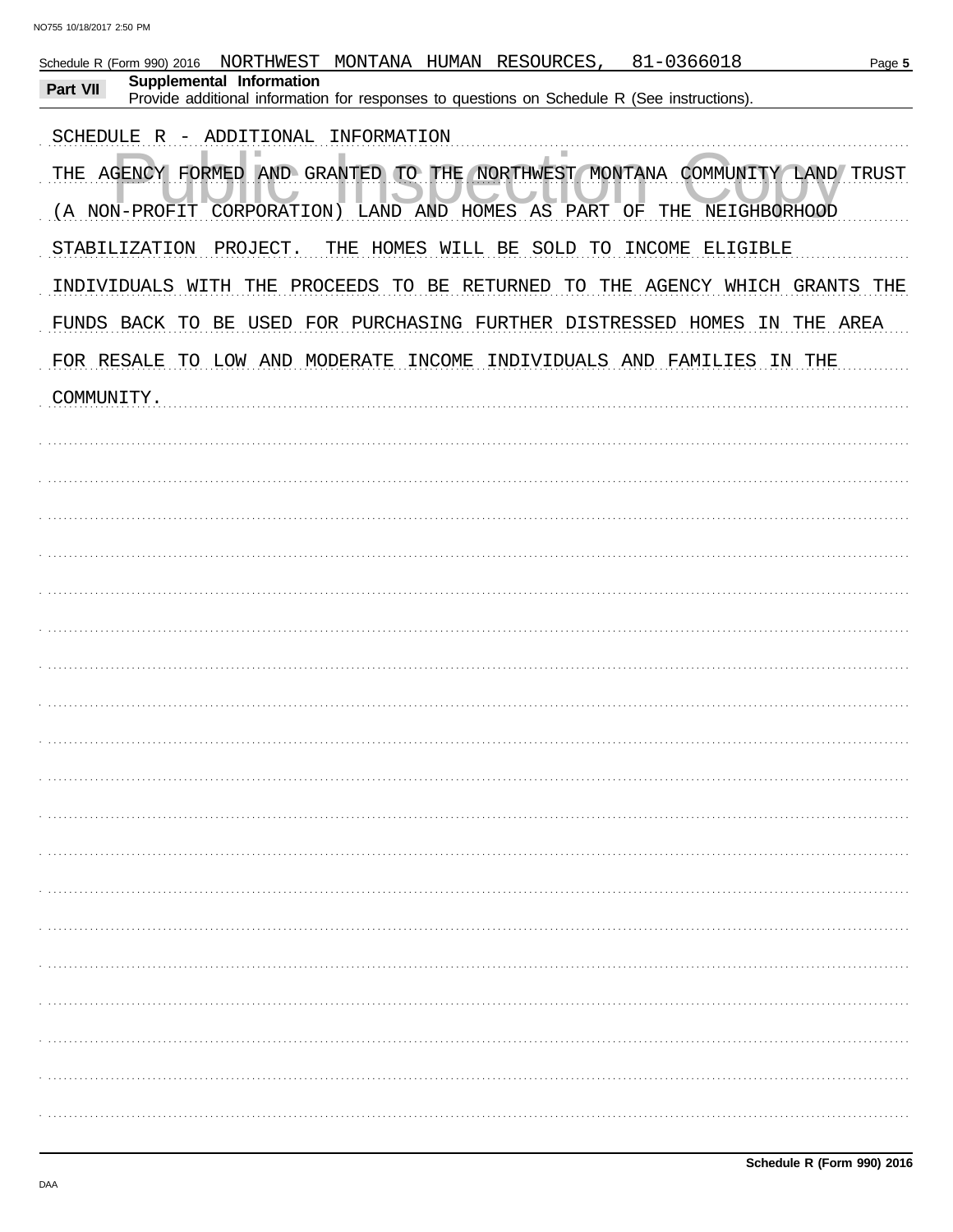Schedule R (Form 990) 2016 NORTHWEST MONTANA HUMAN RESOURCES, 81-0366018

**Part VII Supplemental Information**

Provide additional information for responses to questions on Schedule R (See instructions).

SCHEDULE R - ADDITIONAL INFORMATION

THE AGENCY FORMED AND GRANTED TO THE NORTHWEST MONTANA COMMUNITY LAND TRUST (A NON-PROFIT CORPORATION) LAND AND HOMES AS PART OF THE NEIGHBORHOOD STABILIZATION PROJECT. THE HOMES WILL BE SOLD TO INCOME ELIGIBLE INDIVIDUALS WITH THE PROCEEDS TO BE RETURNED TO THE AGENCY WHICH GRANTS THE FUNDS BACK TO BE USED FOR PURCHASING FURTHER DISTRESSED HOMES IN THE AREA FOR RESALE TO LOW AND MODERATE INCOME INDIVIDUALS AND FAMILIES IN THE COMMUNITY.

Schedule R (Form 990) 2016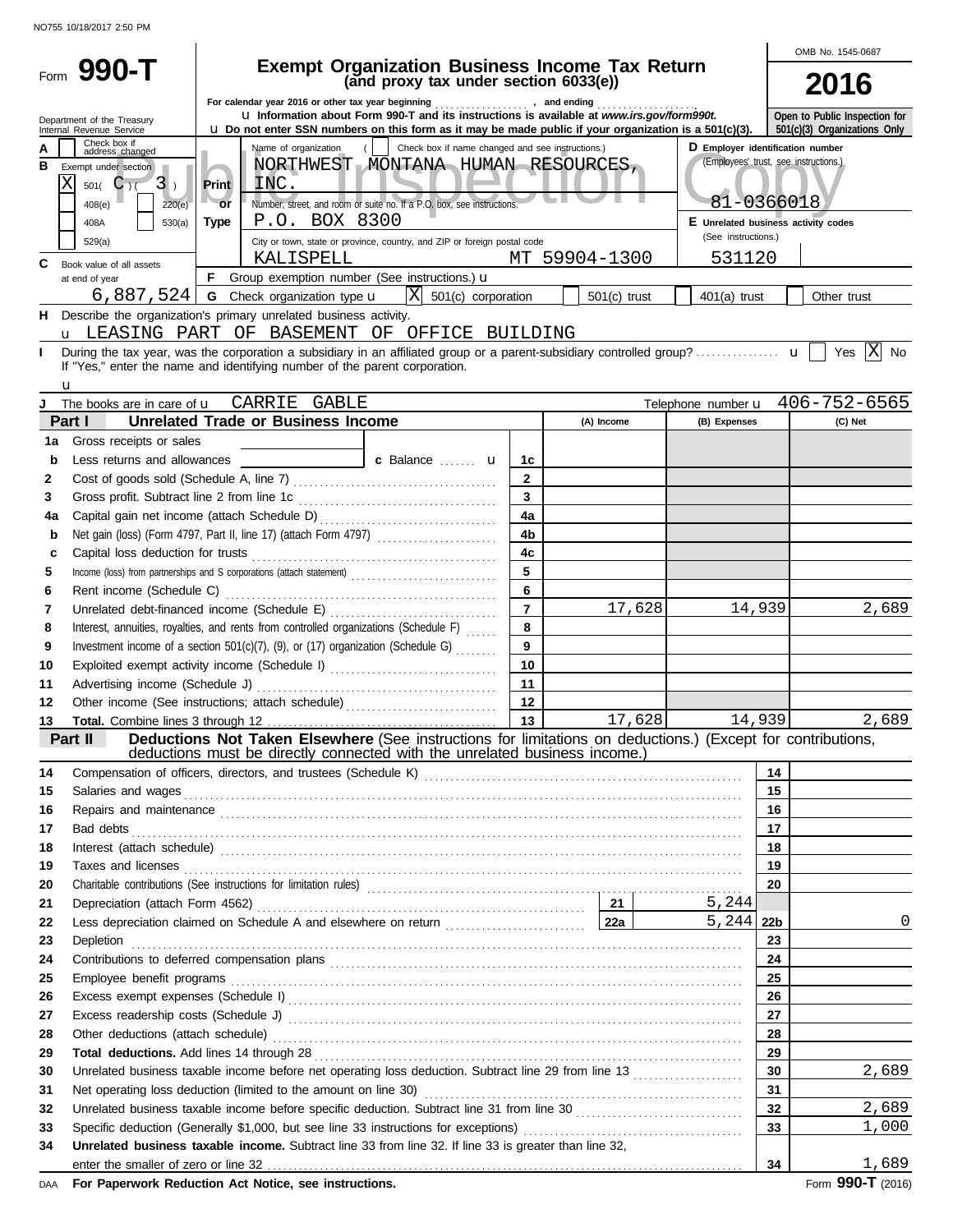NO755 10/18/2017 2:50 PM

# Form 990-T

## Exempt Organization Business Income Tax Return (and proxy tax under section 6033(e))

OMB No. 1545-0687

**2016**

Department of the Treasury
Internal Revenue Service

For calendar year 2016 or other tax year beginning , and ending .

u Information about Form 990-T and its instructions is available at *www.irs.gov/form990t.*

u Do not enter SSN numbers on this form as it may be made public if your organization is a 501(c)(3).

Open to Public Inspection for 501(c)(3) Organizations Only

Public Inspection Copy

**A** Check box if address changed ☐

**B** Exempt under section
- [X] 501( C )( 3 )
- [ ] 408(e)
- [ ] 220(e)
- [ ] 408A
- [ ] 530(a)
- [ ] 529(a)

**Print or Type**

Name of organization ( ☐ Check box if name changed and see instructions.)
NORTHWEST MONTANA HUMAN RESOURCES, INC.

Number, street, and room or suite no. If a P.O. box, see instructions.
P.O. BOX 8300

City or town, state or province, country, and ZIP or foreign postal code
KALISPELL MT 59904-1300

**D** Employer identification number (Employees' trust, see instructions.)
81-0366018

**E** Unrelated business activity codes (See instructions.)
531120

**C** Book value of all assets at end of year
6,887,524

**F** Group exemption number (See instructions.) u

**G** Check organization type u [X] 501(c) corporation [ ] 501(c) trust [ ] 401(a) trust [ ] Other trust

**H** Describe the organization's primary unrelated business activity.
u LEASING PART OF BASEMENT OF OFFICE BUILDING

**I** During the tax year, was the corporation a subsidiary in an affiliated group or a parent-subsidiary controlled group? u [ ] Yes [X] No
If "Yes," enter the name and identifying number of the parent corporation.
u

**J** The books are in care of u CARRIE GABLE Telephone number u 406-752-6565

### Part I Unrelated Trade or Business Income

| | | | (A) Income | (B) Expenses | (C) Net |
|---|---|---|---|---|---|
| 1a | Gross receipts or sales | | | | |
| b | Less returns and allowances — c Balance u | 1c | | | |
| 2 | Cost of goods sold (Schedule A, line 7) | 2 | | | |
| 3 | Gross profit. Subtract line 2 from line 1c | 3 | | | |
| 4a | Capital gain net income (attach Schedule D) | 4a | | | |
| b | Net gain (loss) (Form 4797, Part II, line 17) (attach Form 4797) | 4b | | | |
| c | Capital loss deduction for trusts | 4c | | | |
| 5 | Income (loss) from partnerships and S corporations (attach statement) | 5 | | | |
| 6 | Rent income (Schedule C) | 6 | | | |
| 7 | Unrelated debt-financed income (Schedule E) | 7 | 17,628 | 14,939 | 2,689 |
| 8 | Interest, annuities, royalties, and rents from controlled organizations (Schedule F) | 8 | | | |
| 9 | Investment income of a section 501(c)(7), (9), or (17) organization (Schedule G) | 9 | | | |
| 10 | Exploited exempt activity income (Schedule I) | 10 | | | |
| 11 | Advertising income (Schedule J) | 11 | | | |
| 12 | Other income (See instructions; attach schedule) | 12 | | | |
| 13 | **Total.** Combine lines 3 through 12 | 13 | 17,628 | 14,939 | 2,689 |

### Part II Deductions Not Taken Elsewhere (See instructions for limitations on deductions.) (Except for contributions, deductions must be directly connected with the unrelated business income.)

| | | | | |
|---|---|---|---|---|
| 14 | Compensation of officers, directors, and trustees (Schedule K) | | 14 | |
| 15 | Salaries and wages | | 15 | |
| 16 | Repairs and maintenance | | 16 | |
| 17 | Bad debts | | 17 | |
| 18 | Interest (attach schedule) | | 18 | |
| 19 | Taxes and licenses | | 19 | |
| 20 | Charitable contributions (See instructions for limitation rules) | | 20 | |
| 21 | Depreciation (attach Form 4562) | 21: 5,244 | | |
| 22 | Less depreciation claimed on Schedule A and elsewhere on return | 22a: 5,244 | 22b | 0 |
| 23 | Depletion | | 23 | |
| 24 | Contributions to deferred compensation plans | | 24 | |
| 25 | Employee benefit programs | | 25 | |
| 26 | Excess exempt expenses (Schedule I) | | 26 | |
| 27 | Excess readership costs (Schedule J) | | 27 | |
| 28 | Other deductions (attach schedule) | | 28 | |
| 29 | **Total deductions.** Add lines 14 through 28 | | 29 | |
| 30 | Unrelated business taxable income before net operating loss deduction. Subtract line 29 from line 13 | | 30 | 2,689 |
| 31 | Net operating loss deduction (limited to the amount on line 30) | | 31 | |
| 32 | Unrelated business taxable income before specific deduction. Subtract line 31 from line 30 | | 32 | 2,689 |
| 33 | Specific deduction (Generally $1,000, but see line 33 instructions for exceptions) | | 33 | 1,000 |
| 34 | **Unrelated business taxable income.** Subtract line 33 from line 32. If line 33 is greater than line 32, enter the smaller of zero or line 32 | | 34 | 1,689 |

DAA **For Paperwork Reduction Act Notice, see instructions.** Form **990-T** (2016)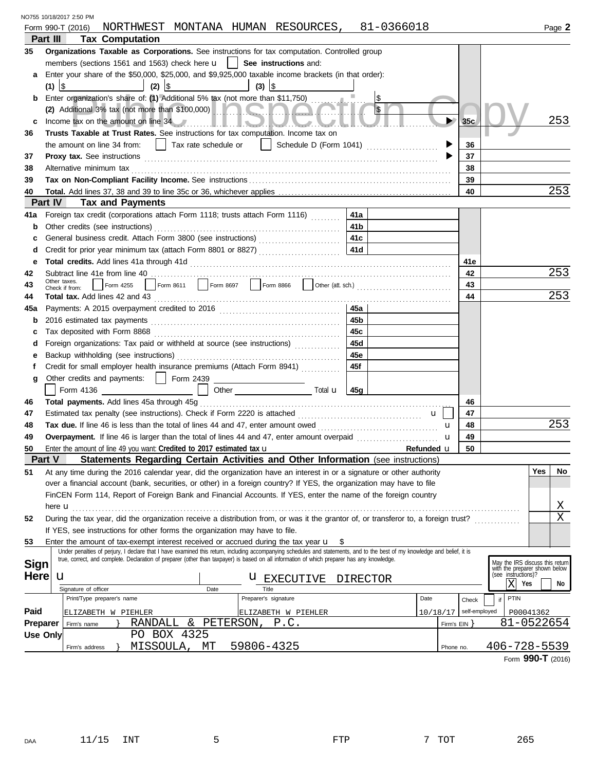NO755 10/18/2017 2:50 PM

Form 990-T (2016) NORTHWEST MONTANA HUMAN RESOURCES, 81-0366018 Page **2**

## Part III Tax Computation

| | | | |
|---|---|---|---|
| **35** | **Organizations Taxable as Corporations.** See instructions for tax computation. Controlled group members (sections 1561 and 1563) check here ☐ **See instructions** and: | | |
| **a** | Enter your share of the $50,000, $25,000, and $9,925,000 taxable income brackets (in that order): (1) $ (2) $ (3) $ | | |
| **b** | Enter organization's share of: **(1)** Additional 5% tax (not more than $11,750) $ | | |
| | **(2)** Additional 3% tax (not more than $100,000) $ | | |
| **c** | Income tax on the amount on line 34 | 35c | 253 |
| **36** | **Trusts Taxable at Trust Rates.** See instructions for tax computation. Income tax on the amount on line 34 from: ☐ Tax rate schedule or ☐ Schedule D (Form 1041) | 36 | |
| **37** | **Proxy tax.** See instructions | 37 | |
| **38** | Alternative minimum tax | 38 | |
| **39** | **Tax on Non-Compliant Facility Income.** See instructions | 39 | |
| **40** | **Total.** Add lines 37, 38 and 39 to line 35c or 36, whichever applies | 40 | 253 |

## Part IV Tax and Payments

| | | | | | |
|---|---|---|---|---|---|
| **41a** | Foreign tax credit (corporations attach Form 1118; trusts attach Form 1116) | 41a | | | |
| **b** | Other credits (see instructions) | 41b | | | |
| **c** | General business credit. Attach Form 3800 (see instructions) | 41c | | | |
| **d** | Credit for prior year minimum tax (attach Form 8801 or 8827) | 41d | | | |
| **e** | **Total credits.** Add lines 41a through 41d | | | 41e | |
| **42** | Subtract line 41e from line 40 | | | 42 | 253 |
| **43** | Other taxes. Check if from: ☐ Form 4255 ☐ Form 8611 ☐ Form 8697 ☐ Form 8866 ☐ Other (att. sch.) | | | 43 | |
| **44** | **Total tax.** Add lines 42 and 43 | | | 44 | 253 |
| **45a** | Payments: A 2015 overpayment credited to 2016 | 45a | | | |
| **b** | 2016 estimated tax payments | 45b | | | |
| **c** | Tax deposited with Form 8868 | 45c | | | |
| **d** | Foreign organizations: Tax paid or withheld at source (see instructions) | 45d | | | |
| **e** | Backup withholding (see instructions) | 45e | | | |
| **f** | Credit for small employer health insurance premiums (Attach Form 8941) | 45f | | | |
| **g** | Other credits and payments: ☐ Form 2439 ☐ Form 4136 ☐ Other Total | 45g | | | |
| **46** | **Total payments.** Add lines 45a through 45g | | | 46 | |
| **47** | Estimated tax penalty (see instructions). Check if Form 2220 is attached ☐ | | | 47 | |
| **48** | **Tax due.** If line 46 is less than the total of lines 44 and 47, enter amount owed | | | 48 | 253 |
| **49** | **Overpayment.** If line 46 is larger than the total of lines 44 and 47, enter amount overpaid | | | 49 | |
| **50** | Enter the amount of line 49 you want: **Credited to 2017 estimated tax** | | Refunded | 50 | |

## Part V Statements Regarding Certain Activities and Other Information (see instructions)

| | | Yes | No |
|---|---|---|---|
| **51** | At any time during the 2016 calendar year, did the organization have an interest in or a signature or other authority over a financial account (bank, securities, or other) in a foreign country? If YES, the organization may have to file FinCEN Form 114, Report of Foreign Bank and Financial Accounts. If YES, enter the name of the foreign country here | | X |
| **52** | During the tax year, did the organization receive a distribution from, or was it the grantor of, or transferor to, a foreign trust? If YES, see instructions for other forms the organization may have to file. | | X |
| **53** | Enter the amount of tax-exempt interest received or accrued during the tax year $ | | |

**Sign Here**

Under penalties of perjury, I declare that I have examined this return, including accompanying schedules and statements, and to the best of my knowledge and belief, it is true, correct, and complete. Declaration of preparer (other than taxpayer) is based on all information of which preparer has any knowledge.

Signature of officer | Date | Title: EXECUTIVE DIRECTOR

May the IRS discuss this return with the preparer shown below (see instructions)? [X] Yes ☐ No

**Paid Preparer Use Only**

| Print/Type preparer's name | Preparer's signature | Date | Check ☐ if self-employed | PTIN |
|---|---|---|---|---|
| ELIZABETH W PIEHLER | ELIZABETH W PIEHLER | 10/18/17 | | P00041362 |

Firm's name: RANDALL & PETERSON, P.C. Firm's EIN: 81-0522654

Firm's address: PO BOX 4325, MISSOULA, MT 59806-4325 Phone no. 406-728-5539

Form **990-T** (2016)

DAA 11/15 INT 5 FTP 7 TOT 265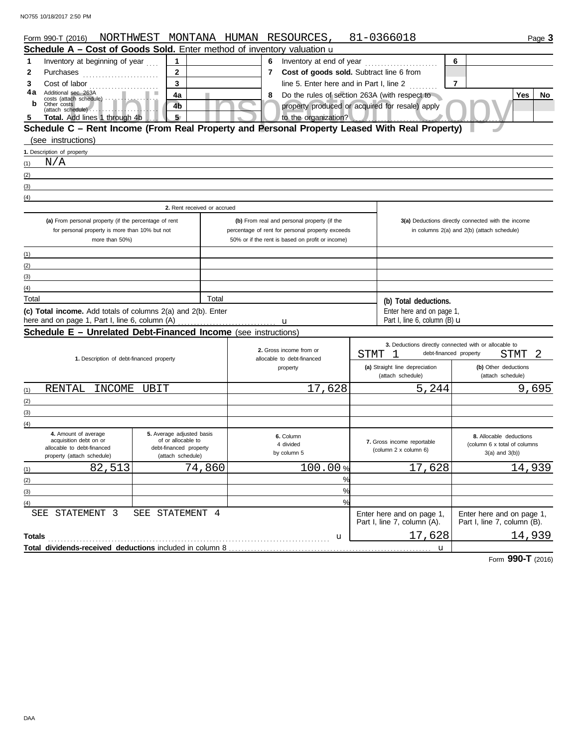Form 990-T (2016) NORTHWEST MONTANA HUMAN RESOURCES, 81-0366018 Page **3**

## Schedule A – Cost of Goods Sold. Enter method of inventory valuation u

| | | | | | | | |
|---|---|---|---|---|---|---|---|
| **1** | Inventory at beginning of year | **1** | | **6** | Inventory at end of year | **6** | |
| **2** | Purchases | **2** | | **7** | **Cost of goods sold.** Subtract line 6 from line 5. Enter here and in Part I, line 2 | **7** | |
| **3** | Cost of labor | **3** | | | | | |
| **4a** | Additional sec. 263A costs (attach schedule) | **4a** | | **8** | Do the rules of section 263A (with respect to property produced or acquired for resale) apply to the organization? | **Yes** | **No** |
| **b** | Other costs (attach schedule) | **4b** | | | | | |
| **5** | **Total.** Add lines 1 through 4b | **5** | | | | | |

Public Inspection Copy

## Schedule C – Rent Income (From Real Property and Personal Property Leased With Real Property) (see instructions)

**1.** Description of property

(1) N/A
(2)
(3)
(4)

| 2. Rent received or accrued | | |
|---|---|---|
| **(a)** From personal property (if the percentage of rent for personal property is more than 10% but not more than 50%) | **(b)** From real and personal property (if the percentage of rent for personal property exceeds 50% or if the rent is based on profit or income) | **3(a)** Deductions directly connected with the income in columns 2(a) and 2(b) (attach schedule) |
| (1) | | |
| (2) | | |
| (3) | | |
| (4) | | |
| Total | Total | **(b) Total deductions.** Enter here and on page 1, Part I, line 6, column (B) u |

**(c) Total income.** Add totals of columns 2(a) and 2(b). Enter here and on page 1, Part I, line 6, column (A) u

## Schedule E – Unrelated Debt-Financed Income (see instructions)

| | 1. Description of debt-financed property | 2. Gross income from or allocable to debt-financed property | 3. Deductions directly connected with or allocable to debt-financed property STMT 1 **(a)** Straight line depreciation (attach schedule) | STMT 2 **(b)** Other deductions (attach schedule) |
|---|---|---|---|---|
| (1) | RENTAL INCOME UBIT | 17,628 | 5,244 | 9,695 |
| (2) | | | | |
| (3) | | | | |
| (4) | | | | |

| | 4. Amount of average acquisition debt on or allocable to debt-financed property (attach schedule) | 5. Average adjusted basis of or allocable to debt-financed property (attach schedule) | 6. Column 4 divided by column 5 | 7. Gross income reportable (column 2 x column 6) | 8. Allocable deductions (column 6 x total of columns 3(a) and 3(b)) |
|---|---|---|---|---|---|
| (1) | 82,513 | 74,860 | 100.00 % | 17,628 | 14,939 |
| (2) | | | % | | |
| (3) | | | % | | |
| (4) | | | % | | |
| | SEE STATEMENT 3 | SEE STATEMENT 4 | | Enter here and on page 1, Part I, line 7, column (A). | Enter here and on page 1, Part I, line 7, column (B). |
| **Totals** | | | u | 17,628 | 14,939 |
| **Total dividends-received deductions** included in column 8 | | | | u | |

Form **990-T** (2016)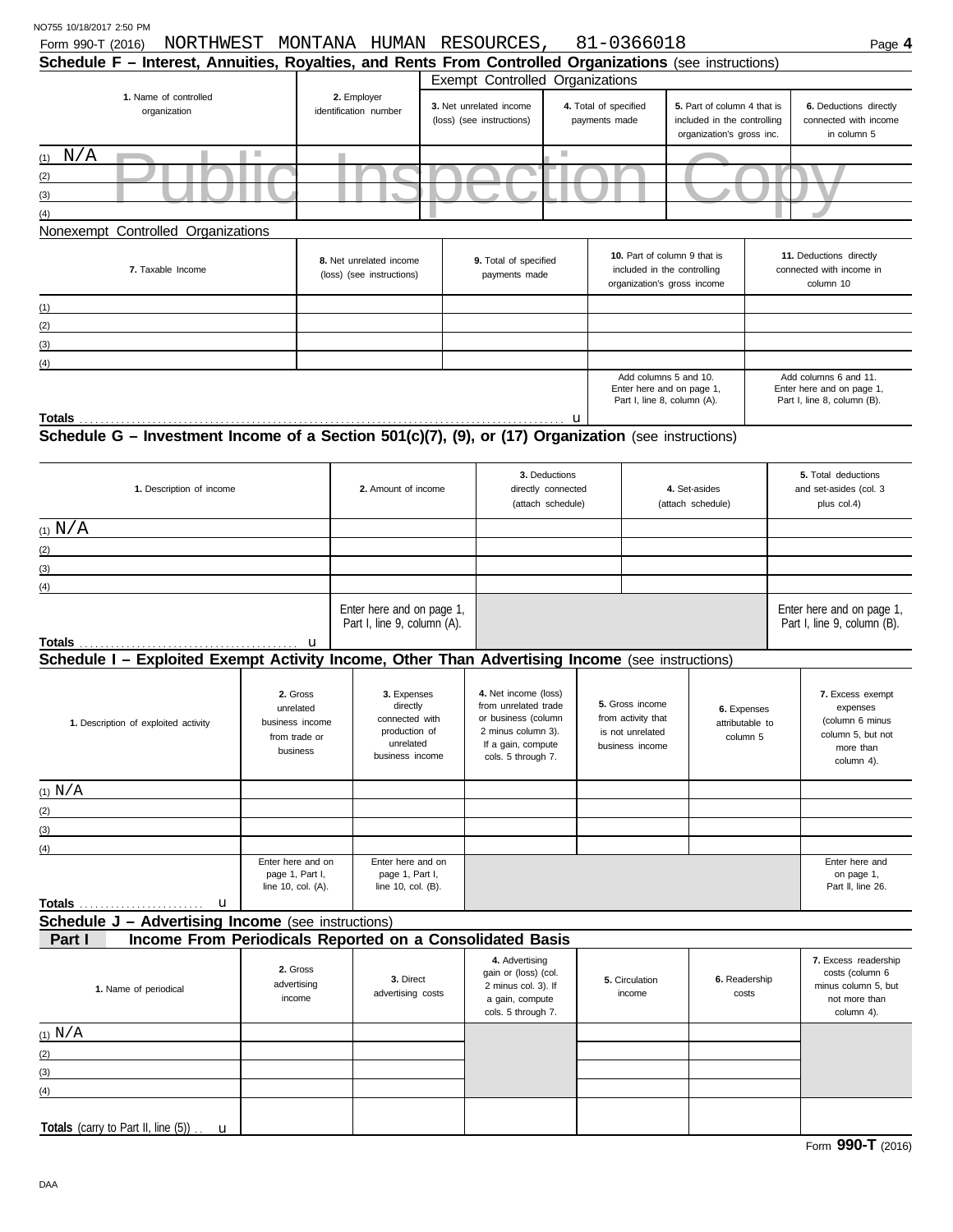NO755 10/18/2017 2:50 PM

Form 990-T (2016) NORTHWEST MONTANA HUMAN RESOURCES, 81-0366018 Page **4**

## Schedule F – Interest, Annuities, Royalties, and Rents From Controlled Organizations (see instructions)

| 1. Name of controlled organization | 2. Employer identification number | Exempt Controlled Organizations | | | |
|---|---|---|---|---|---|
| | | 3. Net unrelated income (loss) (see instructions) | 4. Total of specified payments made | 5. Part of column 4 that is included in the controlling organization's gross inc. | 6. Deductions directly connected with income in column 5 |
| (1) N/A | | | | | |
| (2) | | | | | |
| (3) | | | | | |
| (4) | | | | | |

Public Inspection Copy

Nonexempt Controlled Organizations

| 7. Taxable Income | 8. Net unrelated income (loss) (see instructions) | 9. Total of specified payments made | 10. Part of column 9 that is included in the controlling organization's gross income | 11. Deductions directly connected with income in column 10 |
|---|---|---|---|---|
| (1) | | | | |
| (2) | | | | |
| (3) | | | | |
| (4) | | | | |
| | | | Add columns 5 and 10. Enter here and on page 1, Part I, line 8, column (A). | Add columns 6 and 11. Enter here and on page 1, Part I, line 8, column (B). |
| **Totals** . . . . . u | | | | |

## Schedule G – Investment Income of a Section 501(c)(7), (9), or (17) Organization (see instructions)

| 1. Description of income | 2. Amount of income | 3. Deductions directly connected (attach schedule) | 4. Set-asides (attach schedule) | 5. Total deductions and set-asides (col. 3 plus col.4) |
|---|---|---|---|---|
| (1) N/A | | | | |
| (2) | | | | |
| (3) | | | | |
| (4) | | | | |
| **Totals** . . . . . u | Enter here and on page 1, Part I, line 9, column (A). | | | Enter here and on page 1, Part I, line 9, column (B). |

## Schedule I – Exploited Exempt Activity Income, Other Than Advertising Income (see instructions)

| 1. Description of exploited activity | 2. Gross unrelated business income from trade or business | 3. Expenses directly connected with production of unrelated business income | 4. Net income (loss) from unrelated trade or business (column 2 minus column 3). If a gain, compute cols. 5 through 7. | 5. Gross income from activity that is not unrelated business income | 6. Expenses attributable to column 5 | 7. Excess exempt expenses (column 6 minus column 5, but not more than column 4). |
|---|---|---|---|---|---|---|
| (1) N/A | | | | | | |
| (2) | | | | | | |
| (3) | | | | | | |
| (4) | | | | | | |
| **Totals** . . . . . u | Enter here and on page 1, Part I, line 10, col. (A). | Enter here and on page 1, Part I, line 10, col. (B). | | | | Enter here and on page 1, Part II, line 26. |

## Schedule J – Advertising Income (see instructions)

### Part I Income From Periodicals Reported on a Consolidated Basis

| 1. Name of periodical | 2. Gross advertising income | 3. Direct advertising costs | 4. Advertising gain or (loss) (col. 2 minus col. 3). If a gain, compute cols. 5 through 7. | 5. Circulation income | 6. Readership costs | 7. Excess readership costs (column 6 minus column 5, but not more than column 4). |
|---|---|---|---|---|---|---|
| (1) N/A | | | | | | |
| (2) | | | | | | |
| (3) | | | | | | |
| (4) | | | | | | |
| **Totals** (carry to Part II, line (5)) . . u | | | | | | |

Form **990-T** (2016)

DAA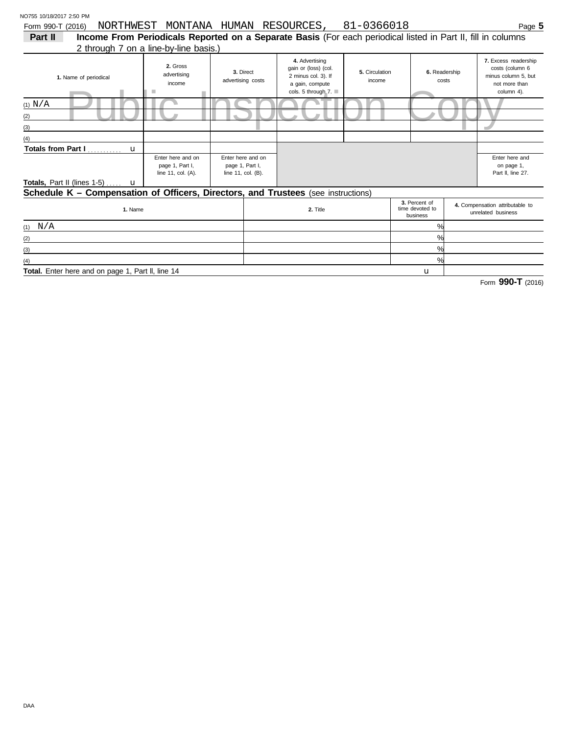NO755 10/18/2017 2:50 PM

Form 990-T (2016) NORTHWEST MONTANA HUMAN RESOURCES, 81-0366018 Page **5**

**Part II** **Income From Periodicals Reported on a Separate Basis** (For each periodical listed in Part II, fill in columns 2 through 7 on a line-by-line basis.)

| **1.** Name of periodical | **2.** Gross advertising income | **3.** Direct advertising costs | **4.** Advertising gain or (loss) (col. 2 minus col. 3). If a gain, compute cols. 5 through 7. | **5.** Circulation income | **6.** Readership costs | **7.** Excess readership costs (column 6 minus column 5, but not more than column 4). |
|---|---|---|---|---|---|---|
| (1) N/A | | | | | | |
| (2) | | | | | | |
| (3) | | | | | | |
| (4) | | | | | | |
| **Totals from Part I** . . . . . . . . . . . u | | | | | | |
| **Totals,** Part II (lines 1-5) . . . . . u | Enter here and on page 1, Part I, line 11, col. (A). | Enter here and on page 1, Part I, line 11, col. (B). | | | | Enter here and on page 1, Part II, line 27. |

## Schedule K – Compensation of Officers, Directors, and Trustees (see instructions)

| **1.** Name | **2.** Title | **3.** Percent of time devoted to business | **4.** Compensation attributable to unrelated business |
|---|---|---|---|
| (1) N/A | | % | |
| (2) | | % | |
| (3) | | % | |
| (4) | | % | |
| **Total.** Enter here and on page 1, Part II, line 14 | | u | |

Form **990-T** (2016)

DAA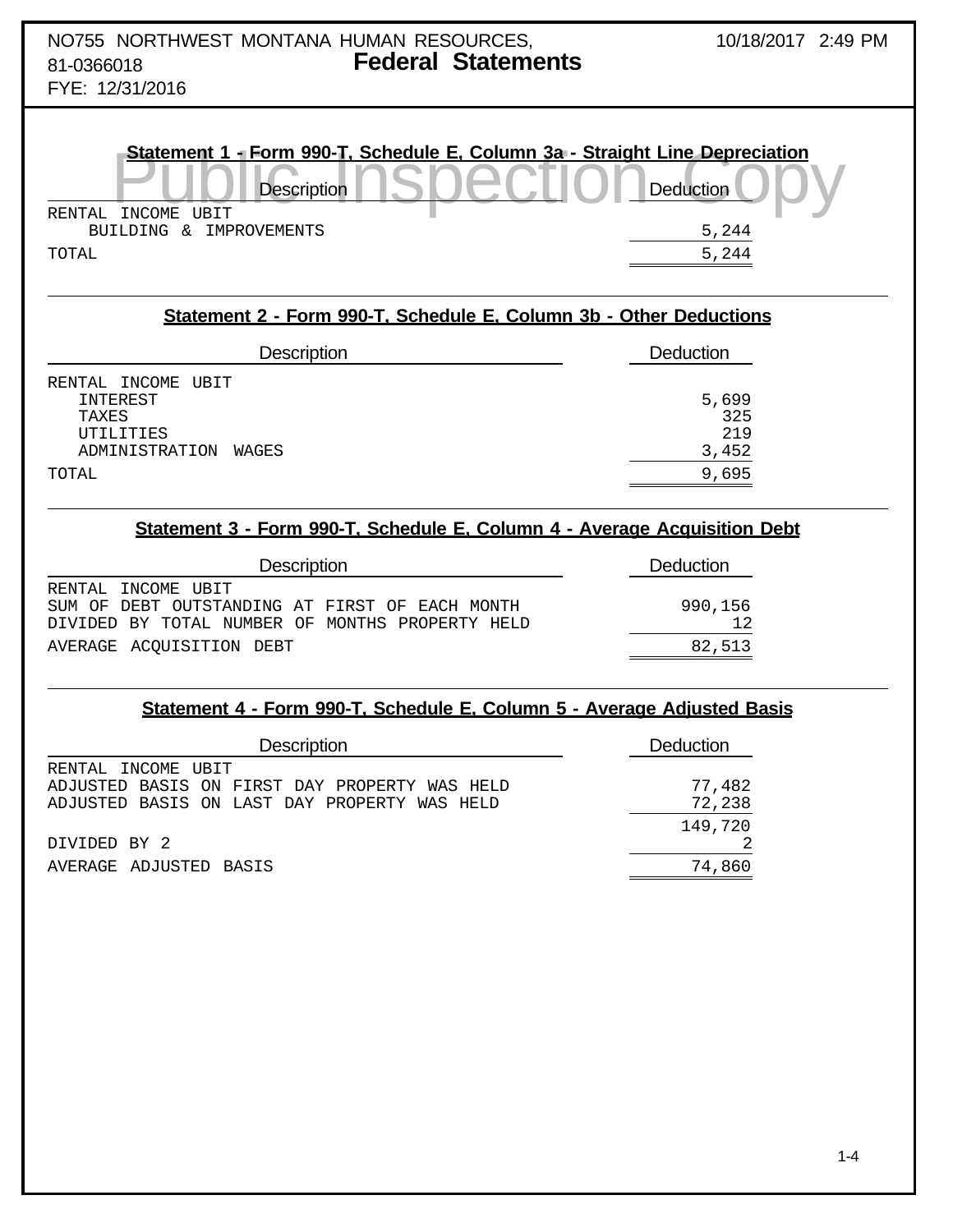NO755 NORTHWEST MONTANA HUMAN RESOURCES, 10/18/2017 2:49 PM
81-0366018
**Federal Statements**
FYE: 12/31/2016

Public Inspection Copy

### Statement 1 - Form 990-T, Schedule E, Column 3a - Straight Line Depreciation

| Description | Deduction |
|---|---|
| RENTAL INCOME UBIT | |
| BUILDING & IMPROVEMENTS | 5,244 |
| TOTAL | 5,244 |

### Statement 2 - Form 990-T, Schedule E, Column 3b - Other Deductions

| Description | Deduction |
|---|---|
| RENTAL INCOME UBIT | |
| INTEREST | 5,699 |
| TAXES | 325 |
| UTILITIES | 219 |
| ADMINISTRATION WAGES | 3,452 |
| TOTAL | 9,695 |

### Statement 3 - Form 990-T, Schedule E, Column 4 - Average Acquisition Debt

| Description | Deduction |
|---|---|
| RENTAL INCOME UBIT | |
| SUM OF DEBT OUTSTANDING AT FIRST OF EACH MONTH | 990,156 |
| DIVIDED BY TOTAL NUMBER OF MONTHS PROPERTY HELD | 12 |
| AVERAGE ACQUISITION DEBT | 82,513 |

### Statement 4 - Form 990-T, Schedule E, Column 5 - Average Adjusted Basis

| Description | Deduction |
|---|---|
| RENTAL INCOME UBIT | |
| ADJUSTED BASIS ON FIRST DAY PROPERTY WAS HELD | 77,482 |
| ADJUSTED BASIS ON LAST DAY PROPERTY WAS HELD | 72,238 |
| | 149,720 |
| DIVIDED BY 2 | 2 |
| AVERAGE ADJUSTED BASIS | 74,860 |